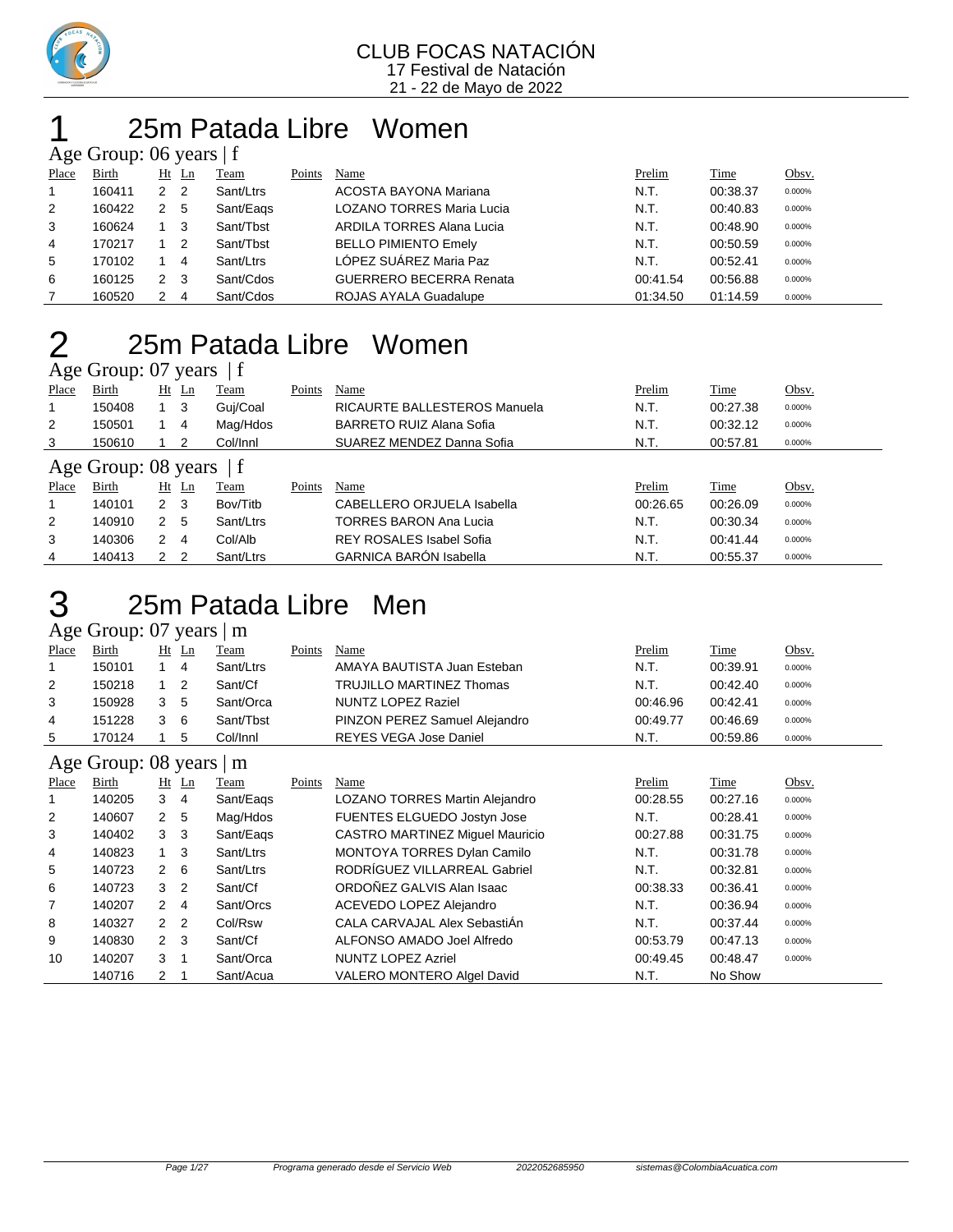# CLUB FOCAS NATACIÓN

17 Festival de Natación

21 - 22 de Mayo de 2022

# 1 25m Patada Libre Women

## Age Group: 06 years | f

| Place | Birth | Ht | Ln | Team | Points | Name | Prelim | Time | Obsv. |
|---|---|---|---|---|---|---|---|---|---|
| 1 | 160411 | 2 | 2 | Sant/Ltrs | | ACOSTA BAYONA Mariana | N.T. | 00:38.37 | 0.000% |
| 2 | 160422 | 2 | 5 | Sant/Eaqs | | LOZANO TORRES Maria Lucia | N.T. | 00:40.83 | 0.000% |
| 3 | 160624 | 1 | 3 | Sant/Tbst | | ARDILA TORRES Alana Lucia | N.T. | 00:48.90 | 0.000% |
| 4 | 170217 | 1 | 2 | Sant/Tbst | | BELLO PIMIENTO Emely | N.T. | 00:50.59 | 0.000% |
| 5 | 170102 | 1 | 4 | Sant/Ltrs | | LÓPEZ SUÁREZ Maria Paz | N.T. | 00:52.41 | 0.000% |
| 6 | 160125 | 2 | 3 | Sant/Cdos | | GUERRERO BECERRA Renata | 00:41.54 | 00:56.88 | 0.000% |
| 7 | 160520 | 2 | 4 | Sant/Cdos | | ROJAS AYALA Guadalupe | 01:34.50 | 01:14.59 | 0.000% |

# 2 25m Patada Libre Women

## Age Group: 07 years | f

| Place | Birth | Ht | Ln | Team | Points | Name | Prelim | Time | Obsv. |
|---|---|---|---|---|---|---|---|---|---|
| 1 | 150408 | 1 | 3 | Guj/Coal | | RICAURTE BALLESTEROS Manuela | N.T. | 00:27.38 | 0.000% |
| 2 | 150501 | 1 | 4 | Mag/Hdos | | BARRETO RUIZ Alana Sofia | N.T. | 00:32.12 | 0.000% |
| 3 | 150610 | 1 | 2 | Col/Innl | | SUAREZ MENDEZ Danna Sofia | N.T. | 00:57.81 | 0.000% |

## Age Group: 08 years | f

| Place | Birth | Ht | Ln | Team | Points | Name | Prelim | Time | Obsv. |
|---|---|---|---|---|---|---|---|---|---|
| 1 | 140101 | 2 | 3 | Bov/Titb | | CABELLERO ORJUELA Isabella | 00:26.65 | 00:26.09 | 0.000% |
| 2 | 140910 | 2 | 5 | Sant/Ltrs | | TORRES BARON Ana Lucia | N.T. | 00:30.34 | 0.000% |
| 3 | 140306 | 2 | 4 | Col/Alb | | REY ROSALES Isabel Sofia | N.T. | 00:41.44 | 0.000% |
| 4 | 140413 | 2 | 2 | Sant/Ltrs | | GARNICA BARÓN Isabella | N.T. | 00:55.37 | 0.000% |

# 3 25m Patada Libre Men

## Age Group: 07 years | m

| Place | Birth | Ht | Ln | Team | Points | Name | Prelim | Time | Obsv. |
|---|---|---|---|---|---|---|---|---|---|
| 1 | 150101 | 1 | 4 | Sant/Ltrs | | AMAYA BAUTISTA Juan Esteban | N.T. | 00:39.91 | 0.000% |
| 2 | 150218 | 1 | 2 | Sant/Cf | | TRUJILLO MARTINEZ Thomas | N.T. | 00:42.40 | 0.000% |
| 3 | 150928 | 3 | 5 | Sant/Orca | | NUNTZ LOPEZ Raziel | 00:46.96 | 00:42.41 | 0.000% |
| 4 | 151228 | 3 | 6 | Sant/Tbst | | PINZON PEREZ Samuel Alejandro | 00:49.77 | 00:46.69 | 0.000% |
| 5 | 170124 | 1 | 5 | Col/Innl | | REYES VEGA Jose Daniel | N.T. | 00:59.86 | 0.000% |

## Age Group: 08 years | m

| Place | Birth | Ht | Ln | Team | Points | Name | Prelim | Time | Obsv. |
|---|---|---|---|---|---|---|---|---|---|
| 1 | 140205 | 3 | 4 | Sant/Eaqs | | LOZANO TORRES Martin Alejandro | 00:28.55 | 00:27.16 | 0.000% |
| 2 | 140607 | 2 | 5 | Mag/Hdos | | FUENTES ELGUEDO Jostyn Jose | N.T. | 00:28.41 | 0.000% |
| 3 | 140402 | 3 | 3 | Sant/Eaqs | | CASTRO MARTINEZ Miguel Mauricio | 00:27.88 | 00:31.75 | 0.000% |
| 4 | 140823 | 1 | 3 | Sant/Ltrs | | MONTOYA TORRES Dylan Camilo | N.T. | 00:31.78 | 0.000% |
| 5 | 140723 | 2 | 6 | Sant/Ltrs | | RODRÍGUEZ VILLARREAL Gabriel | N.T. | 00:32.81 | 0.000% |
| 6 | 140723 | 3 | 2 | Sant/Cf | | ORDOÑEZ GALVIS Alan Isaac | 00:38.33 | 00:36.41 | 0.000% |
| 7 | 140207 | 2 | 4 | Sant/Orcs | | ACEVEDO LOPEZ Alejandro | N.T. | 00:36.94 | 0.000% |
| 8 | 140327 | 2 | 2 | Col/Rsw | | CALA CARVAJAL Alex SebastiÁn | N.T. | 00:37.44 | 0.000% |
| 9 | 140830 | 2 | 3 | Sant/Cf | | ALFONSO AMADO Joel Alfredo | 00:53.79 | 00:47.13 | 0.000% |
| 10 | 140207 | 3 | 1 | Sant/Orca | | NUNTZ LOPEZ Azriel | 00:49.45 | 00:48.47 | 0.000% |
| | 140716 | 2 | 1 | Sant/Acua | | VALERO MONTERO Algel David | N.T. | No Show | |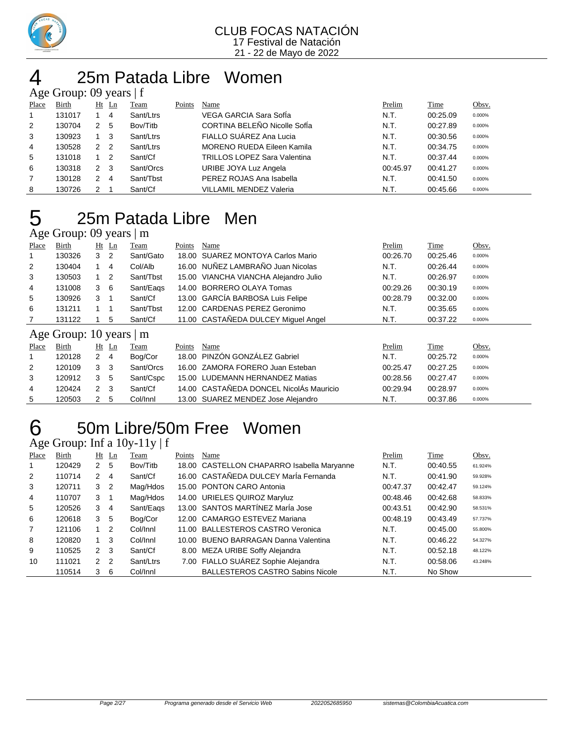# 4 25m Patada Libre Women

### Age Group: 09 years | f

| Place | Birth | Ht | Ln | Team | Points | Name | Prelim | Time | Obsv. |
|---|---|---|---|---|---|---|---|---|---|
| 1 | 131017 | 1 | 4 | Sant/Ltrs | | VEGA GARCIA Sara SofÍa | N.T. | 00:25.09 | 0.000% |
| 2 | 130704 | 2 | 5 | Bov/Titb | | CORTINA BELEÑO Nicolle SofÍa | N.T. | 00:27.89 | 0.000% |
| 3 | 130923 | 1 | 3 | Sant/Ltrs | | FIALLO SUÁREZ Ana Lucia | N.T. | 00:30.56 | 0.000% |
| 4 | 130528 | 2 | 2 | Sant/Ltrs | | MORENO RUEDA Eileen Kamila | N.T. | 00:34.75 | 0.000% |
| 5 | 131018 | 1 | 2 | Sant/Cf | | TRILLOS LOPEZ Sara Valentina | N.T. | 00:37.44 | 0.000% |
| 6 | 130318 | 2 | 3 | Sant/Orcs | | URIBE JOYA Luz Angela | 00:45.97 | 00:41.27 | 0.000% |
| 7 | 130128 | 2 | 4 | Sant/Tbst | | PEREZ ROJAS Ana Isabella | N.T. | 00:41.50 | 0.000% |
| 8 | 130726 | 2 | 1 | Sant/Cf | | VILLAMIL MENDEZ Valeria | N.T. | 00:45.66 | 0.000% |

# 5 25m Patada Libre Men

### Age Group: 09 years | m

| Place | Birth | Ht | Ln | Team | Points | Name | Prelim | Time | Obsv. |
|---|---|---|---|---|---|---|---|---|---|
| 1 | 130326 | 3 | 2 | Sant/Gato | 18.00 | SUAREZ MONTOYA Carlos Mario | 00:26.70 | 00:25.46 | 0.000% |
| 2 | 130404 | 1 | 4 | Col/Alb | 16.00 | NUÑEZ LAMBRAÑO Juan Nicolas | N.T. | 00:26.44 | 0.000% |
| 3 | 130503 | 1 | 2 | Sant/Tbst | 15.00 | VIANCHA VIANCHA Alejandro Julio | N.T. | 00:26.97 | 0.000% |
| 4 | 131008 | 3 | 6 | Sant/Eaqs | 14.00 | BORRERO OLAYA Tomas | 00:29.26 | 00:30.19 | 0.000% |
| 5 | 130926 | 3 | 1 | Sant/Cf | 13.00 | GARCÍA BARBOSA Luis Felipe | 00:28.79 | 00:32.00 | 0.000% |
| 6 | 131211 | 1 | 1 | Sant/Tbst | 12.00 | CARDENAS PEREZ Geronimo | N.T. | 00:35.65 | 0.000% |
| 7 | 131122 | 1 | 5 | Sant/Cf | 11.00 | CASTAÑEDA DULCEY Miguel Angel | N.T. | 00:37.22 | 0.000% |

### Age Group: 10 years | m

| Place | Birth | Ht | Ln | Team | Points | Name | Prelim | Time | Obsv. |
|---|---|---|---|---|---|---|---|---|---|
| 1 | 120128 | 2 | 4 | Bog/Cor | 18.00 | PINZÓN GONZÁLEZ Gabriel | N.T. | 00:25.72 | 0.000% |
| 2 | 120109 | 3 | 3 | Sant/Orcs | 16.00 | ZAMORA FORERO Juan Esteban | 00:25.47 | 00:27.25 | 0.000% |
| 3 | 120912 | 3 | 5 | Sant/Cspc | 15.00 | LUDEMANN HERNANDEZ Matias | 00:28.56 | 00:27.47 | 0.000% |
| 4 | 120424 | 2 | 3 | Sant/Cf | 14.00 | CASTAÑEDA DONCEL NicolÁs Mauricio | 00:29.94 | 00:28.97 | 0.000% |
| 5 | 120503 | 2 | 5 | Col/Innl | 13.00 | SUAREZ MENDEZ Jose Alejandro | N.T. | 00:37.86 | 0.000% |

# 6 50m Libre/50m Free Women

### Age Group: Inf a 10y-11y | f

| Place | Birth | Ht | Ln | Team | Points | Name | Prelim | Time | Obsv. |
|---|---|---|---|---|---|---|---|---|---|
| 1 | 120429 | 2 | 5 | Bov/Titb | 18.00 | CASTELLON CHAPARRO Isabella Maryanne | N.T. | 00:40.55 | 61.924% |
| 2 | 110714 | 2 | 4 | Sant/Cf | 16.00 | CASTAÑEDA DULCEY MarÍa Fernanda | N.T. | 00:41.90 | 59.928% |
| 3 | 120711 | 3 | 2 | Mag/Hdos | 15.00 | PONTON CARO Antonia | 00:47.37 | 00:42.47 | 59.124% |
| 4 | 110707 | 3 | 1 | Mag/Hdos | 14.00 | URIELES QUIROZ Maryluz | 00:48.46 | 00:42.68 | 58.833% |
| 5 | 120526 | 3 | 4 | Sant/Eaqs | 13.00 | SANTOS MARTÍNEZ MarÍa Jose | 00:43.51 | 00:42.90 | 58.531% |
| 6 | 120618 | 3 | 5 | Bog/Cor | 12.00 | CAMARGO ESTEVEZ Mariana | 00:48.19 | 00:43.49 | 57.737% |
| 7 | 121106 | 1 | 2 | Col/Innl | 11.00 | BALLESTEROS CASTRO Veronica | N.T. | 00:45.00 | 55.800% |
| 8 | 120820 | 1 | 3 | Col/Innl | 10.00 | BUENO BARRAGAN Danna Valentina | N.T. | 00:46.22 | 54.327% |
| 9 | 110525 | 2 | 3 | Sant/Cf | 8.00 | MEZA URIBE Soffy Alejandra | N.T. | 00:52.18 | 48.122% |
| 10 | 111021 | 2 | 2 | Sant/Ltrs | 7.00 | FIALLO SUÁREZ Sophie Alejandra | N.T. | 00:58.06 | 43.248% |
| | 110514 | 3 | 6 | Col/Innl | | BALLESTEROS CASTRO Sabins Nicole | N.T. | No Show | |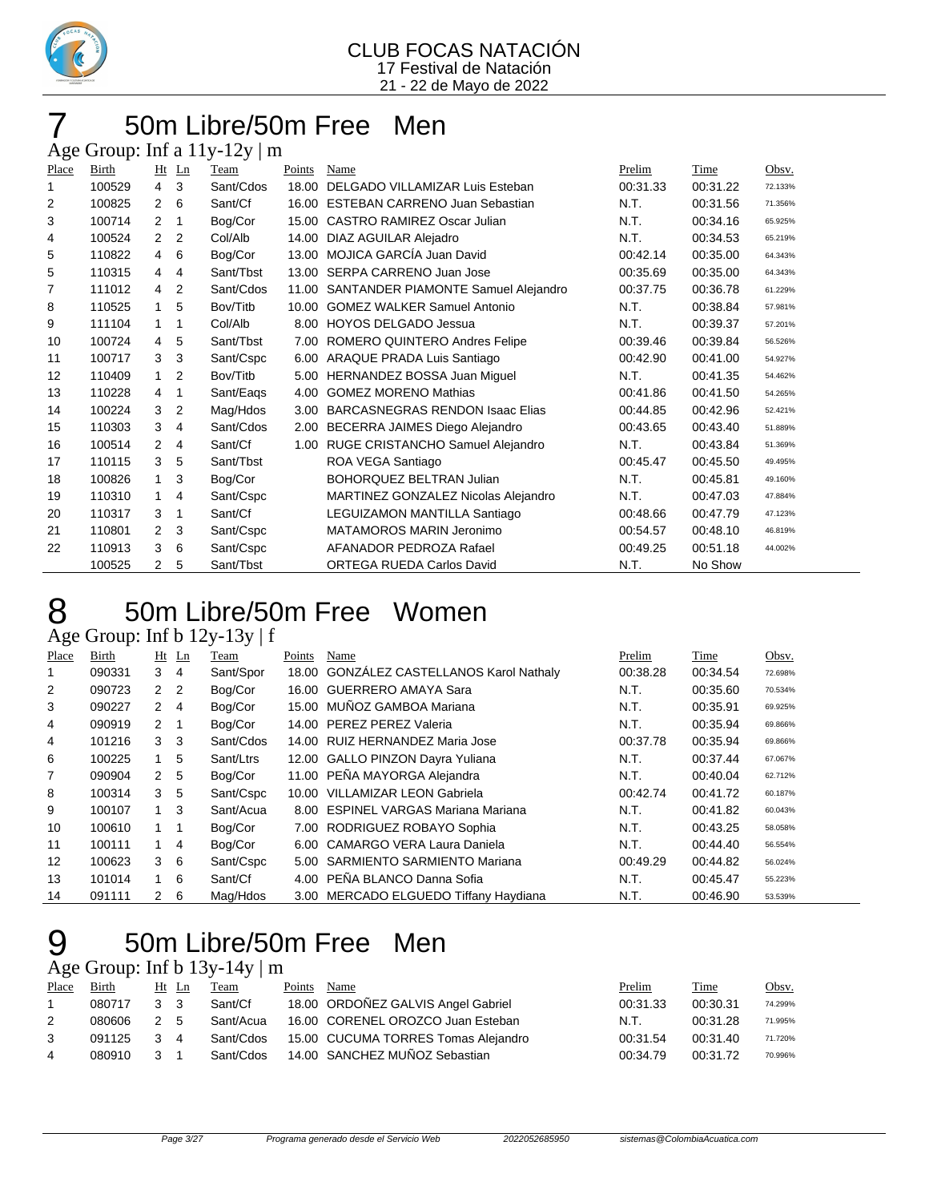CLUB FOCAS NATACIÓN
17 Festival de Natación
21 - 22 de Mayo de 2022

# 7 50m Libre/50m Free Men

Age Group: Inf a 11y-12y | m

| Place | Birth | Ht | Ln | Team | Points | Name | Prelim | Time | Obsv. |
|---|---|---|---|---|---|---|---|---|---|
| 1 | 100529 | 4 | 3 | Sant/Cdos | 18.00 | DELGADO VILLAMIZAR Luis Esteban | 00:31.33 | 00:31.22 | 72.133% |
| 2 | 100825 | 2 | 6 | Sant/Cf | 16.00 | ESTEBAN CARRENO Juan Sebastian | N.T. | 00:31.56 | 71.356% |
| 3 | 100714 | 2 | 1 | Bog/Cor | 15.00 | CASTRO RAMIREZ Oscar Julian | N.T. | 00:34.16 | 65.925% |
| 4 | 100524 | 2 | 2 | Col/Alb | 14.00 | DIAZ AGUILAR Alejadro | N.T. | 00:34.53 | 65.219% |
| 5 | 110822 | 4 | 6 | Bog/Cor | 13.00 | MOJICA GARCÍA Juan David | 00:42.14 | 00:35.00 | 64.343% |
| 5 | 110315 | 4 | 4 | Sant/Tbst | 13.00 | SERPA CARRENO Juan Jose | 00:35.69 | 00:35.00 | 64.343% |
| 7 | 111012 | 4 | 2 | Sant/Cdos | 11.00 | SANTANDER PIAMONTE Samuel Alejandro | 00:37.75 | 00:36.78 | 61.229% |
| 8 | 110525 | 1 | 5 | Bov/Titb | 10.00 | GOMEZ WALKER Samuel Antonio | N.T. | 00:38.84 | 57.981% |
| 9 | 111104 | 1 | 1 | Col/Alb | 8.00 | HOYOS DELGADO Jessua | N.T. | 00:39.37 | 57.201% |
| 10 | 100724 | 4 | 5 | Sant/Tbst | 7.00 | ROMERO QUINTERO Andres Felipe | 00:39.46 | 00:39.84 | 56.526% |
| 11 | 100717 | 3 | 3 | Sant/Cspc | 6.00 | ARAQUE PRADA Luis Santiago | 00:42.90 | 00:41.00 | 54.927% |
| 12 | 110409 | 1 | 2 | Bov/Titb | 5.00 | HERNANDEZ BOSSA Juan Miguel | N.T. | 00:41.35 | 54.462% |
| 13 | 110228 | 4 | 1 | Sant/Eaqs | 4.00 | GOMEZ MORENO Mathias | 00:41.86 | 00:41.50 | 54.265% |
| 14 | 100224 | 3 | 2 | Mag/Hdos | 3.00 | BARCASNEGRAS RENDON Isaac Elias | 00:44.85 | 00:42.96 | 52.421% |
| 15 | 110303 | 3 | 4 | Sant/Cdos | 2.00 | BECERRA JAIMES Diego Alejandro | 00:43.65 | 00:43.40 | 51.889% |
| 16 | 100514 | 2 | 4 | Sant/Cf | 1.00 | RUGE CRISTANCHO Samuel Alejandro | N.T. | 00:43.84 | 51.369% |
| 17 | 110115 | 3 | 5 | Sant/Tbst | | ROA VEGA Santiago | 00:45.47 | 00:45.50 | 49.495% |
| 18 | 100826 | 1 | 3 | Bog/Cor | | BOHORQUEZ BELTRAN Julian | N.T. | 00:45.81 | 49.160% |
| 19 | 110310 | 1 | 4 | Sant/Cspc | | MARTINEZ GONZALEZ Nicolas Alejandro | N.T. | 00:47.03 | 47.884% |
| 20 | 110317 | 3 | 1 | Sant/Cf | | LEGUIZAMON MANTILLA Santiago | 00:48.66 | 00:47.79 | 47.123% |
| 21 | 110801 | 2 | 3 | Sant/Cspc | | MATAMOROS MARIN Jeronimo | 00:54.57 | 00:48.10 | 46.819% |
| 22 | 110913 | 3 | 6 | Sant/Cspc | | AFANADOR PEDROZA Rafael | 00:49.25 | 00:51.18 | 44.002% |
| | 100525 | 2 | 5 | Sant/Tbst | | ORTEGA RUEDA Carlos David | N.T. | No Show | |

# 8 50m Libre/50m Free Women

Age Group: Inf b 12y-13y | f

| Place | Birth | Ht | Ln | Team | Points | Name | Prelim | Time | Obsv. |
|---|---|---|---|---|---|---|---|---|---|
| 1 | 090331 | 3 | 4 | Sant/Spor | 18.00 | GONZÁLEZ CASTELLANOS Karol Nathaly | 00:38.28 | 00:34.54 | 72.698% |
| 2 | 090723 | 2 | 2 | Bog/Cor | 16.00 | GUERRERO AMAYA Sara | N.T. | 00:35.60 | 70.534% |
| 3 | 090227 | 2 | 4 | Bog/Cor | 15.00 | MUÑOZ GAMBOA Mariana | N.T. | 00:35.91 | 69.925% |
| 4 | 090919 | 2 | 1 | Bog/Cor | 14.00 | PEREZ PEREZ Valeria | N.T. | 00:35.94 | 69.866% |
| 4 | 101216 | 3 | 3 | Sant/Cdos | 14.00 | RUIZ HERNANDEZ Maria Jose | 00:37.78 | 00:35.94 | 69.866% |
| 6 | 100225 | 1 | 5 | Sant/Ltrs | 12.00 | GALLO PINZON Dayra Yuliana | N.T. | 00:37.44 | 67.067% |
| 7 | 090904 | 2 | 5 | Bog/Cor | 11.00 | PEÑA MAYORGA Alejandra | N.T. | 00:40.04 | 62.712% |
| 8 | 100314 | 3 | 5 | Sant/Cspc | 10.00 | VILLAMIZAR LEON Gabriela | 00:42.74 | 00:41.72 | 60.187% |
| 9 | 100107 | 1 | 3 | Sant/Acua | 8.00 | ESPINEL VARGAS Mariana Mariana | N.T. | 00:41.82 | 60.043% |
| 10 | 100610 | 1 | 1 | Bog/Cor | 7.00 | RODRIGUEZ ROBAYO Sophia | N.T. | 00:43.25 | 58.058% |
| 11 | 100111 | 1 | 4 | Bog/Cor | 6.00 | CAMARGO VERA Laura Daniela | N.T. | 00:44.40 | 56.554% |
| 12 | 100623 | 3 | 6 | Sant/Cspc | 5.00 | SARMIENTO SARMIENTO Mariana | 00:49.29 | 00:44.82 | 56.024% |
| 13 | 101014 | 1 | 6 | Sant/Cf | 4.00 | PEÑA BLANCO Danna Sofia | N.T. | 00:45.47 | 55.223% |
| 14 | 091111 | 2 | 6 | Mag/Hdos | 3.00 | MERCADO ELGUEDO Tiffany Haydiana | N.T. | 00:46.90 | 53.539% |

# 9 50m Libre/50m Free Men

Age Group: Inf b 13y-14y | m

| Place | Birth | Ht | Ln | Team | Points | Name | Prelim | Time | Obsv. |
|---|---|---|---|---|---|---|---|---|---|
| 1 | 080717 | 3 | 3 | Sant/Cf | 18.00 | ORDOÑEZ GALVIS Angel Gabriel | 00:31.33 | 00:30.31 | 74.299% |
| 2 | 080606 | 2 | 5 | Sant/Acua | 16.00 | CORENEL OROZCO Juan Esteban | N.T. | 00:31.28 | 71.995% |
| 3 | 091125 | 3 | 4 | Sant/Cdos | 15.00 | CUCUMA TORRES Tomas Alejandro | 00:31.54 | 00:31.40 | 71.720% |
| 4 | 080910 | 3 | 1 | Sant/Cdos | 14.00 | SANCHEZ MUÑOZ Sebastian | 00:34.79 | 00:31.72 | 70.996% |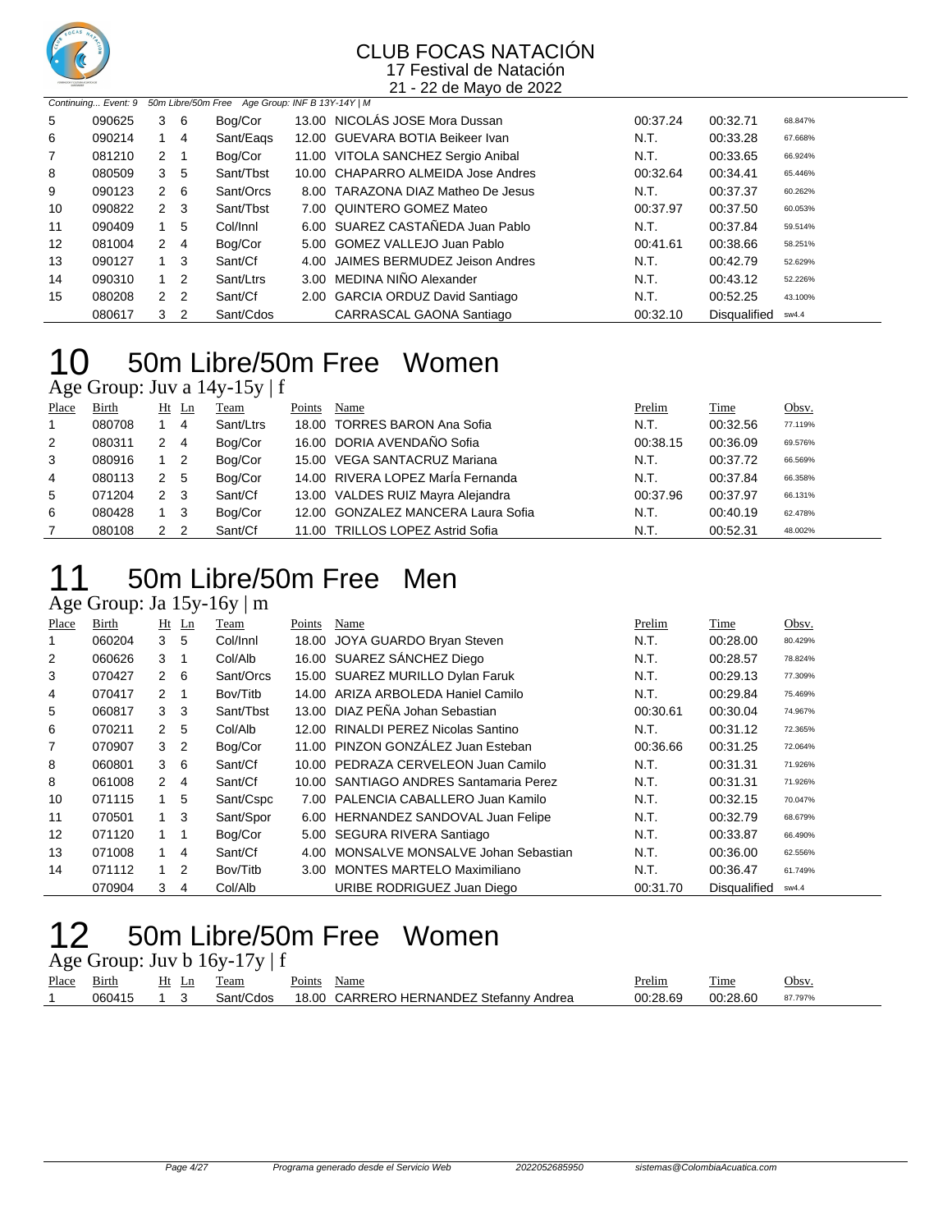# CLUB FOCAS NATACIÓN

17 Festival de Natación

21 - 22 de Mayo de 2022

*Continuing... Event: 9 50m Libre/50m Free Age Group: INF B 13Y-14Y | M*

| Place | Birth | Ht | Ln | Team | Points | Name | Prelim | Time | Obsv. |
|---|---|---|---|---|---|---|---|---|---|
| 5 | 090625 | 3 | 6 | Bog/Cor | 13.00 | NICOLÁS JOSE Mora Dussan | 00:37.24 | 00:32.71 | 68.847% |
| 6 | 090214 | 1 | 4 | Sant/Eaqs | 12.00 | GUEVARA BOTIA Beikeer Ivan | N.T. | 00:33.28 | 67.668% |
| 7 | 081210 | 2 | 1 | Bog/Cor | 11.00 | VITOLA SANCHEZ Sergio Anibal | N.T. | 00:33.65 | 66.924% |
| 8 | 080509 | 3 | 5 | Sant/Tbst | 10.00 | CHAPARRO ALMEIDA Jose Andres | 00:32.64 | 00:34.41 | 65.446% |
| 9 | 090123 | 2 | 6 | Sant/Orcs | 8.00 | TARAZONA DIAZ Matheo De Jesus | N.T. | 00:37.37 | 60.262% |
| 10 | 090822 | 2 | 3 | Sant/Tbst | 7.00 | QUINTERO GOMEZ Mateo | 00:37.97 | 00:37.50 | 60.053% |
| 11 | 090409 | 1 | 5 | Col/Innl | 6.00 | SUAREZ CASTAÑEDA Juan Pablo | N.T. | 00:37.84 | 59.514% |
| 12 | 081004 | 2 | 4 | Bog/Cor | 5.00 | GOMEZ VALLEJO Juan Pablo | 00:41.61 | 00:38.66 | 58.251% |
| 13 | 090127 | 1 | 3 | Sant/Cf | 4.00 | JAIMES BERMUDEZ Jeison Andres | N.T. | 00:42.79 | 52.629% |
| 14 | 090310 | 1 | 2 | Sant/Ltrs | 3.00 | MEDINA NIÑO Alexander | N.T. | 00:43.12 | 52.226% |
| 15 | 080208 | 2 | 2 | Sant/Cf | 2.00 | GARCIA ORDUZ David Santiago | N.T. | 00:52.25 | 43.100% |
| | 080617 | 3 | 2 | Sant/Cdos | | CARRASCAL GAONA Santiago | 00:32.10 | Disqualified | sw4.4 |

# 10 50m Libre/50m Free Women

Age Group: Juv a 14y-15y | f

| Place | Birth | Ht | Ln | Team | Points | Name | Prelim | Time | Obsv. |
|---|---|---|---|---|---|---|---|---|---|
| 1 | 080708 | 1 | 4 | Sant/Ltrs | 18.00 | TORRES BARON Ana Sofia | N.T. | 00:32.56 | 77.119% |
| 2 | 080311 | 2 | 4 | Bog/Cor | 16.00 | DORIA AVENDAÑO Sofia | 00:38.15 | 00:36.09 | 69.576% |
| 3 | 080916 | 1 | 2 | Bog/Cor | 15.00 | VEGA SANTACRUZ Mariana | N.T. | 00:37.72 | 66.569% |
| 4 | 080113 | 2 | 5 | Bog/Cor | 14.00 | RIVERA LOPEZ MarÍa Fernanda | N.T. | 00:37.84 | 66.358% |
| 5 | 071204 | 2 | 3 | Sant/Cf | 13.00 | VALDES RUIZ Mayra Alejandra | 00:37.96 | 00:37.97 | 66.131% |
| 6 | 080428 | 1 | 3 | Bog/Cor | 12.00 | GONZALEZ MANCERA Laura Sofia | N.T. | 00:40.19 | 62.478% |
| 7 | 080108 | 2 | 2 | Sant/Cf | 11.00 | TRILLOS LOPEZ Astrid Sofia | N.T. | 00:52.31 | 48.002% |

# 11 50m Libre/50m Free Men

Age Group: Ja 15y-16y | m

| Place | Birth | Ht | Ln | Team | Points | Name | Prelim | Time | Obsv. |
|---|---|---|---|---|---|---|---|---|---|
| 1 | 060204 | 3 | 5 | Col/Innl | 18.00 | JOYA GUARDO Bryan Steven | N.T. | 00:28.00 | 80.429% |
| 2 | 060626 | 3 | 1 | Col/Alb | 16.00 | SUAREZ SÁNCHEZ Diego | N.T. | 00:28.57 | 78.824% |
| 3 | 070427 | 2 | 6 | Sant/Orcs | 15.00 | SUAREZ MURILLO Dylan Faruk | N.T. | 00:29.13 | 77.309% |
| 4 | 070417 | 2 | 1 | Bov/Titb | 14.00 | ARIZA ARBOLEDA Haniel Camilo | N.T. | 00:29.84 | 75.469% |
| 5 | 060817 | 3 | 3 | Sant/Tbst | 13.00 | DIAZ PEÑA Johan Sebastian | 00:30.61 | 00:30.04 | 74.967% |
| 6 | 070211 | 2 | 5 | Col/Alb | 12.00 | RINALDI PEREZ Nicolas Santino | N.T. | 00:31.12 | 72.365% |
| 7 | 070907 | 3 | 2 | Bog/Cor | 11.00 | PINZON GONZÁLEZ Juan Esteban | 00:36.66 | 00:31.25 | 72.064% |
| 8 | 060801 | 3 | 6 | Sant/Cf | 10.00 | PEDRAZA CERVELEON Juan Camilo | N.T. | 00:31.31 | 71.926% |
| 8 | 061008 | 2 | 4 | Sant/Cf | 10.00 | SANTIAGO ANDRES Santamaria Perez | N.T. | 00:31.31 | 71.926% |
| 10 | 071115 | 1 | 5 | Sant/Cspc | 7.00 | PALENCIA CABALLERO Juan Kamilo | N.T. | 00:32.15 | 70.047% |
| 11 | 070501 | 1 | 3 | Sant/Spor | 6.00 | HERNANDEZ SANDOVAL Juan Felipe | N.T. | 00:32.79 | 68.679% |
| 12 | 071120 | 1 | 1 | Bog/Cor | 5.00 | SEGURA RIVERA Santiago | N.T. | 00:33.87 | 66.490% |
| 13 | 071008 | 1 | 4 | Sant/Cf | 4.00 | MONSALVE MONSALVE Johan Sebastian | N.T. | 00:36.00 | 62.556% |
| 14 | 071112 | 1 | 2 | Bov/Titb | 3.00 | MONTES MARTELO Maximiliano | N.T. | 00:36.47 | 61.749% |
| | 070904 | 3 | 4 | Col/Alb | | URIBE RODRIGUEZ Juan Diego | 00:31.70 | Disqualified | sw4.4 |

# 12 50m Libre/50m Free Women

Age Group: Juv b 16y-17y | f

| Place | Birth | Ht | Ln | Team | Points | Name | Prelim | Time | Obsv. |
|---|---|---|---|---|---|---|---|---|---|
| 1 | 060415 | 1 | 3 | Sant/Cdos | 18.00 | CARRERO HERNANDEZ Stefanny Andrea | 00:28.69 | 00:28.60 | 87.797% |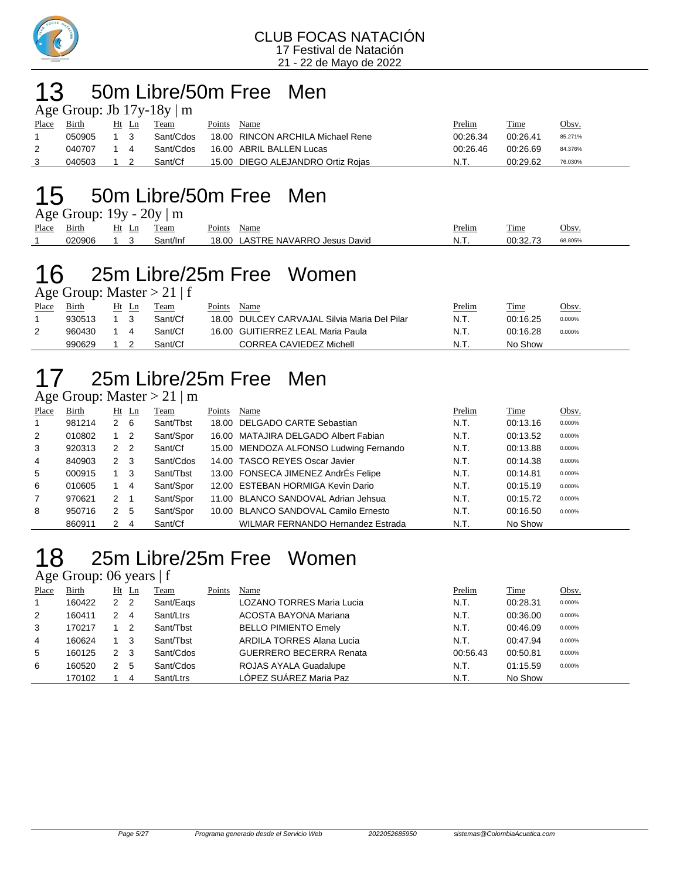CLUB FOCAS NATACIÓN
17 Festival de Natación
21 - 22 de Mayo de 2022

# 13 50m Libre/50m Free Men

Age Group: Jb 17y-18y | m

| Place | Birth | Ht | Ln | Team | Points | Name | Prelim | Time | Obsv. |
|---|---|---|---|---|---|---|---|---|---|
| 1 | 050905 | 1 | 3 | Sant/Cdos | 18.00 | RINCON ARCHILA Michael Rene | 00:26.34 | 00:26.41 | 85.271% |
| 2 | 040707 | 1 | 4 | Sant/Cdos | 16.00 | ABRIL BALLEN Lucas | 00:26.46 | 00:26.69 | 84.376% |
| 3 | 040503 | 1 | 2 | Sant/Cf | 15.00 | DIEGO ALEJANDRO Ortiz Rojas | N.T. | 00:29.62 | 76.030% |

# 15 50m Libre/50m Free Men

Age Group: 19y - 20y | m

| Place | Birth | Ht | Ln | Team | Points | Name | Prelim | Time | Obsv. |
|---|---|---|---|---|---|---|---|---|---|
| 1 | 020906 | 1 | 3 | Sant/Inf | 18.00 | LASTRE NAVARRO Jesus David | N.T. | 00:32.73 | 68.805% |

# 16 25m Libre/25m Free Women

Age Group: Master > 21 | f

| Place | Birth | Ht | Ln | Team | Points | Name | Prelim | Time | Obsv. |
|---|---|---|---|---|---|---|---|---|---|
| 1 | 930513 | 1 | 3 | Sant/Cf | 18.00 | DULCEY CARVAJAL Silvia Maria Del Pilar | N.T. | 00:16.25 | 0.000% |
| 2 | 960430 | 1 | 4 | Sant/Cf | 16.00 | GUITIERREZ LEAL Maria Paula | N.T. | 00:16.28 | 0.000% |
|  | 990629 | 1 | 2 | Sant/Cf |  | CORREA CAVIEDEZ Michell | N.T. | No Show |  |

# 17 25m Libre/25m Free Men

Age Group: Master > 21 | m

| Place | Birth | Ht | Ln | Team | Points | Name | Prelim | Time | Obsv. |
|---|---|---|---|---|---|---|---|---|---|
| 1 | 981214 | 2 | 6 | Sant/Tbst | 18.00 | DELGADO CARTE Sebastian | N.T. | 00:13.16 | 0.000% |
| 2 | 010802 | 1 | 2 | Sant/Spor | 16.00 | MATAJIRA DELGADO Albert Fabian | N.T. | 00:13.52 | 0.000% |
| 3 | 920313 | 2 | 2 | Sant/Cf | 15.00 | MENDOZA ALFONSO Ludwing Fernando | N.T. | 00:13.88 | 0.000% |
| 4 | 840903 | 2 | 3 | Sant/Cdos | 14.00 | TASCO REYES Oscar Javier | N.T. | 00:14.38 | 0.000% |
| 5 | 000915 | 1 | 3 | Sant/Tbst | 13.00 | FONSECA JIMENEZ AndrÉs Felipe | N.T. | 00:14.81 | 0.000% |
| 6 | 010605 | 1 | 4 | Sant/Spor | 12.00 | ESTEBAN HORMIGA Kevin Dario | N.T. | 00:15.19 | 0.000% |
| 7 | 970621 | 2 | 1 | Sant/Spor | 11.00 | BLANCO SANDOVAL Adrian Jehsua | N.T. | 00:15.72 | 0.000% |
| 8 | 950716 | 2 | 5 | Sant/Spor | 10.00 | BLANCO SANDOVAL Camilo Ernesto | N.T. | 00:16.50 | 0.000% |
|  | 860911 | 2 | 4 | Sant/Cf |  | WILMAR FERNANDO Hernandez Estrada | N.T. | No Show |  |

# 18 25m Libre/25m Free Women

Age Group: 06 years | f

| Place | Birth | Ht | Ln | Team | Points | Name | Prelim | Time | Obsv. |
|---|---|---|---|---|---|---|---|---|---|
| 1 | 160422 | 2 | 2 | Sant/Eaqs |  | LOZANO TORRES Maria Lucia | N.T. | 00:28.31 | 0.000% |
| 2 | 160411 | 2 | 4 | Sant/Ltrs |  | ACOSTA BAYONA Mariana | N.T. | 00:36.00 | 0.000% |
| 3 | 170217 | 1 | 2 | Sant/Tbst |  | BELLO PIMIENTO Emely | N.T. | 00:46.09 | 0.000% |
| 4 | 160624 | 1 | 3 | Sant/Tbst |  | ARDILA TORRES Alana Lucia | N.T. | 00:47.94 | 0.000% |
| 5 | 160125 | 2 | 3 | Sant/Cdos |  | GUERRERO BECERRA Renata | 00:56.43 | 00:50.81 | 0.000% |
| 6 | 160520 | 2 | 5 | Sant/Cdos |  | ROJAS AYALA Guadalupe | N.T. | 01:15.59 | 0.000% |
|  | 170102 | 1 | 4 | Sant/Ltrs |  | LÓPEZ SUÁREZ Maria Paz | N.T. | No Show |  |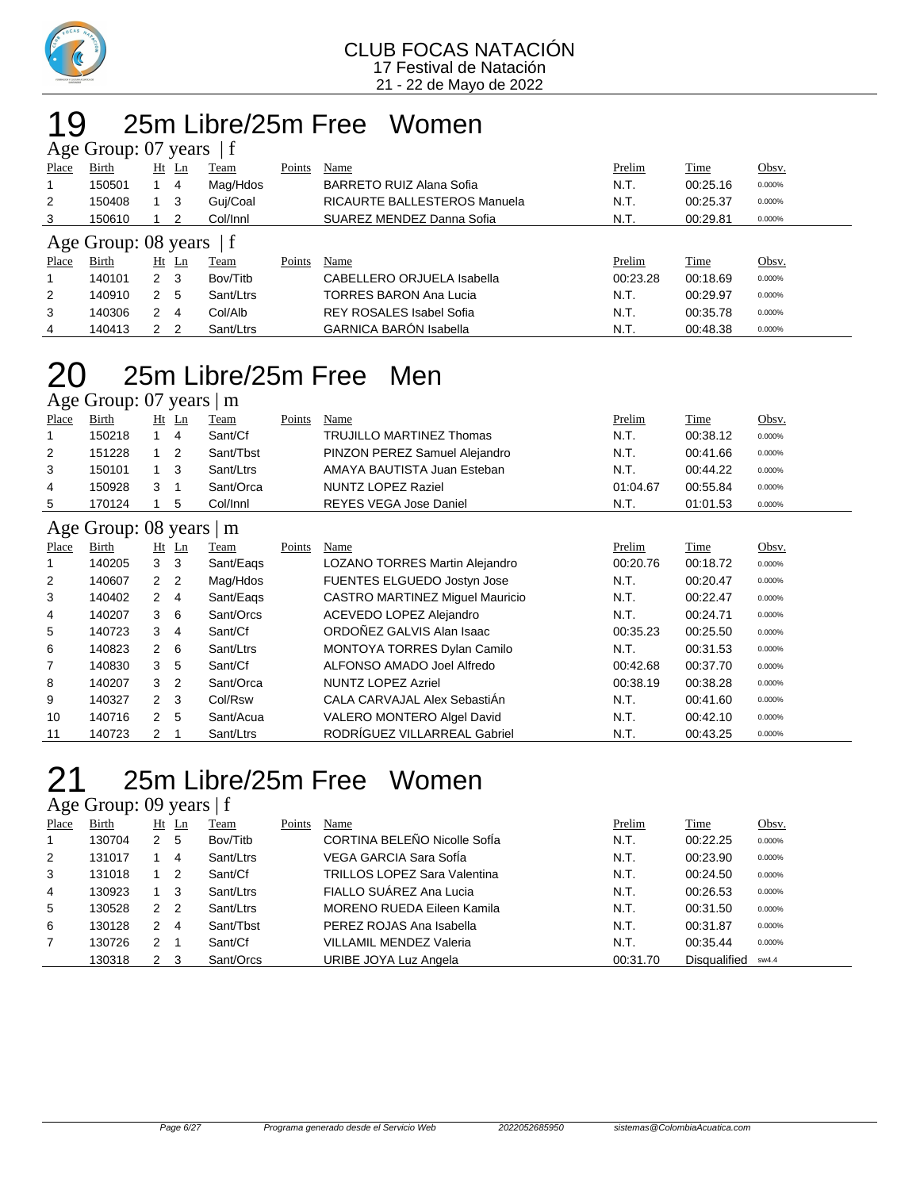CLUB FOCAS NATACIÓN
17 Festival de Natación
21 - 22 de Mayo de 2022

# 19 25m Libre/25m Free Women

## Age Group: 07 years | f

| Place | Birth | Ht | Ln | Team | Points | Name | Prelim | Time | Obsv. |
|---|---|---|---|---|---|---|---|---|---|
| 1 | 150501 | 1 | 4 | Mag/Hdos | | BARRETO RUIZ Alana Sofia | N.T. | 00:25.16 | 0.000% |
| 2 | 150408 | 1 | 3 | Guj/Coal | | RICAURTE BALLESTEROS Manuela | N.T. | 00:25.37 | 0.000% |
| 3 | 150610 | 1 | 2 | Col/Innl | | SUAREZ MENDEZ Danna Sofia | N.T. | 00:29.81 | 0.000% |

## Age Group: 08 years | f

| Place | Birth | Ht | Ln | Team | Points | Name | Prelim | Time | Obsv. |
|---|---|---|---|---|---|---|---|---|---|
| 1 | 140101 | 2 | 3 | Bov/Titb | | CABELLERO ORJUELA Isabella | 00:23.28 | 00:18.69 | 0.000% |
| 2 | 140910 | 2 | 5 | Sant/Ltrs | | TORRES BARON Ana Lucia | N.T. | 00:29.97 | 0.000% |
| 3 | 140306 | 2 | 4 | Col/Alb | | REY ROSALES Isabel Sofia | N.T. | 00:35.78 | 0.000% |
| 4 | 140413 | 2 | 2 | Sant/Ltrs | | GARNICA BARÓN Isabella | N.T. | 00:48.38 | 0.000% |

# 20 25m Libre/25m Free Men

## Age Group: 07 years | m

| Place | Birth | Ht | Ln | Team | Points | Name | Prelim | Time | Obsv. |
|---|---|---|---|---|---|---|---|---|---|
| 1 | 150218 | 1 | 4 | Sant/Cf | | TRUJILLO MARTINEZ Thomas | N.T. | 00:38.12 | 0.000% |
| 2 | 151228 | 1 | 2 | Sant/Tbst | | PINZON PEREZ Samuel Alejandro | N.T. | 00:41.66 | 0.000% |
| 3 | 150101 | 1 | 3 | Sant/Ltrs | | AMAYA BAUTISTA Juan Esteban | N.T. | 00:44.22 | 0.000% |
| 4 | 150928 | 3 | 1 | Sant/Orca | | NUNTZ LOPEZ Raziel | 01:04.67 | 00:55.84 | 0.000% |
| 5 | 170124 | 1 | 5 | Col/Innl | | REYES VEGA Jose Daniel | N.T. | 01:01.53 | 0.000% |

## Age Group: 08 years | m

| Place | Birth | Ht | Ln | Team | Points | Name | Prelim | Time | Obsv. |
|---|---|---|---|---|---|---|---|---|---|
| 1 | 140205 | 3 | 3 | Sant/Eaqs | | LOZANO TORRES Martin Alejandro | 00:20.76 | 00:18.72 | 0.000% |
| 2 | 140607 | 2 | 2 | Mag/Hdos | | FUENTES ELGUEDO Jostyn Jose | N.T. | 00:20.47 | 0.000% |
| 3 | 140402 | 2 | 4 | Sant/Eaqs | | CASTRO MARTINEZ Miguel Mauricio | N.T. | 00:22.47 | 0.000% |
| 4 | 140207 | 3 | 6 | Sant/Orcs | | ACEVEDO LOPEZ Alejandro | N.T. | 00:24.71 | 0.000% |
| 5 | 140723 | 3 | 4 | Sant/Cf | | ORDOÑEZ GALVIS Alan Isaac | 00:35.23 | 00:25.50 | 0.000% |
| 6 | 140823 | 2 | 6 | Sant/Ltrs | | MONTOYA TORRES Dylan Camilo | N.T. | 00:31.53 | 0.000% |
| 7 | 140830 | 3 | 5 | Sant/Cf | | ALFONSO AMADO Joel Alfredo | 00:42.68 | 00:37.70 | 0.000% |
| 8 | 140207 | 3 | 2 | Sant/Orca | | NUNTZ LOPEZ Azriel | 00:38.19 | 00:38.28 | 0.000% |
| 9 | 140327 | 2 | 3 | Col/Rsw | | CALA CARVAJAL Alex SebastiÁn | N.T. | 00:41.60 | 0.000% |
| 10 | 140716 | 2 | 5 | Sant/Acua | | VALERO MONTERO Algel David | N.T. | 00:42.10 | 0.000% |
| 11 | 140723 | 2 | 1 | Sant/Ltrs | | RODRÍGUEZ VILLARREAL Gabriel | N.T. | 00:43.25 | 0.000% |

# 21 25m Libre/25m Free Women

## Age Group: 09 years | f

| Place | Birth | Ht | Ln | Team | Points | Name | Prelim | Time | Obsv. |
|---|---|---|---|---|---|---|---|---|---|
| 1 | 130704 | 2 | 5 | Bov/Titb | | CORTINA BELEÑO Nicolle SofÍa | N.T. | 00:22.25 | 0.000% |
| 2 | 131017 | 1 | 4 | Sant/Ltrs | | VEGA GARCIA Sara SofÍa | N.T. | 00:23.90 | 0.000% |
| 3 | 131018 | 1 | 2 | Sant/Cf | | TRILLOS LOPEZ Sara Valentina | N.T. | 00:24.50 | 0.000% |
| 4 | 130923 | 1 | 3 | Sant/Ltrs | | FIALLO SUÁREZ Ana Lucia | N.T. | 00:26.53 | 0.000% |
| 5 | 130528 | 2 | 2 | Sant/Ltrs | | MORENO RUEDA Eileen Kamila | N.T. | 00:31.50 | 0.000% |
| 6 | 130128 | 2 | 4 | Sant/Tbst | | PEREZ ROJAS Ana Isabella | N.T. | 00:31.87 | 0.000% |
| 7 | 130726 | 2 | 1 | Sant/Cf | | VILLAMIL MENDEZ Valeria | N.T. | 00:35.44 | 0.000% |
| | 130318 | 2 | 3 | Sant/Orcs | | URIBE JOYA Luz Angela | 00:31.70 | Disqualified | sw4.4 |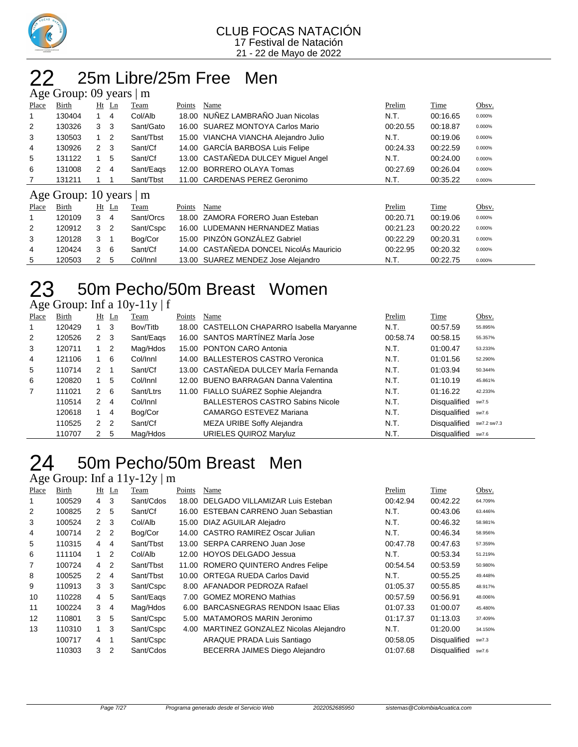CLUB FOCAS NATACIÓN
17 Festival de Natación
21 - 22 de Mayo de 2022

# 22 25m Libre/25m Free Men

### Age Group: 09 years | m

| Place | Birth | Ht | Ln | Team | Points | Name | Prelim | Time | Obsv. |
|---|---|---|---|---|---|---|---|---|---|
| 1 | 130404 | 1 | 4 | Col/Alb | 18.00 | NUÑEZ LAMBRAÑO Juan Nicolas | N.T. | 00:16.65 | 0.000% |
| 2 | 130326 | 3 | 3 | Sant/Gato | 16.00 | SUAREZ MONTOYA Carlos Mario | 00:20.55 | 00:18.87 | 0.000% |
| 3 | 130503 | 1 | 2 | Sant/Tbst | 15.00 | VIANCHA VIANCHA Alejandro Julio | N.T. | 00:19.06 | 0.000% |
| 4 | 130926 | 2 | 3 | Sant/Cf | 14.00 | GARCÍA BARBOSA Luis Felipe | 00:24.33 | 00:22.59 | 0.000% |
| 5 | 131122 | 1 | 5 | Sant/Cf | 13.00 | CASTAÑEDA DULCEY Miguel Angel | N.T. | 00:24.00 | 0.000% |
| 6 | 131008 | 2 | 4 | Sant/Eaqs | 12.00 | BORRERO OLAYA Tomas | 00:27.69 | 00:26.04 | 0.000% |
| 7 | 131211 | 1 | 1 | Sant/Tbst | 11.00 | CARDENAS PEREZ Geronimo | N.T. | 00:35.22 | 0.000% |

### Age Group: 10 years | m

| Place | Birth | Ht | Ln | Team | Points | Name | Prelim | Time | Obsv. |
|---|---|---|---|---|---|---|---|---|---|
| 1 | 120109 | 3 | 4 | Sant/Orcs | 18.00 | ZAMORA FORERO Juan Esteban | 00:20.71 | 00:19.06 | 0.000% |
| 2 | 120912 | 3 | 2 | Sant/Cspc | 16.00 | LUDEMANN HERNANDEZ Matias | 00:21.23 | 00:20.22 | 0.000% |
| 3 | 120128 | 3 | 1 | Bog/Cor | 15.00 | PINZÓN GONZÁLEZ Gabriel | 00:22.29 | 00:20.31 | 0.000% |
| 4 | 120424 | 3 | 6 | Sant/Cf | 14.00 | CASTAÑEDA DONCEL NicolÁs Mauricio | 00:22.95 | 00:20.32 | 0.000% |
| 5 | 120503 | 2 | 5 | Col/Innl | 13.00 | SUAREZ MENDEZ Jose Alejandro | N.T. | 00:22.75 | 0.000% |

# 23 50m Pecho/50m Breast Women

### Age Group: Inf a 10y-11y | f

| Place | Birth | Ht | Ln | Team | Points | Name | Prelim | Time | Obsv. |
|---|---|---|---|---|---|---|---|---|---|
| 1 | 120429 | 1 | 3 | Bov/Titb | 18.00 | CASTELLON CHAPARRO Isabella Maryanne | N.T. | 00:57.59 | 55.895% |
| 2 | 120526 | 2 | 3 | Sant/Eaqs | 16.00 | SANTOS MARTÍNEZ MarÍa Jose | 00:58.74 | 00:58.15 | 55.357% |
| 3 | 120711 | 1 | 2 | Mag/Hdos | 15.00 | PONTON CARO Antonia | N.T. | 01:00.47 | 53.233% |
| 4 | 121106 | 1 | 6 | Col/Innl | 14.00 | BALLESTEROS CASTRO Veronica | N.T. | 01:01.56 | 52.290% |
| 5 | 110714 | 2 | 1 | Sant/Cf | 13.00 | CASTAÑEDA DULCEY MarÍa Fernanda | N.T. | 01:03.94 | 50.344% |
| 6 | 120820 | 1 | 5 | Col/Innl | 12.00 | BUENO BARRAGAN Danna Valentina | N.T. | 01:10.19 | 45.861% |
| 7 | 111021 | 2 | 6 | Sant/Ltrs | 11.00 | FIALLO SUÁREZ Sophie Alejandra | N.T. | 01:16.22 | 42.233% |
| | 110514 | 2 | 4 | Col/Innl | | BALLESTEROS CASTRO Sabins Nicole | N.T. | Disqualified | sw7.5 |
| | 120618 | 1 | 4 | Bog/Cor | | CAMARGO ESTEVEZ Mariana | N.T. | Disqualified | sw7.6 |
| | 110525 | 2 | 2 | Sant/Cf | | MEZA URIBE Soffy Alejandra | N.T. | Disqualified | sw7.2 sw7.3 |
| | 110707 | 2 | 5 | Mag/Hdos | | URIELES QUIROZ Maryluz | N.T. | Disqualified | sw7.6 |

# 24 50m Pecho/50m Breast Men

### Age Group: Inf a 11y-12y | m

| Place | Birth | Ht | Ln | Team | Points | Name | Prelim | Time | Obsv. |
|---|---|---|---|---|---|---|---|---|---|
| 1 | 100529 | 4 | 3 | Sant/Cdos | 18.00 | DELGADO VILLAMIZAR Luis Esteban | 00:42.94 | 00:42.22 | 64.709% |
| 2 | 100825 | 2 | 5 | Sant/Cf | 16.00 | ESTEBAN CARRENO Juan Sebastian | N.T. | 00:43.06 | 63.446% |
| 3 | 100524 | 2 | 3 | Col/Alb | 15.00 | DIAZ AGUILAR Alejadro | N.T. | 00:46.32 | 58.981% |
| 4 | 100714 | 2 | 2 | Bog/Cor | 14.00 | CASTRO RAMIREZ Oscar Julian | N.T. | 00:46.34 | 58.956% |
| 5 | 110315 | 4 | 4 | Sant/Tbst | 13.00 | SERPA CARRENO Juan Jose | 00:47.78 | 00:47.63 | 57.359% |
| 6 | 111104 | 1 | 2 | Col/Alb | 12.00 | HOYOS DELGADO Jessua | N.T. | 00:53.34 | 51.219% |
| 7 | 100724 | 4 | 2 | Sant/Tbst | 11.00 | ROMERO QUINTERO Andres Felipe | 00:54.54 | 00:53.59 | 50.980% |
| 8 | 100525 | 2 | 4 | Sant/Tbst | 10.00 | ORTEGA RUEDA Carlos David | N.T. | 00:55.25 | 49.448% |
| 9 | 110913 | 3 | 3 | Sant/Cspc | 8.00 | AFANADOR PEDROZA Rafael | 01:05.37 | 00:55.85 | 48.917% |
| 10 | 110228 | 4 | 5 | Sant/Eaqs | 7.00 | GOMEZ MORENO Mathias | 00:57.59 | 00:56.91 | 48.006% |
| 11 | 100224 | 3 | 4 | Mag/Hdos | 6.00 | BARCASNEGRAS RENDON Isaac Elias | 01:07.33 | 01:00.07 | 45.480% |
| 12 | 110801 | 3 | 5 | Sant/Cspc | 5.00 | MATAMOROS MARIN Jeronimo | 01:17.37 | 01:13.03 | 37.409% |
| 13 | 110310 | 1 | 3 | Sant/Cspc | 4.00 | MARTINEZ GONZALEZ Nicolas Alejandro | N.T. | 01:20.00 | 34.150% |
| | 100717 | 4 | 1 | Sant/Cspc | | ARAQUE PRADA Luis Santiago | 00:58.05 | Disqualified | sw7.3 |
| | 110303 | 3 | 2 | Sant/Cdos | | BECERRA JAIMES Diego Alejandro | 01:07.68 | Disqualified | sw7.6 |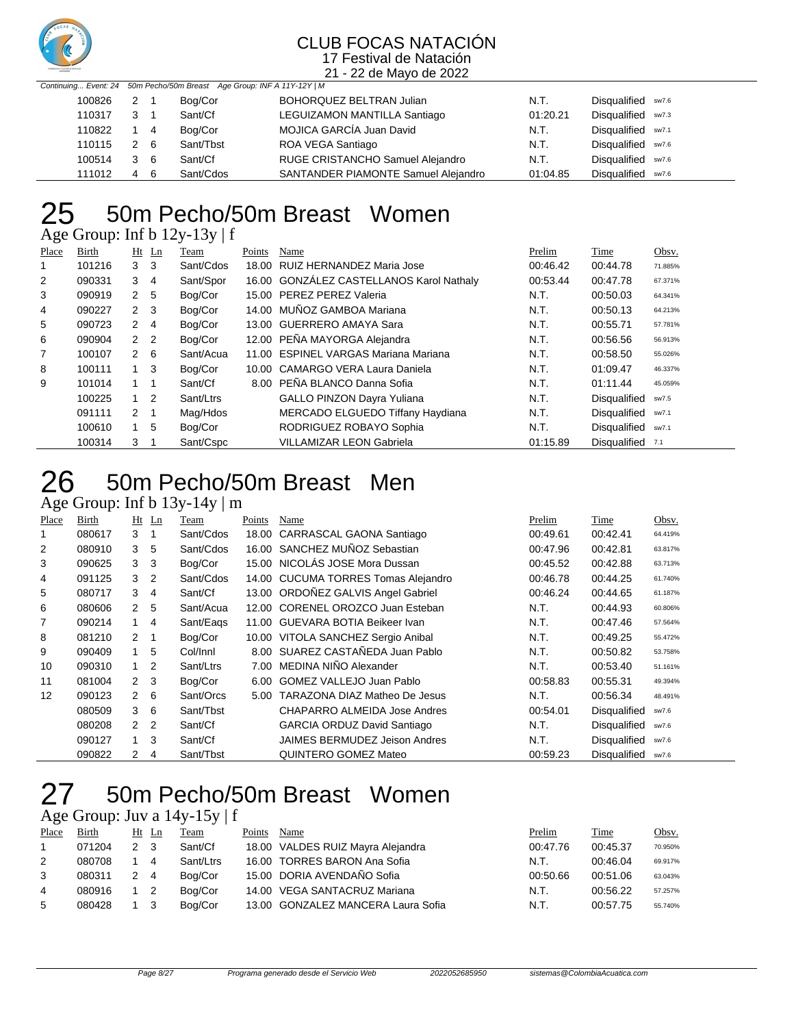# CLUB FOCAS NATACIÓN

17 Festival de Natación

21 - 22 de Mayo de 2022

*Continuing... Event: 24 50m Pecho/50m Breast Age Group: INF A 11Y-12Y | M*

| Place | Birth | Ht | Ln | Team | Points | Name | Prelim | Time | Obsv. |
|---|---|---|---|---|---|---|---|---|---|
| | 100826 | 2 | 1 | Bog/Cor | | BOHORQUEZ BELTRAN Julian | N.T. | Disqualified | sw7.6 |
| | 110317 | 3 | 1 | Sant/Cf | | LEGUIZAMON MANTILLA Santiago | 01:20.21 | Disqualified | sw7.3 |
| | 110822 | 1 | 4 | Bog/Cor | | MOJICA GARCÍA Juan David | N.T. | Disqualified | sw7.1 |
| | 110115 | 2 | 6 | Sant/Tbst | | ROA VEGA Santiago | N.T. | Disqualified | sw7.6 |
| | 100514 | 3 | 6 | Sant/Cf | | RUGE CRISTANCHO Samuel Alejandro | N.T. | Disqualified | sw7.6 |
| | 111012 | 4 | 6 | Sant/Cdos | | SANTANDER PIAMONTE Samuel Alejandro | 01:04.85 | Disqualified | sw7.6 |

# 25 50m Pecho/50m Breast Women

## Age Group: Inf b 12y-13y | f

| Place | Birth | Ht | Ln | Team | Points | Name | Prelim | Time | Obsv. |
|---|---|---|---|---|---|---|---|---|---|
| 1 | 101216 | 3 | 3 | Sant/Cdos | 18.00 | RUIZ HERNANDEZ Maria Jose | 00:46.42 | 00:44.78 | 71.885% |
| 2 | 090331 | 3 | 4 | Sant/Spor | 16.00 | GONZÁLEZ CASTELLANOS Karol Nathaly | 00:53.44 | 00:47.78 | 67.371% |
| 3 | 090919 | 2 | 5 | Bog/Cor | 15.00 | PEREZ PEREZ Valeria | N.T. | 00:50.03 | 64.341% |
| 4 | 090227 | 2 | 3 | Bog/Cor | 14.00 | MUÑOZ GAMBOA Mariana | N.T. | 00:50.13 | 64.213% |
| 5 | 090723 | 2 | 4 | Bog/Cor | 13.00 | GUERRERO AMAYA Sara | N.T. | 00:55.71 | 57.781% |
| 6 | 090904 | 2 | 2 | Bog/Cor | 12.00 | PEÑA MAYORGA Alejandra | N.T. | 00:56.56 | 56.913% |
| 7 | 100107 | 2 | 6 | Sant/Acua | 11.00 | ESPINEL VARGAS Mariana Mariana | N.T. | 00:58.50 | 55.026% |
| 8 | 100111 | 1 | 3 | Bog/Cor | 10.00 | CAMARGO VERA Laura Daniela | N.T. | 01:09.47 | 46.337% |
| 9 | 101014 | 1 | 1 | Sant/Cf | 8.00 | PEÑA BLANCO Danna Sofia | N.T. | 01:11.44 | 45.059% |
| | 100225 | 1 | 2 | Sant/Ltrs | | GALLO PINZON Dayra Yuliana | N.T. | Disqualified | sw7.5 |
| | 091111 | 2 | 1 | Mag/Hdos | | MERCADO ELGUEDO Tiffany Haydiana | N.T. | Disqualified | sw7.1 |
| | 100610 | 1 | 5 | Bog/Cor | | RODRIGUEZ ROBAYO Sophia | N.T. | Disqualified | sw7.1 |
| | 100314 | 3 | 1 | Sant/Cspc | | VILLAMIZAR LEON Gabriela | 01:15.89 | Disqualified | 7.1 |

# 26 50m Pecho/50m Breast Men

## Age Group: Inf b 13y-14y | m

| Place | Birth | Ht | Ln | Team | Points | Name | Prelim | Time | Obsv. |
|---|---|---|---|---|---|---|---|---|---|
| 1 | 080617 | 3 | 1 | Sant/Cdos | 18.00 | CARRASCAL GAONA Santiago | 00:49.61 | 00:42.41 | 64.419% |
| 2 | 080910 | 3 | 5 | Sant/Cdos | 16.00 | SANCHEZ MUÑOZ Sebastian | 00:47.96 | 00:42.81 | 63.817% |
| 3 | 090625 | 3 | 3 | Bog/Cor | 15.00 | NICOLÁS JOSE Mora Dussan | 00:45.52 | 00:42.88 | 63.713% |
| 4 | 091125 | 3 | 2 | Sant/Cdos | 14.00 | CUCUMA TORRES Tomas Alejandro | 00:46.78 | 00:44.25 | 61.740% |
| 5 | 080717 | 3 | 4 | Sant/Cf | 13.00 | ORDOÑEZ GALVIS Angel Gabriel | 00:46.24 | 00:44.65 | 61.187% |
| 6 | 080606 | 2 | 5 | Sant/Acua | 12.00 | CORENEL OROZCO Juan Esteban | N.T. | 00:44.93 | 60.806% |
| 7 | 090214 | 1 | 4 | Sant/Eaqs | 11.00 | GUEVARA BOTIA Beikeer Ivan | N.T. | 00:47.46 | 57.564% |
| 8 | 081210 | 2 | 1 | Bog/Cor | 10.00 | VITOLA SANCHEZ Sergio Anibal | N.T. | 00:49.25 | 55.472% |
| 9 | 090409 | 1 | 5 | Col/Innl | 8.00 | SUAREZ CASTAÑEDA Juan Pablo | N.T. | 00:50.82 | 53.758% |
| 10 | 090310 | 1 | 2 | Sant/Ltrs | 7.00 | MEDINA NIÑO Alexander | N.T. | 00:53.40 | 51.161% |
| 11 | 081004 | 2 | 3 | Bog/Cor | 6.00 | GOMEZ VALLEJO Juan Pablo | 00:58.83 | 00:55.31 | 49.394% |
| 12 | 090123 | 2 | 6 | Sant/Orcs | 5.00 | TARAZONA DIAZ Matheo De Jesus | N.T. | 00:56.34 | 48.491% |
| | 080509 | 3 | 6 | Sant/Tbst | | CHAPARRO ALMEIDA Jose Andres | 00:54.01 | Disqualified | sw7.6 |
| | 080208 | 2 | 2 | Sant/Cf | | GARCIA ORDUZ David Santiago | N.T. | Disqualified | sw7.6 |
| | 090127 | 1 | 3 | Sant/Cf | | JAIMES BERMUDEZ Jeison Andres | N.T. | Disqualified | sw7.6 |
| | 090822 | 2 | 4 | Sant/Tbst | | QUINTERO GOMEZ Mateo | 00:59.23 | Disqualified | sw7.6 |

# 27 50m Pecho/50m Breast Women

## Age Group: Juv a 14y-15y | f

| Place | Birth | Ht | Ln | Team | Points | Name | Prelim | Time | Obsv. |
|---|---|---|---|---|---|---|---|---|---|
| 1 | 071204 | 2 | 3 | Sant/Cf | 18.00 | VALDES RUIZ Mayra Alejandra | 00:47.76 | 00:45.37 | 70.950% |
| 2 | 080708 | 1 | 4 | Sant/Ltrs | 16.00 | TORRES BARON Ana Sofia | N.T. | 00:46.04 | 69.917% |
| 3 | 080311 | 2 | 4 | Bog/Cor | 15.00 | DORIA AVENDAÑO Sofia | 00:50.66 | 00:51.06 | 63.043% |
| 4 | 080916 | 1 | 2 | Bog/Cor | 14.00 | VEGA SANTACRUZ Mariana | N.T. | 00:56.22 | 57.257% |
| 5 | 080428 | 1 | 3 | Bog/Cor | 13.00 | GONZALEZ MANCERA Laura Sofia | N.T. | 00:57.75 | 55.740% |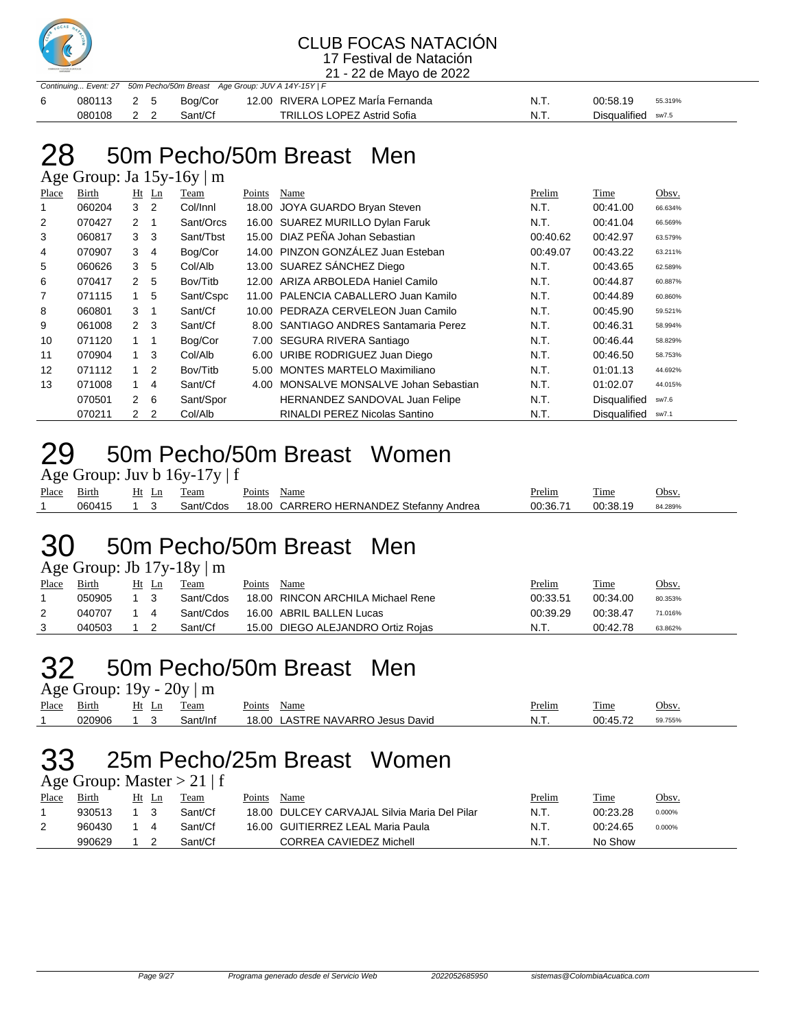*Continuing... Event: 27 50m Pecho/50m Breast Age Group: JUV A 14Y-15Y | F*

| Place | Birth | Ht | Ln | Team | Points | Name | Prelim | Time | Obsv. |
|---|---|---|---|---|---|---|---|---|---|
| 6 | 080113 | 2 | 5 | Bog/Cor | 12.00 | RIVERA LOPEZ MarÍa Fernanda | N.T. | 00:58.19 | 55.319% |
| | 080108 | 2 | 2 | Sant/Cf | | TRILLOS LOPEZ Astrid Sofia | N.T. | Disqualified | sw7.5 |

# 28 50m Pecho/50m Breast Men

Age Group: Ja 15y-16y | m

| Place | Birth | Ht | Ln | Team | Points | Name | Prelim | Time | Obsv. |
|---|---|---|---|---|---|---|---|---|---|
| 1 | 060204 | 3 | 2 | Col/Innl | 18.00 | JOYA GUARDO Bryan Steven | N.T. | 00:41.00 | 66.634% |
| 2 | 070427 | 2 | 1 | Sant/Orcs | 16.00 | SUAREZ MURILLO Dylan Faruk | N.T. | 00:41.04 | 66.569% |
| 3 | 060817 | 3 | 3 | Sant/Tbst | 15.00 | DIAZ PEÑA Johan Sebastian | 00:40.62 | 00:42.97 | 63.579% |
| 4 | 070907 | 3 | 4 | Bog/Cor | 14.00 | PINZON GONZÁLEZ Juan Esteban | 00:49.07 | 00:43.22 | 63.211% |
| 5 | 060626 | 3 | 5 | Col/Alb | 13.00 | SUAREZ SÁNCHEZ Diego | N.T. | 00:43.65 | 62.589% |
| 6 | 070417 | 2 | 5 | Bov/Titb | 12.00 | ARIZA ARBOLEDA Haniel Camilo | N.T. | 00:44.87 | 60.887% |
| 7 | 071115 | 1 | 5 | Sant/Cspc | 11.00 | PALENCIA CABALLERO Juan Kamilo | N.T. | 00:44.89 | 60.860% |
| 8 | 060801 | 3 | 1 | Sant/Cf | 10.00 | PEDRAZA CERVELEON Juan Camilo | N.T. | 00:45.90 | 59.521% |
| 9 | 061008 | 2 | 3 | Sant/Cf | 8.00 | SANTIAGO ANDRES Santamaria Perez | N.T. | 00:46.31 | 58.994% |
| 10 | 071120 | 1 | 1 | Bog/Cor | 7.00 | SEGURA RIVERA Santiago | N.T. | 00:46.44 | 58.829% |
| 11 | 070904 | 1 | 3 | Col/Alb | 6.00 | URIBE RODRIGUEZ Juan Diego | N.T. | 00:46.50 | 58.753% |
| 12 | 071112 | 1 | 2 | Bov/Titb | 5.00 | MONTES MARTELO Maximiliano | N.T. | 01:01.13 | 44.692% |
| 13 | 071008 | 1 | 4 | Sant/Cf | 4.00 | MONSALVE MONSALVE Johan Sebastian | N.T. | 01:02.07 | 44.015% |
| | 070501 | 2 | 6 | Sant/Spor | | HERNANDEZ SANDOVAL Juan Felipe | N.T. | Disqualified | sw7.6 |
| | 070211 | 2 | 2 | Col/Alb | | RINALDI PEREZ Nicolas Santino | N.T. | Disqualified | sw7.1 |

# 29 50m Pecho/50m Breast Women

Age Group: Juv b 16y-17y | f

| Place | Birth | Ht | Ln | Team | Points | Name | Prelim | Time | Obsv. |
|---|---|---|---|---|---|---|---|---|---|
| 1 | 060415 | 1 | 3 | Sant/Cdos | 18.00 | CARRERO HERNANDEZ Stefanny Andrea | 00:36.71 | 00:38.19 | 84.289% |

# 30 50m Pecho/50m Breast Men

Age Group: Jb 17y-18y | m

| Place | Birth | Ht | Ln | Team | Points | Name | Prelim | Time | Obsv. |
|---|---|---|---|---|---|---|---|---|---|
| 1 | 050905 | 1 | 3 | Sant/Cdos | 18.00 | RINCON ARCHILA Michael Rene | 00:33.51 | 00:34.00 | 80.353% |
| 2 | 040707 | 1 | 4 | Sant/Cdos | 16.00 | ABRIL BALLEN Lucas | 00:39.29 | 00:38.47 | 71.016% |
| 3 | 040503 | 1 | 2 | Sant/Cf | 15.00 | DIEGO ALEJANDRO Ortiz Rojas | N.T. | 00:42.78 | 63.862% |

# 32 50m Pecho/50m Breast Men

Age Group: 19y - 20y | m

| Place | Birth | Ht | Ln | Team | Points | Name | Prelim | Time | Obsv. |
|---|---|---|---|---|---|---|---|---|---|
| 1 | 020906 | 1 | 3 | Sant/Inf | 18.00 | LASTRE NAVARRO Jesus David | N.T. | 00:45.72 | 59.755% |

# 33 25m Pecho/25m Breast Women

Age Group: Master > 21 | f

| Place | Birth | Ht | Ln | Team | Points | Name | Prelim | Time | Obsv. |
|---|---|---|---|---|---|---|---|---|---|
| 1 | 930513 | 1 | 3 | Sant/Cf | 18.00 | DULCEY CARVAJAL Silvia Maria Del Pilar | N.T. | 00:23.28 | 0.000% |
| 2 | 960430 | 1 | 4 | Sant/Cf | 16.00 | GUITIERREZ LEAL Maria Paula | N.T. | 00:24.65 | 0.000% |
| | 990629 | 1 | 2 | Sant/Cf | | CORREA CAVIEDEZ Michell | N.T. | No Show | |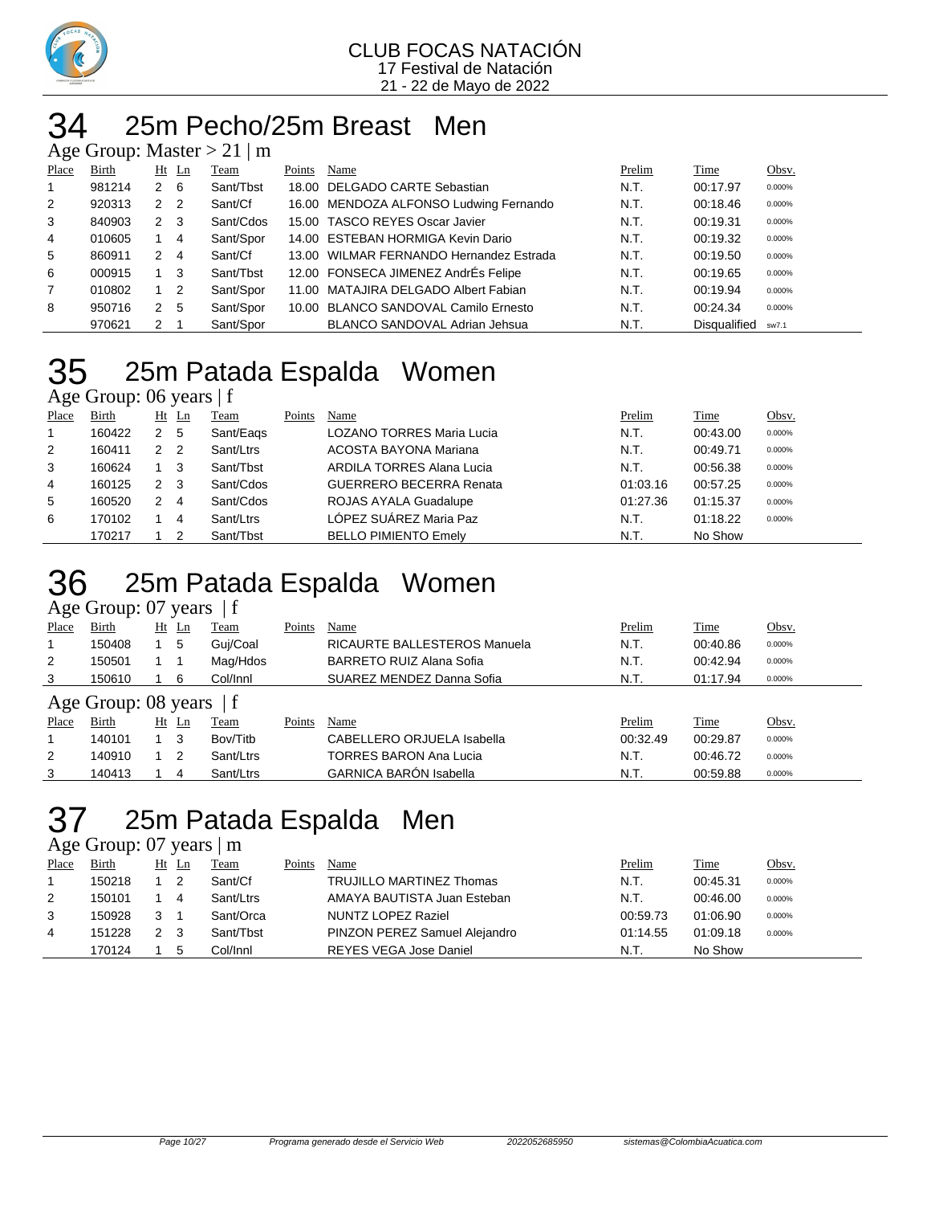# 34 25m Pecho/25m Breast Men

Age Group: Master > 21 | m

| Place | Birth | Ht | Ln | Team | Points | Name | Prelim | Time | Obsv. |
|---|---|---|---|---|---|---|---|---|---|
| 1 | 981214 | 2 | 6 | Sant/Tbst | 18.00 | DELGADO CARTE Sebastian | N.T. | 00:17.97 | 0.000% |
| 2 | 920313 | 2 | 2 | Sant/Cf | 16.00 | MENDOZA ALFONSO Ludwing Fernando | N.T. | 00:18.46 | 0.000% |
| 3 | 840903 | 2 | 3 | Sant/Cdos | 15.00 | TASCO REYES Oscar Javier | N.T. | 00:19.31 | 0.000% |
| 4 | 010605 | 1 | 4 | Sant/Spor | 14.00 | ESTEBAN HORMIGA Kevin Dario | N.T. | 00:19.32 | 0.000% |
| 5 | 860911 | 2 | 4 | Sant/Cf | 13.00 | WILMAR FERNANDO Hernandez Estrada | N.T. | 00:19.50 | 0.000% |
| 6 | 000915 | 1 | 3 | Sant/Tbst | 12.00 | FONSECA JIMENEZ AndrÉs Felipe | N.T. | 00:19.65 | 0.000% |
| 7 | 010802 | 1 | 2 | Sant/Spor | 11.00 | MATAJIRA DELGADO Albert Fabian | N.T. | 00:19.94 | 0.000% |
| 8 | 950716 | 2 | 5 | Sant/Spor | 10.00 | BLANCO SANDOVAL Camilo Ernesto | N.T. | 00:24.34 | 0.000% |
| | 970621 | 2 | 1 | Sant/Spor | | BLANCO SANDOVAL Adrian Jehsua | N.T. | Disqualified | sw7.1 |

# 35 25m Patada Espalda Women

Age Group: 06 years | f

| Place | Birth | Ht | Ln | Team | Points | Name | Prelim | Time | Obsv. |
|---|---|---|---|---|---|---|---|---|---|
| 1 | 160422 | 2 | 5 | Sant/Eaqs | | LOZANO TORRES Maria Lucia | N.T. | 00:43.00 | 0.000% |
| 2 | 160411 | 2 | 2 | Sant/Ltrs | | ACOSTA BAYONA Mariana | N.T. | 00:49.71 | 0.000% |
| 3 | 160624 | 1 | 3 | Sant/Tbst | | ARDILA TORRES Alana Lucia | N.T. | 00:56.38 | 0.000% |
| 4 | 160125 | 2 | 3 | Sant/Cdos | | GUERRERO BECERRA Renata | 01:03.16 | 00:57.25 | 0.000% |
| 5 | 160520 | 2 | 4 | Sant/Cdos | | ROJAS AYALA Guadalupe | 01:27.36 | 01:15.37 | 0.000% |
| 6 | 170102 | 1 | 4 | Sant/Ltrs | | LÓPEZ SUÁREZ Maria Paz | N.T. | 01:18.22 | 0.000% |
| | 170217 | 1 | 2 | Sant/Tbst | | BELLO PIMIENTO Emely | N.T. | No Show | |

# 36 25m Patada Espalda Women

Age Group: 07 years | f

| Place | Birth | Ht | Ln | Team | Points | Name | Prelim | Time | Obsv. |
|---|---|---|---|---|---|---|---|---|---|
| 1 | 150408 | 1 | 5 | Guj/Coal | | RICAURTE BALLESTEROS Manuela | N.T. | 00:40.86 | 0.000% |
| 2 | 150501 | 1 | 1 | Mag/Hdos | | BARRETO RUIZ Alana Sofia | N.T. | 00:42.94 | 0.000% |
| 3 | 150610 | 1 | 6 | Col/Innl | | SUAREZ MENDEZ Danna Sofia | N.T. | 01:17.94 | 0.000% |

Age Group: 08 years | f

| Place | Birth | Ht | Ln | Team | Points | Name | Prelim | Time | Obsv. |
|---|---|---|---|---|---|---|---|---|---|
| 1 | 140101 | 1 | 3 | Bov/Titb | | CABELLERO ORJUELA Isabella | 00:32.49 | 00:29.87 | 0.000% |
| 2 | 140910 | 1 | 2 | Sant/Ltrs | | TORRES BARON Ana Lucia | N.T. | 00:46.72 | 0.000% |
| 3 | 140413 | 1 | 4 | Sant/Ltrs | | GARNICA BARÓN Isabella | N.T. | 00:59.88 | 0.000% |

# 37 25m Patada Espalda Men

Age Group: 07 years | m

| Place | Birth | Ht | Ln | Team | Points | Name | Prelim | Time | Obsv. |
|---|---|---|---|---|---|---|---|---|---|
| 1 | 150218 | 1 | 2 | Sant/Cf | | TRUJILLO MARTINEZ Thomas | N.T. | 00:45.31 | 0.000% |
| 2 | 150101 | 1 | 4 | Sant/Ltrs | | AMAYA BAUTISTA Juan Esteban | N.T. | 00:46.00 | 0.000% |
| 3 | 150928 | 3 | 1 | Sant/Orca | | NUNTZ LOPEZ Raziel | 00:59.73 | 01:06.90 | 0.000% |
| 4 | 151228 | 2 | 3 | Sant/Tbst | | PINZON PEREZ Samuel Alejandro | 01:14.55 | 01:09.18 | 0.000% |
| | 170124 | 1 | 5 | Col/Innl | | REYES VEGA Jose Daniel | N.T. | No Show | |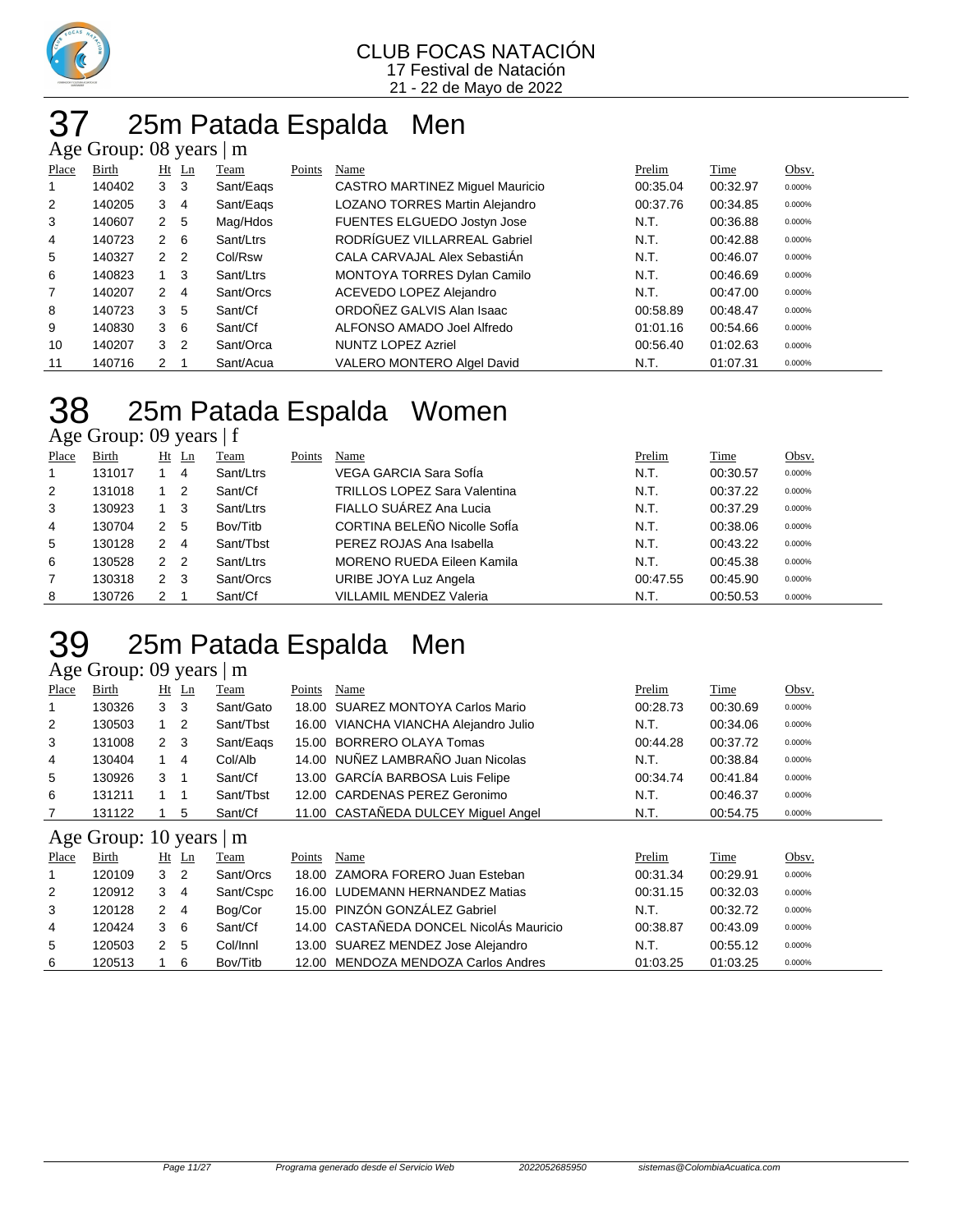CLUB FOCAS NATACIÓN
17 Festival de Natación
21 - 22 de Mayo de 2022

# 37 25m Patada Espalda Men

## Age Group: 08 years | m

| Place | Birth | Ht | Ln | Team | Points | Name | Prelim | Time | Obsv. |
|---|---|---|---|---|---|---|---|---|---|
| 1 | 140402 | 3 | 3 | Sant/Eaqs | | CASTRO MARTINEZ Miguel Mauricio | 00:35.04 | 00:32.97 | 0.000% |
| 2 | 140205 | 3 | 4 | Sant/Eaqs | | LOZANO TORRES Martin Alejandro | 00:37.76 | 00:34.85 | 0.000% |
| 3 | 140607 | 2 | 5 | Mag/Hdos | | FUENTES ELGUEDO Jostyn Jose | N.T. | 00:36.88 | 0.000% |
| 4 | 140723 | 2 | 6 | Sant/Ltrs | | RODRÍGUEZ VILLARREAL Gabriel | N.T. | 00:42.88 | 0.000% |
| 5 | 140327 | 2 | 2 | Col/Rsw | | CALA CARVAJAL Alex SebastiÁn | N.T. | 00:46.07 | 0.000% |
| 6 | 140823 | 1 | 3 | Sant/Ltrs | | MONTOYA TORRES Dylan Camilo | N.T. | 00:46.69 | 0.000% |
| 7 | 140207 | 2 | 4 | Sant/Orcs | | ACEVEDO LOPEZ Alejandro | N.T. | 00:47.00 | 0.000% |
| 8 | 140723 | 3 | 5 | Sant/Cf | | ORDOÑEZ GALVIS Alan Isaac | 00:58.89 | 00:48.47 | 0.000% |
| 9 | 140830 | 3 | 6 | Sant/Cf | | ALFONSO AMADO Joel Alfredo | 01:01.16 | 00:54.66 | 0.000% |
| 10 | 140207 | 3 | 2 | Sant/Orca | | NUNTZ LOPEZ Azriel | 00:56.40 | 01:02.63 | 0.000% |
| 11 | 140716 | 2 | 1 | Sant/Acua | | VALERO MONTERO Algel David | N.T. | 01:07.31 | 0.000% |

# 38 25m Patada Espalda Women

## Age Group: 09 years | f

| Place | Birth | Ht | Ln | Team | Points | Name | Prelim | Time | Obsv. |
|---|---|---|---|---|---|---|---|---|---|
| 1 | 131017 | 1 | 4 | Sant/Ltrs | | VEGA GARCIA Sara SofÍa | N.T. | 00:30.57 | 0.000% |
| 2 | 131018 | 1 | 2 | Sant/Cf | | TRILLOS LOPEZ Sara Valentina | N.T. | 00:37.22 | 0.000% |
| 3 | 130923 | 1 | 3 | Sant/Ltrs | | FIALLO SUÁREZ Ana Lucia | N.T. | 00:37.29 | 0.000% |
| 4 | 130704 | 2 | 5 | Bov/Titb | | CORTINA BELEÑO Nicolle SofÍa | N.T. | 00:38.06 | 0.000% |
| 5 | 130128 | 2 | 4 | Sant/Tbst | | PEREZ ROJAS Ana Isabella | N.T. | 00:43.22 | 0.000% |
| 6 | 130528 | 2 | 2 | Sant/Ltrs | | MORENO RUEDA Eileen Kamila | N.T. | 00:45.38 | 0.000% |
| 7 | 130318 | 2 | 3 | Sant/Orcs | | URIBE JOYA Luz Angela | 00:47.55 | 00:45.90 | 0.000% |
| 8 | 130726 | 2 | 1 | Sant/Cf | | VILLAMIL MENDEZ Valeria | N.T. | 00:50.53 | 0.000% |

# 39 25m Patada Espalda Men

## Age Group: 09 years | m

| Place | Birth | Ht | Ln | Team | Points | Name | Prelim | Time | Obsv. |
|---|---|---|---|---|---|---|---|---|---|
| 1 | 130326 | 3 | 3 | Sant/Gato | 18.00 | SUAREZ MONTOYA Carlos Mario | 00:28.73 | 00:30.69 | 0.000% |
| 2 | 130503 | 1 | 2 | Sant/Tbst | 16.00 | VIANCHA VIANCHA Alejandro Julio | N.T. | 00:34.06 | 0.000% |
| 3 | 131008 | 2 | 3 | Sant/Eaqs | 15.00 | BORRERO OLAYA Tomas | 00:44.28 | 00:37.72 | 0.000% |
| 4 | 130404 | 1 | 4 | Col/Alb | 14.00 | NUÑEZ LAMBRAÑO Juan Nicolas | N.T. | 00:38.84 | 0.000% |
| 5 | 130926 | 3 | 1 | Sant/Cf | 13.00 | GARCÍA BARBOSA Luis Felipe | 00:34.74 | 00:41.84 | 0.000% |
| 6 | 131211 | 1 | 1 | Sant/Tbst | 12.00 | CARDENAS PEREZ Geronimo | N.T. | 00:46.37 | 0.000% |
| 7 | 131122 | 1 | 5 | Sant/Cf | 11.00 | CASTAÑEDA DULCEY Miguel Angel | N.T. | 00:54.75 | 0.000% |

## Age Group: 10 years | m

| Place | Birth | Ht | Ln | Team | Points | Name | Prelim | Time | Obsv. |
|---|---|---|---|---|---|---|---|---|---|
| 1 | 120109 | 3 | 2 | Sant/Orcs | 18.00 | ZAMORA FORERO Juan Esteban | 00:31.34 | 00:29.91 | 0.000% |
| 2 | 120912 | 3 | 4 | Sant/Cspc | 16.00 | LUDEMANN HERNANDEZ Matias | 00:31.15 | 00:32.03 | 0.000% |
| 3 | 120128 | 2 | 4 | Bog/Cor | 15.00 | PINZÓN GONZÁLEZ Gabriel | N.T. | 00:32.72 | 0.000% |
| 4 | 120424 | 3 | 6 | Sant/Cf | 14.00 | CASTAÑEDA DONCEL NicolÁs Mauricio | 00:38.87 | 00:43.09 | 0.000% |
| 5 | 120503 | 2 | 5 | Col/Innl | 13.00 | SUAREZ MENDEZ Jose Alejandro | N.T. | 00:55.12 | 0.000% |
| 6 | 120513 | 1 | 6 | Bov/Titb | 12.00 | MENDOZA MENDOZA Carlos Andres | 01:03.25 | 01:03.25 | 0.000% |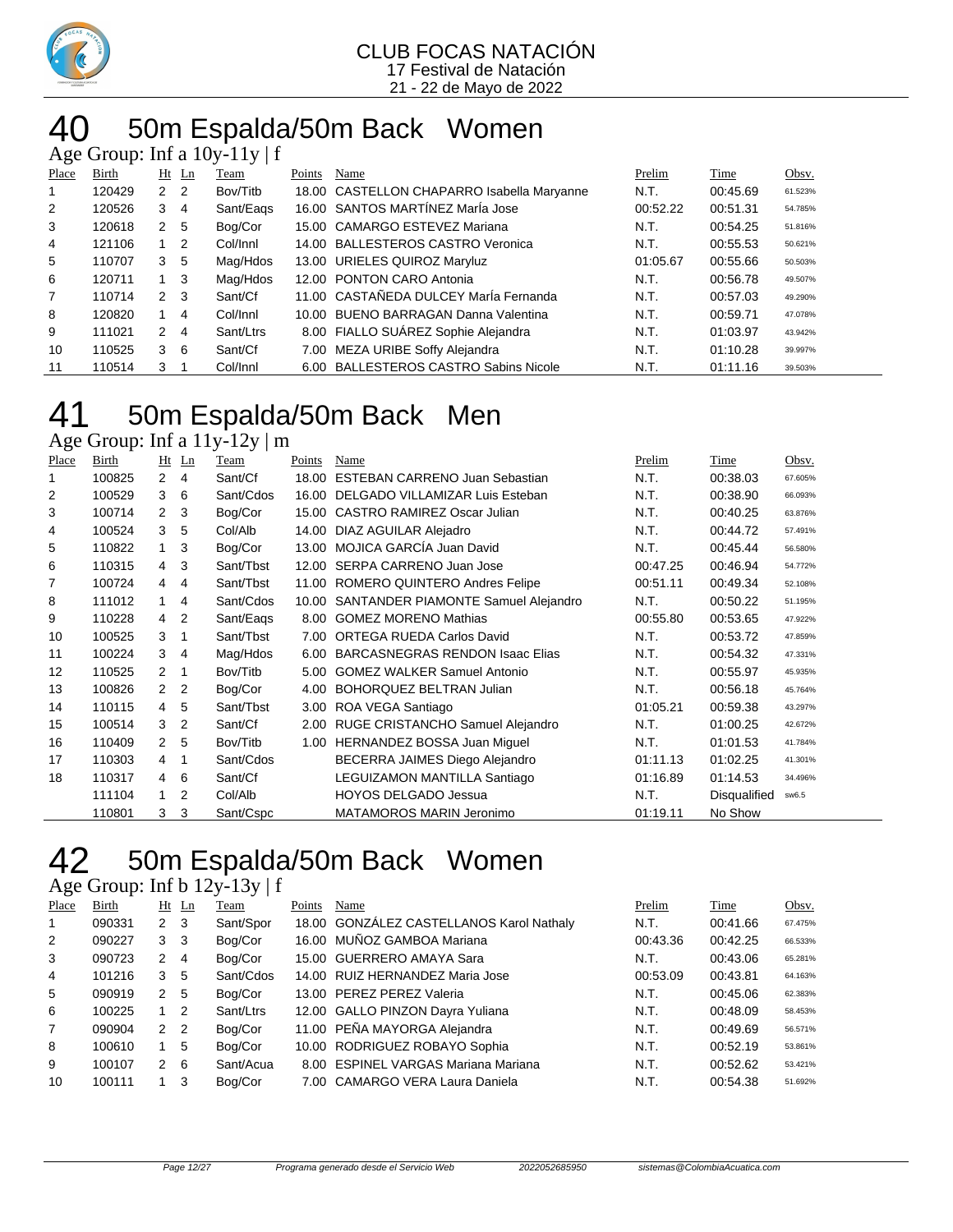CLUB FOCAS NATACIÓN
17 Festival de Natación
21 - 22 de Mayo de 2022

# 40 50m Espalda/50m Back Women

Age Group: Inf a 10y-11y | f

| Place | Birth | Ht | Ln | Team | Points | Name | Prelim | Time | Obsv. |
|---|---|---|---|---|---|---|---|---|---|
| 1 | 120429 | 2 | 2 | Bov/Titb | 18.00 | CASTELLON CHAPARRO Isabella Maryanne | N.T. | 00:45.69 | 61.523% |
| 2 | 120526 | 3 | 4 | Sant/Eaqs | 16.00 | SANTOS MARTÍNEZ MarÍa Jose | 00:52.22 | 00:51.31 | 54.785% |
| 3 | 120618 | 2 | 5 | Bog/Cor | 15.00 | CAMARGO ESTEVEZ Mariana | N.T. | 00:54.25 | 51.816% |
| 4 | 121106 | 1 | 2 | Col/Innl | 14.00 | BALLESTEROS CASTRO Veronica | N.T. | 00:55.53 | 50.621% |
| 5 | 110707 | 3 | 5 | Mag/Hdos | 13.00 | URIELES QUIROZ Maryluz | 01:05.67 | 00:55.66 | 50.503% |
| 6 | 120711 | 1 | 3 | Mag/Hdos | 12.00 | PONTON CARO Antonia | N.T. | 00:56.78 | 49.507% |
| 7 | 110714 | 2 | 3 | Sant/Cf | 11.00 | CASTAÑEDA DULCEY MarÍa Fernanda | N.T. | 00:57.03 | 49.290% |
| 8 | 120820 | 1 | 4 | Col/Innl | 10.00 | BUENO BARRAGAN Danna Valentina | N.T. | 00:59.71 | 47.078% |
| 9 | 111021 | 2 | 4 | Sant/Ltrs | 8.00 | FIALLO SUÁREZ Sophie Alejandra | N.T. | 01:03.97 | 43.942% |
| 10 | 110525 | 3 | 6 | Sant/Cf | 7.00 | MEZA URIBE Soffy Alejandra | N.T. | 01:10.28 | 39.997% |
| 11 | 110514 | 3 | 1 | Col/Innl | 6.00 | BALLESTEROS CASTRO Sabins Nicole | N.T. | 01:11.16 | 39.503% |

# 41 50m Espalda/50m Back Men

Age Group: Inf a 11y-12y | m

| Place | Birth | Ht | Ln | Team | Points | Name | Prelim | Time | Obsv. |
|---|---|---|---|---|---|---|---|---|---|
| 1 | 100825 | 2 | 4 | Sant/Cf | 18.00 | ESTEBAN CARRENO Juan Sebastian | N.T. | 00:38.03 | 67.605% |
| 2 | 100529 | 3 | 6 | Sant/Cdos | 16.00 | DELGADO VILLAMIZAR Luis Esteban | N.T. | 00:38.90 | 66.093% |
| 3 | 100714 | 2 | 3 | Bog/Cor | 15.00 | CASTRO RAMIREZ Oscar Julian | N.T. | 00:40.25 | 63.876% |
| 4 | 100524 | 3 | 5 | Col/Alb | 14.00 | DIAZ AGUILAR Alejadro | N.T. | 00:44.72 | 57.491% |
| 5 | 110822 | 1 | 3 | Bog/Cor | 13.00 | MOJICA GARCÍA Juan David | N.T. | 00:45.44 | 56.580% |
| 6 | 110315 | 4 | 3 | Sant/Tbst | 12.00 | SERPA CARRENO Juan Jose | 00:47.25 | 00:46.94 | 54.772% |
| 7 | 100724 | 4 | 4 | Sant/Tbst | 11.00 | ROMERO QUINTERO Andres Felipe | 00:51.11 | 00:49.34 | 52.108% |
| 8 | 111012 | 1 | 4 | Sant/Cdos | 10.00 | SANTANDER PIAMONTE Samuel Alejandro | N.T. | 00:50.22 | 51.195% |
| 9 | 110228 | 4 | 2 | Sant/Eaqs | 8.00 | GOMEZ MORENO Mathias | 00:55.80 | 00:53.65 | 47.922% |
| 10 | 100525 | 3 | 1 | Sant/Tbst | 7.00 | ORTEGA RUEDA Carlos David | N.T. | 00:53.72 | 47.859% |
| 11 | 100224 | 3 | 4 | Mag/Hdos | 6.00 | BARCASNEGRAS RENDON Isaac Elias | N.T. | 00:54.32 | 47.331% |
| 12 | 110525 | 2 | 1 | Bov/Titb | 5.00 | GOMEZ WALKER Samuel Antonio | N.T. | 00:55.97 | 45.935% |
| 13 | 100826 | 2 | 2 | Bog/Cor | 4.00 | BOHORQUEZ BELTRAN Julian | N.T. | 00:56.18 | 45.764% |
| 14 | 110115 | 4 | 5 | Sant/Tbst | 3.00 | ROA VEGA Santiago | 01:05.21 | 00:59.38 | 43.297% |
| 15 | 100514 | 3 | 2 | Sant/Cf | 2.00 | RUGE CRISTANCHO Samuel Alejandro | N.T. | 01:00.25 | 42.672% |
| 16 | 110409 | 2 | 5 | Bov/Titb | 1.00 | HERNANDEZ BOSSA Juan Miguel | N.T. | 01:01.53 | 41.784% |
| 17 | 110303 | 4 | 1 | Sant/Cdos | | BECERRA JAIMES Diego Alejandro | 01:11.13 | 01:02.25 | 41.301% |
| 18 | 110317 | 4 | 6 | Sant/Cf | | LEGUIZAMON MANTILLA Santiago | 01:16.89 | 01:14.53 | 34.496% |
| | 111104 | 1 | 2 | Col/Alb | | HOYOS DELGADO Jessua | N.T. | Disqualified | sw6.5 |
| | 110801 | 3 | 3 | Sant/Cspc | | MATAMOROS MARIN Jeronimo | 01:19.11 | No Show | |

# 42 50m Espalda/50m Back Women

Age Group: Inf b 12y-13y | f

| Place | Birth | Ht | Ln | Team | Points | Name | Prelim | Time | Obsv. |
|---|---|---|---|---|---|---|---|---|---|
| 1 | 090331 | 2 | 3 | Sant/Spor | 18.00 | GONZÁLEZ CASTELLANOS Karol Nathaly | N.T. | 00:41.66 | 67.475% |
| 2 | 090227 | 3 | 3 | Bog/Cor | 16.00 | MUÑOZ GAMBOA Mariana | 00:43.36 | 00:42.25 | 66.533% |
| 3 | 090723 | 2 | 4 | Bog/Cor | 15.00 | GUERRERO AMAYA Sara | N.T. | 00:43.06 | 65.281% |
| 4 | 101216 | 3 | 5 | Sant/Cdos | 14.00 | RUIZ HERNANDEZ Maria Jose | 00:53.09 | 00:43.81 | 64.163% |
| 5 | 090919 | 2 | 5 | Bog/Cor | 13.00 | PEREZ PEREZ Valeria | N.T. | 00:45.06 | 62.383% |
| 6 | 100225 | 1 | 2 | Sant/Ltrs | 12.00 | GALLO PINZON Dayra Yuliana | N.T. | 00:48.09 | 58.453% |
| 7 | 090904 | 2 | 2 | Bog/Cor | 11.00 | PEÑA MAYORGA Alejandra | N.T. | 00:49.69 | 56.571% |
| 8 | 100610 | 1 | 5 | Bog/Cor | 10.00 | RODRIGUEZ ROBAYO Sophia | N.T. | 00:52.19 | 53.861% |
| 9 | 100107 | 2 | 6 | Sant/Acua | 8.00 | ESPINEL VARGAS Mariana Mariana | N.T. | 00:52.62 | 53.421% |
| 10 | 100111 | 1 | 3 | Bog/Cor | 7.00 | CAMARGO VERA Laura Daniela | N.T. | 00:54.38 | 51.692% |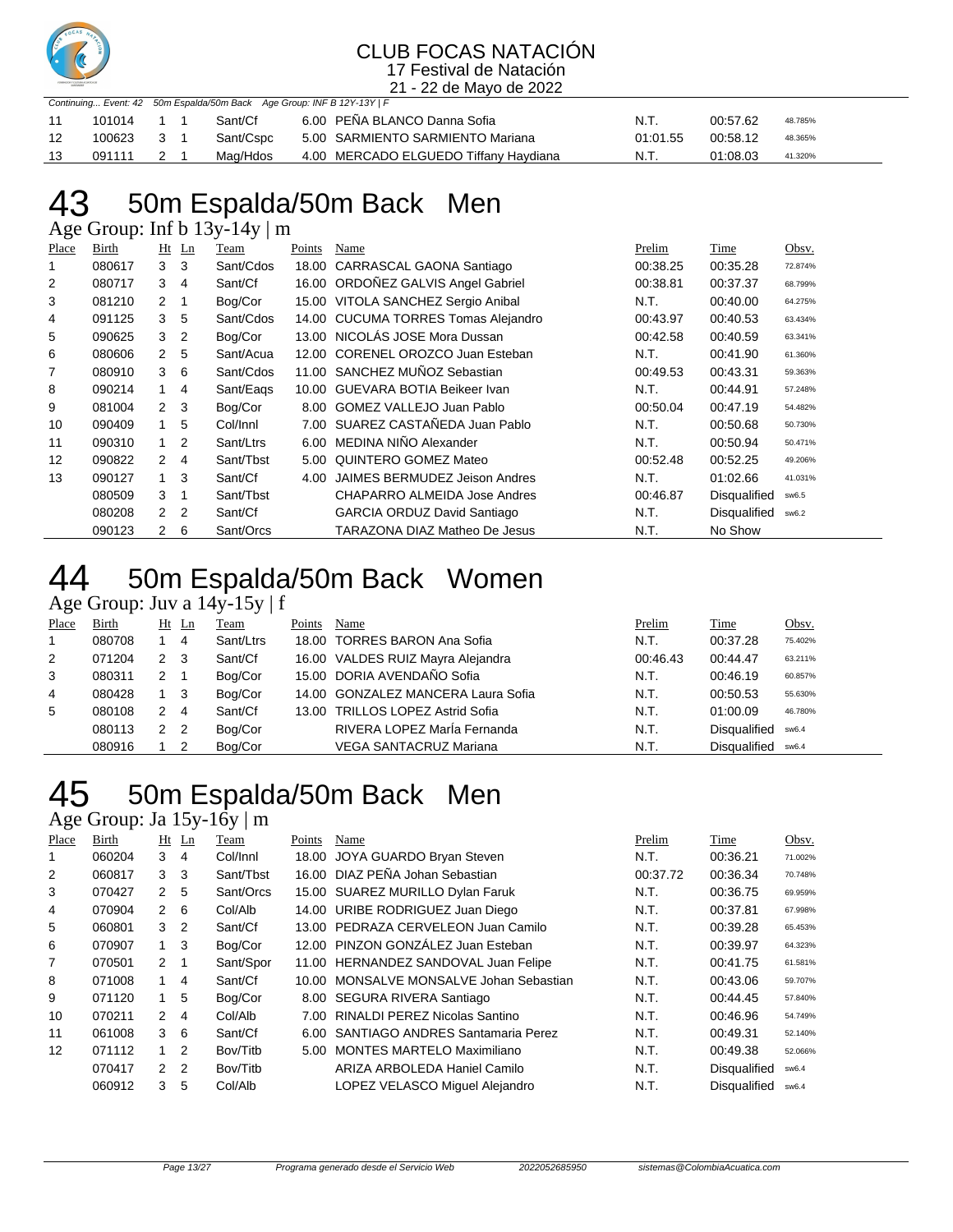# CLUB FOCAS NATACIÓN

17 Festival de Natación

21 - 22 de Mayo de 2022

*Continuing... Event: 42 50m Espalda/50m Back Age Group: INF B 12Y-13Y | F*

| | | | | | | | | | |
|---|---|---|---|---|---|---|---|---|---|
| 11 | 101014 | 1 | 1 | Sant/Cf | 6.00 | PEÑA BLANCO Danna Sofia | N.T. | 00:57.62 | 48.785% |
| 12 | 100623 | 3 | 1 | Sant/Cspc | 5.00 | SARMIENTO SARMIENTO Mariana | 01:01.55 | 00:58.12 | 48.365% |
| 13 | 091111 | 2 | 1 | Mag/Hdos | 4.00 | MERCADO ELGUEDO Tiffany Haydiana | N.T. | 01:08.03 | 41.320% |

# 43 50m Espalda/50m Back Men

Age Group: Inf b 13y-14y | m

| Place | Birth | Ht | Ln | Team | Points | Name | Prelim | Time | Obsv. |
|---|---|---|---|---|---|---|---|---|---|
| 1 | 080617 | 3 | 3 | Sant/Cdos | 18.00 | CARRASCAL GAONA Santiago | 00:38.25 | 00:35.28 | 72.874% |
| 2 | 080717 | 3 | 4 | Sant/Cf | 16.00 | ORDOÑEZ GALVIS Angel Gabriel | 00:38.81 | 00:37.37 | 68.799% |
| 3 | 081210 | 2 | 1 | Bog/Cor | 15.00 | VITOLA SANCHEZ Sergio Anibal | N.T. | 00:40.00 | 64.275% |
| 4 | 091125 | 3 | 5 | Sant/Cdos | 14.00 | CUCUMA TORRES Tomas Alejandro | 00:43.97 | 00:40.53 | 63.434% |
| 5 | 090625 | 3 | 2 | Bog/Cor | 13.00 | NICOLÁS JOSE Mora Dussan | 00:42.58 | 00:40.59 | 63.341% |
| 6 | 080606 | 2 | 5 | Sant/Acua | 12.00 | CORENEL OROZCO Juan Esteban | N.T. | 00:41.90 | 61.360% |
| 7 | 080910 | 3 | 6 | Sant/Cdos | 11.00 | SANCHEZ MUÑOZ Sebastian | 00:49.53 | 00:43.31 | 59.363% |
| 8 | 090214 | 1 | 4 | Sant/Eaqs | 10.00 | GUEVARA BOTIA Beikeer Ivan | N.T. | 00:44.91 | 57.248% |
| 9 | 081004 | 2 | 3 | Bog/Cor | 8.00 | GOMEZ VALLEJO Juan Pablo | 00:50.04 | 00:47.19 | 54.482% |
| 10 | 090409 | 1 | 5 | Col/Innl | 7.00 | SUAREZ CASTAÑEDA Juan Pablo | N.T. | 00:50.68 | 50.730% |
| 11 | 090310 | 1 | 2 | Sant/Ltrs | 6.00 | MEDINA NIÑO Alexander | N.T. | 00:50.94 | 50.471% |
| 12 | 090822 | 2 | 4 | Sant/Tbst | 5.00 | QUINTERO GOMEZ Mateo | 00:52.48 | 00:52.25 | 49.206% |
| 13 | 090127 | 1 | 3 | Sant/Cf | 4.00 | JAIMES BERMUDEZ Jeison Andres | N.T. | 01:02.66 | 41.031% |
| | 080509 | 3 | 1 | Sant/Tbst | | CHAPARRO ALMEIDA Jose Andres | 00:46.87 | Disqualified | sw6.5 |
| | 080208 | 2 | 2 | Sant/Cf | | GARCIA ORDUZ David Santiago | N.T. | Disqualified | sw6.2 |
| | 090123 | 2 | 6 | Sant/Orcs | | TARAZONA DIAZ Matheo De Jesus | N.T. | No Show | |

# 44 50m Espalda/50m Back Women

Age Group: Juv a 14y-15y | f

| Place | Birth | Ht | Ln | Team | Points | Name | Prelim | Time | Obsv. |
|---|---|---|---|---|---|---|---|---|---|
| 1 | 080708 | 1 | 4 | Sant/Ltrs | 18.00 | TORRES BARON Ana Sofia | N.T. | 00:37.28 | 75.402% |
| 2 | 071204 | 2 | 3 | Sant/Cf | 16.00 | VALDES RUIZ Mayra Alejandra | 00:46.43 | 00:44.47 | 63.211% |
| 3 | 080311 | 2 | 1 | Bog/Cor | 15.00 | DORIA AVENDAÑO Sofia | N.T. | 00:46.19 | 60.857% |
| 4 | 080428 | 1 | 3 | Bog/Cor | 14.00 | GONZALEZ MANCERA Laura Sofia | N.T. | 00:50.53 | 55.630% |
| 5 | 080108 | 2 | 4 | Sant/Cf | 13.00 | TRILLOS LOPEZ Astrid Sofia | N.T. | 01:00.09 | 46.780% |
| | 080113 | 2 | 2 | Bog/Cor | | RIVERA LOPEZ MarÍa Fernanda | N.T. | Disqualified | sw6.4 |
| | 080916 | 1 | 2 | Bog/Cor | | VEGA SANTACRUZ Mariana | N.T. | Disqualified | sw6.4 |

# 45 50m Espalda/50m Back Men

Age Group: Ja 15y-16y | m

| Place | Birth | Ht | Ln | Team | Points | Name | Prelim | Time | Obsv. |
|---|---|---|---|---|---|---|---|---|---|
| 1 | 060204 | 3 | 4 | Col/Innl | 18.00 | JOYA GUARDO Bryan Steven | N.T. | 00:36.21 | 71.002% |
| 2 | 060817 | 3 | 3 | Sant/Tbst | 16.00 | DIAZ PEÑA Johan Sebastian | 00:37.72 | 00:36.34 | 70.748% |
| 3 | 070427 | 2 | 5 | Sant/Orcs | 15.00 | SUAREZ MURILLO Dylan Faruk | N.T. | 00:36.75 | 69.959% |
| 4 | 070904 | 2 | 6 | Col/Alb | 14.00 | URIBE RODRIGUEZ Juan Diego | N.T. | 00:37.81 | 67.998% |
| 5 | 060801 | 3 | 2 | Sant/Cf | 13.00 | PEDRAZA CERVELEON Juan Camilo | N.T. | 00:39.28 | 65.453% |
| 6 | 070907 | 1 | 3 | Bog/Cor | 12.00 | PINZON GONZÁLEZ Juan Esteban | N.T. | 00:39.97 | 64.323% |
| 7 | 070501 | 2 | 1 | Sant/Spor | 11.00 | HERNANDEZ SANDOVAL Juan Felipe | N.T. | 00:41.75 | 61.581% |
| 8 | 071008 | 1 | 4 | Sant/Cf | 10.00 | MONSALVE MONSALVE Johan Sebastian | N.T. | 00:43.06 | 59.707% |
| 9 | 071120 | 1 | 5 | Bog/Cor | 8.00 | SEGURA RIVERA Santiago | N.T. | 00:44.45 | 57.840% |
| 10 | 070211 | 2 | 4 | Col/Alb | 7.00 | RINALDI PEREZ Nicolas Santino | N.T. | 00:46.96 | 54.749% |
| 11 | 061008 | 3 | 6 | Sant/Cf | 6.00 | SANTIAGO ANDRES Santamaria Perez | N.T. | 00:49.31 | 52.140% |
| 12 | 071112 | 1 | 2 | Bov/Titb | 5.00 | MONTES MARTELO Maximiliano | N.T. | 00:49.38 | 52.066% |
| | 070417 | 2 | 2 | Bov/Titb | | ARIZA ARBOLEDA Haniel Camilo | N.T. | Disqualified | sw6.4 |
| | 060912 | 3 | 5 | Col/Alb | | LOPEZ VELASCO Miguel Alejandro | N.T. | Disqualified | sw6.4 |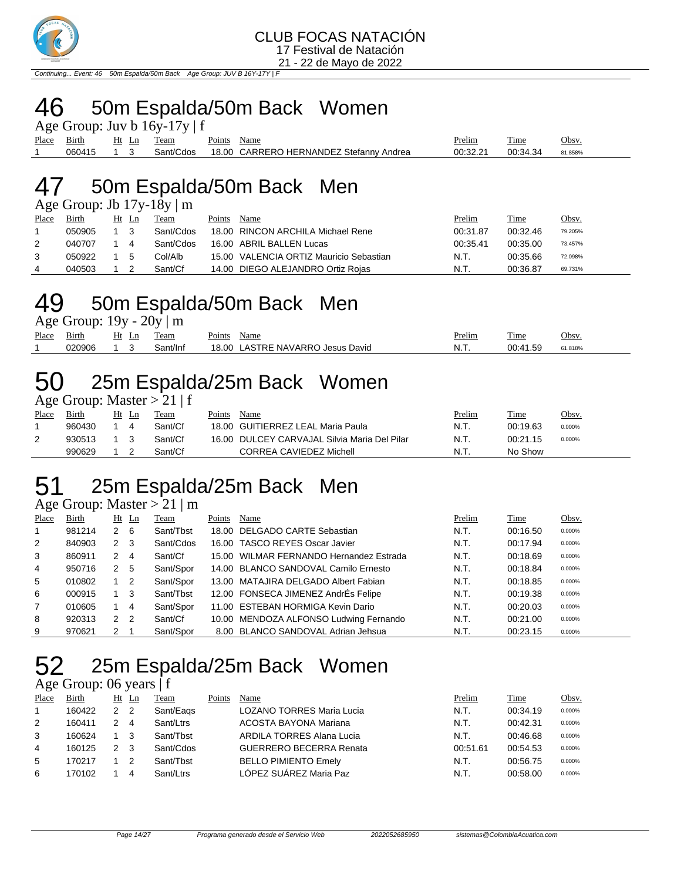*Continuing... Event: 46 50m Espalda/50m Back Age Group: JUV B 16Y-17Y | F*

# 46 50m Espalda/50m Back Women

Age Group: Juv b 16y-17y | f

| Place | Birth | Ht | Ln | Team | Points | Name | Prelim | Time | Obsv. |
|---|---|---|---|---|---|---|---|---|---|
| 1 | 060415 | 1 | 3 | Sant/Cdos | 18.00 | CARRERO HERNANDEZ Stefanny Andrea | 00:32.21 | 00:34.34 | 81.858% |

# 47 50m Espalda/50m Back Men

Age Group: Jb 17y-18y | m

| Place | Birth | Ht | Ln | Team | Points | Name | Prelim | Time | Obsv. |
|---|---|---|---|---|---|---|---|---|---|
| 1 | 050905 | 1 | 3 | Sant/Cdos | 18.00 | RINCON ARCHILA Michael Rene | 00:31.87 | 00:32.46 | 79.205% |
| 2 | 040707 | 1 | 4 | Sant/Cdos | 16.00 | ABRIL BALLEN Lucas | 00:35.41 | 00:35.00 | 73.457% |
| 3 | 050922 | 1 | 5 | Col/Alb | 15.00 | VALENCIA ORTIZ Mauricio Sebastian | N.T. | 00:35.66 | 72.098% |
| 4 | 040503 | 1 | 2 | Sant/Cf | 14.00 | DIEGO ALEJANDRO Ortiz Rojas | N.T. | 00:36.87 | 69.731% |

# 49 50m Espalda/50m Back Men

Age Group: 19y - 20y | m

| Place | Birth | Ht | Ln | Team | Points | Name | Prelim | Time | Obsv. |
|---|---|---|---|---|---|---|---|---|---|
| 1 | 020906 | 1 | 3 | Sant/Inf | 18.00 | LASTRE NAVARRO Jesus David | N.T. | 00:41.59 | 61.818% |

# 50 25m Espalda/25m Back Women

Age Group: Master > 21 | f

| Place | Birth | Ht | Ln | Team | Points | Name | Prelim | Time | Obsv. |
|---|---|---|---|---|---|---|---|---|---|
| 1 | 960430 | 1 | 4 | Sant/Cf | 18.00 | GUITIERREZ LEAL Maria Paula | N.T. | 00:19.63 | 0.000% |
| 2 | 930513 | 1 | 3 | Sant/Cf | 16.00 | DULCEY CARVAJAL Silvia Maria Del Pilar | N.T. | 00:21.15 | 0.000% |
| | 990629 | 1 | 2 | Sant/Cf | | CORREA CAVIEDEZ Michell | N.T. | No Show | |

# 51 25m Espalda/25m Back Men

Age Group: Master > 21 | m

| Place | Birth | Ht | Ln | Team | Points | Name | Prelim | Time | Obsv. |
|---|---|---|---|---|---|---|---|---|---|
| 1 | 981214 | 2 | 6 | Sant/Tbst | 18.00 | DELGADO CARTE Sebastian | N.T. | 00:16.50 | 0.000% |
| 2 | 840903 | 2 | 3 | Sant/Cdos | 16.00 | TASCO REYES Oscar Javier | N.T. | 00:17.94 | 0.000% |
| 3 | 860911 | 2 | 4 | Sant/Cf | 15.00 | WILMAR FERNANDO Hernandez Estrada | N.T. | 00:18.69 | 0.000% |
| 4 | 950716 | 2 | 5 | Sant/Spor | 14.00 | BLANCO SANDOVAL Camilo Ernesto | N.T. | 00:18.84 | 0.000% |
| 5 | 010802 | 1 | 2 | Sant/Spor | 13.00 | MATAJIRA DELGADO Albert Fabian | N.T. | 00:18.85 | 0.000% |
| 6 | 000915 | 1 | 3 | Sant/Tbst | 12.00 | FONSECA JIMENEZ AndrÉs Felipe | N.T. | 00:19.38 | 0.000% |
| 7 | 010605 | 1 | 4 | Sant/Spor | 11.00 | ESTEBAN HORMIGA Kevin Dario | N.T. | 00:20.03 | 0.000% |
| 8 | 920313 | 2 | 2 | Sant/Cf | 10.00 | MENDOZA ALFONSO Ludwing Fernando | N.T. | 00:21.00 | 0.000% |
| 9 | 970621 | 2 | 1 | Sant/Spor | 8.00 | BLANCO SANDOVAL Adrian Jehsua | N.T. | 00:23.15 | 0.000% |

# 52 25m Espalda/25m Back Women

Age Group: 06 years | f

| Place | Birth | Ht | Ln | Team | Points | Name | Prelim | Time | Obsv. |
|---|---|---|---|---|---|---|---|---|---|
| 1 | 160422 | 2 | 2 | Sant/Eaqs | | LOZANO TORRES Maria Lucia | N.T. | 00:34.19 | 0.000% |
| 2 | 160411 | 2 | 4 | Sant/Ltrs | | ACOSTA BAYONA Mariana | N.T. | 00:42.31 | 0.000% |
| 3 | 160624 | 1 | 3 | Sant/Tbst | | ARDILA TORRES Alana Lucia | N.T. | 00:46.68 | 0.000% |
| 4 | 160125 | 2 | 3 | Sant/Cdos | | GUERRERO BECERRA Renata | 00:51.61 | 00:54.53 | 0.000% |
| 5 | 170217 | 1 | 2 | Sant/Tbst | | BELLO PIMIENTO Emely | N.T. | 00:56.75 | 0.000% |
| 6 | 170102 | 1 | 4 | Sant/Ltrs | | LÓPEZ SUÁREZ Maria Paz | N.T. | 00:58.00 | 0.000% |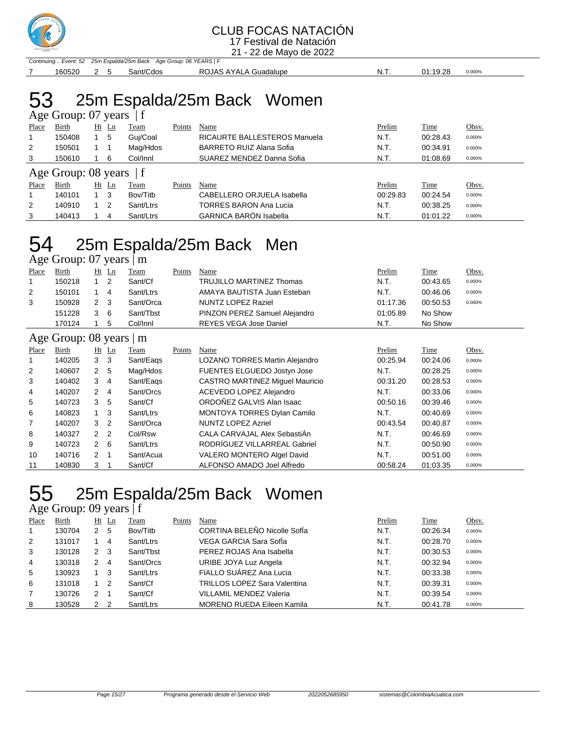CLUB FOCAS NATACIÓN
17 Festival de Natación
21 - 22 de Mayo de 2022

*Continuing... Event: 52 25m Espalda/25m Back Age Group: 06 YEARS | F*

| Place | Birth | Ht | Ln | Team | Points | Name | Prelim | Time | Obsv. |
|---|---|---|---|---|---|---|---|---|---|
| 7 | 160520 | 2 | 5 | Sant/Cdos | | ROJAS AYALA Guadalupe | N.T. | 01:19.28 | 0.000% |

# 53 25m Espalda/25m Back Women

## Age Group: 07 years | f

| Place | Birth | Ht | Ln | Team | Points | Name | Prelim | Time | Obsv. |
|---|---|---|---|---|---|---|---|---|---|
| 1 | 150408 | 1 | 5 | Guj/Coal | | RICAURTE BALLESTEROS Manuela | N.T. | 00:28.43 | 0.000% |
| 2 | 150501 | 1 | 1 | Mag/Hdos | | BARRETO RUIZ Alana Sofia | N.T. | 00:34.91 | 0.000% |
| 3 | 150610 | 1 | 6 | Col/Innl | | SUAREZ MENDEZ Danna Sofia | N.T. | 01:08.69 | 0.000% |

## Age Group: 08 years | f

| Place | Birth | Ht | Ln | Team | Points | Name | Prelim | Time | Obsv. |
|---|---|---|---|---|---|---|---|---|---|
| 1 | 140101 | 1 | 3 | Bov/Titb | | CABELLERO ORJUELA Isabella | 00:29.83 | 00:24.54 | 0.000% |
| 2 | 140910 | 1 | 2 | Sant/Ltrs | | TORRES BARON Ana Lucia | N.T. | 00:38.25 | 0.000% |
| 3 | 140413 | 1 | 4 | Sant/Ltrs | | GARNICA BARÓN Isabella | N.T. | 01:01.22 | 0.000% |

# 54 25m Espalda/25m Back Men

## Age Group: 07 years | m

| Place | Birth | Ht | Ln | Team | Points | Name | Prelim | Time | Obsv. |
|---|---|---|---|---|---|---|---|---|---|
| 1 | 150218 | 1 | 2 | Sant/Cf | | TRUJILLO MARTINEZ Thomas | N.T. | 00:43.65 | 0.000% |
| 2 | 150101 | 1 | 4 | Sant/Ltrs | | AMAYA BAUTISTA Juan Esteban | N.T. | 00:46.06 | 0.000% |
| 3 | 150928 | 2 | 3 | Sant/Orca | | NUNTZ LOPEZ Raziel | 01:17.36 | 00:50.53 | 0.000% |
| | 151228 | 3 | 6 | Sant/Tbst | | PINZON PEREZ Samuel Alejandro | 01:05.89 | No Show | |
| | 170124 | 1 | 5 | Col/Innl | | REYES VEGA Jose Daniel | N.T. | No Show | |

## Age Group: 08 years | m

| Place | Birth | Ht | Ln | Team | Points | Name | Prelim | Time | Obsv. |
|---|---|---|---|---|---|---|---|---|---|
| 1 | 140205 | 3 | 3 | Sant/Eaqs | | LOZANO TORRES Martin Alejandro | 00:25.94 | 00:24.06 | 0.000% |
| 2 | 140607 | 2 | 5 | Mag/Hdos | | FUENTES ELGUEDO Jostyn Jose | N.T. | 00:28.25 | 0.000% |
| 3 | 140402 | 3 | 4 | Sant/Eaqs | | CASTRO MARTINEZ Miguel Mauricio | 00:31.20 | 00:28.53 | 0.000% |
| 4 | 140207 | 2 | 4 | Sant/Orcs | | ACEVEDO LOPEZ Alejandro | N.T. | 00:33.06 | 0.000% |
| 5 | 140723 | 3 | 5 | Sant/Cf | | ORDOÑEZ GALVIS Alan Isaac | 00:50.16 | 00:39.46 | 0.000% |
| 6 | 140823 | 1 | 3 | Sant/Ltrs | | MONTOYA TORRES Dylan Camilo | N.T. | 00:40.69 | 0.000% |
| 7 | 140207 | 3 | 2 | Sant/Orca | | NUNTZ LOPEZ Azriel | 00:43.54 | 00:40.87 | 0.000% |
| 8 | 140327 | 2 | 2 | Col/Rsw | | CALA CARVAJAL Alex SebastiÁn | N.T. | 00:46.69 | 0.000% |
| 9 | 140723 | 2 | 6 | Sant/Ltrs | | RODRÍGUEZ VILLARREAL Gabriel | N.T. | 00:50.90 | 0.000% |
| 10 | 140716 | 2 | 1 | Sant/Acua | | VALERO MONTERO Algel David | N.T. | 00:51.00 | 0.000% |
| 11 | 140830 | 3 | 1 | Sant/Cf | | ALFONSO AMADO Joel Alfredo | 00:58.24 | 01:03.35 | 0.000% |

# 55 25m Espalda/25m Back Women

## Age Group: 09 years | f

| Place | Birth | Ht | Ln | Team | Points | Name | Prelim | Time | Obsv. |
|---|---|---|---|---|---|---|---|---|---|
| 1 | 130704 | 2 | 5 | Bov/Titb | | CORTINA BELEÑO Nicolle SofÍa | N.T. | 00:26.34 | 0.000% |
| 2 | 131017 | 1 | 4 | Sant/Ltrs | | VEGA GARCIA Sara SofÍa | N.T. | 00:28.70 | 0.000% |
| 3 | 130128 | 2 | 3 | Sant/Tbst | | PEREZ ROJAS Ana Isabella | N.T. | 00:30.53 | 0.000% |
| 4 | 130318 | 2 | 4 | Sant/Orcs | | URIBE JOYA Luz Angela | N.T. | 00:32.94 | 0.000% |
| 5 | 130923 | 1 | 3 | Sant/Ltrs | | FIALLO SUÁREZ Ana Lucia | N.T. | 00:33.38 | 0.000% |
| 6 | 131018 | 1 | 2 | Sant/Cf | | TRILLOS LOPEZ Sara Valentina | N.T. | 00:39.31 | 0.000% |
| 7 | 130726 | 2 | 1 | Sant/Cf | | VILLAMIL MENDEZ Valeria | N.T. | 00:39.54 | 0.000% |
| 8 | 130528 | 2 | 2 | Sant/Ltrs | | MORENO RUEDA Eileen Kamila | N.T. | 00:41.78 | 0.000% |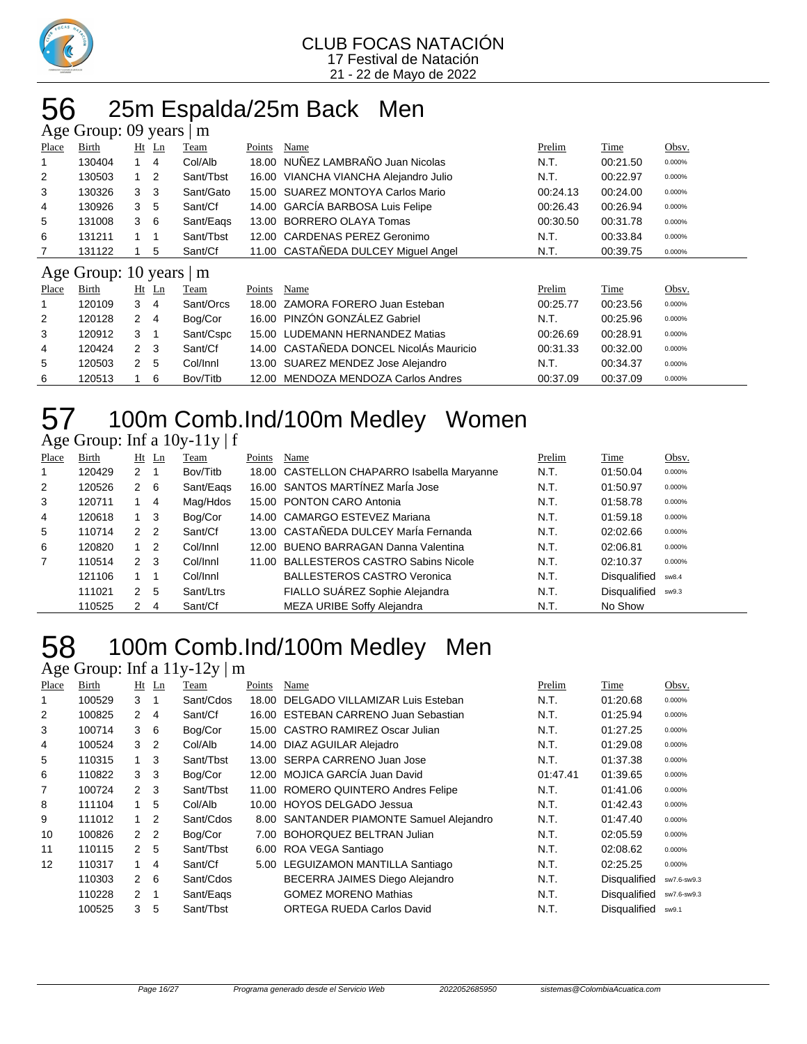CLUB FOCAS NATACIÓN
17 Festival de Natación
21 - 22 de Mayo de 2022

# 56 25m Espalda/25m Back Men

## Age Group: 09 years | m

| Place | Birth | Ht | Ln | Team | Points | Name | Prelim | Time | Obsv. |
|---|---|---|---|---|---|---|---|---|---|
| 1 | 130404 | 1 | 4 | Col/Alb | 18.00 | NUÑEZ LAMBRAÑO Juan Nicolas | N.T. | 00:21.50 | 0.000% |
| 2 | 130503 | 1 | 2 | Sant/Tbst | 16.00 | VIANCHA VIANCHA Alejandro Julio | N.T. | 00:22.97 | 0.000% |
| 3 | 130326 | 3 | 3 | Sant/Gato | 15.00 | SUAREZ MONTOYA Carlos Mario | 00:24.13 | 00:24.00 | 0.000% |
| 4 | 130926 | 3 | 5 | Sant/Cf | 14.00 | GARCÍA BARBOSA Luis Felipe | 00:26.43 | 00:26.94 | 0.000% |
| 5 | 131008 | 3 | 6 | Sant/Eaqs | 13.00 | BORRERO OLAYA Tomas | 00:30.50 | 00:31.78 | 0.000% |
| 6 | 131211 | 1 | 1 | Sant/Tbst | 12.00 | CARDENAS PEREZ Geronimo | N.T. | 00:33.84 | 0.000% |
| 7 | 131122 | 1 | 5 | Sant/Cf | 11.00 | CASTAÑEDA DULCEY Miguel Angel | N.T. | 00:39.75 | 0.000% |

## Age Group: 10 years | m

| Place | Birth | Ht | Ln | Team | Points | Name | Prelim | Time | Obsv. |
|---|---|---|---|---|---|---|---|---|---|
| 1 | 120109 | 3 | 4 | Sant/Orcs | 18.00 | ZAMORA FORERO Juan Esteban | 00:25.77 | 00:23.56 | 0.000% |
| 2 | 120128 | 2 | 4 | Bog/Cor | 16.00 | PINZÓN GONZÁLEZ Gabriel | N.T. | 00:25.96 | 0.000% |
| 3 | 120912 | 3 | 1 | Sant/Cspc | 15.00 | LUDEMANN HERNANDEZ Matias | 00:26.69 | 00:28.91 | 0.000% |
| 4 | 120424 | 2 | 3 | Sant/Cf | 14.00 | CASTAÑEDA DONCEL NicolÁs Mauricio | 00:31.33 | 00:32.00 | 0.000% |
| 5 | 120503 | 2 | 5 | Col/Innl | 13.00 | SUAREZ MENDEZ Jose Alejandro | N.T. | 00:34.37 | 0.000% |
| 6 | 120513 | 1 | 6 | Bov/Titb | 12.00 | MENDOZA MENDOZA Carlos Andres | 00:37.09 | 00:37.09 | 0.000% |

# 57 100m Comb.Ind/100m Medley Women

## Age Group: Inf a 10y-11y | f

| Place | Birth | Ht | Ln | Team | Points | Name | Prelim | Time | Obsv. |
|---|---|---|---|---|---|---|---|---|---|
| 1 | 120429 | 2 | 1 | Bov/Titb | 18.00 | CASTELLON CHAPARRO Isabella Maryanne | N.T. | 01:50.04 | 0.000% |
| 2 | 120526 | 2 | 6 | Sant/Eaqs | 16.00 | SANTOS MARTÍNEZ MarÍa Jose | N.T. | 01:50.97 | 0.000% |
| 3 | 120711 | 1 | 4 | Mag/Hdos | 15.00 | PONTON CARO Antonia | N.T. | 01:58.78 | 0.000% |
| 4 | 120618 | 1 | 3 | Bog/Cor | 14.00 | CAMARGO ESTEVEZ Mariana | N.T. | 01:59.18 | 0.000% |
| 5 | 110714 | 2 | 2 | Sant/Cf | 13.00 | CASTAÑEDA DULCEY MarÍa Fernanda | N.T. | 02:02.66 | 0.000% |
| 6 | 120820 | 1 | 2 | Col/Innl | 12.00 | BUENO BARRAGAN Danna Valentina | N.T. | 02:06.81 | 0.000% |
| 7 | 110514 | 2 | 3 | Col/Innl | 11.00 | BALLESTEROS CASTRO Sabins Nicole | N.T. | 02:10.37 | 0.000% |
| | 121106 | 1 | 1 | Col/Innl | | BALLESTEROS CASTRO Veronica | N.T. | Disqualified | sw8.4 |
| | 111021 | 2 | 5 | Sant/Ltrs | | FIALLO SUÁREZ Sophie Alejandra | N.T. | Disqualified | sw9.3 |
| | 110525 | 2 | 4 | Sant/Cf | | MEZA URIBE Soffy Alejandra | N.T. | No Show | |

# 58 100m Comb.Ind/100m Medley Men

## Age Group: Inf a 11y-12y | m

| Place | Birth | Ht | Ln | Team | Points | Name | Prelim | Time | Obsv. |
|---|---|---|---|---|---|---|---|---|---|
| 1 | 100529 | 3 | 1 | Sant/Cdos | 18.00 | DELGADO VILLAMIZAR Luis Esteban | N.T. | 01:20.68 | 0.000% |
| 2 | 100825 | 2 | 4 | Sant/Cf | 16.00 | ESTEBAN CARRENO Juan Sebastian | N.T. | 01:25.94 | 0.000% |
| 3 | 100714 | 3 | 6 | Bog/Cor | 15.00 | CASTRO RAMIREZ Oscar Julian | N.T. | 01:27.25 | 0.000% |
| 4 | 100524 | 3 | 2 | Col/Alb | 14.00 | DIAZ AGUILAR Alejadro | N.T. | 01:29.08 | 0.000% |
| 5 | 110315 | 1 | 3 | Sant/Tbst | 13.00 | SERPA CARRENO Juan Jose | N.T. | 01:37.38 | 0.000% |
| 6 | 110822 | 3 | 3 | Bog/Cor | 12.00 | MOJICA GARCÍA Juan David | 01:47.41 | 01:39.65 | 0.000% |
| 7 | 100724 | 2 | 3 | Sant/Tbst | 11.00 | ROMERO QUINTERO Andres Felipe | N.T. | 01:41.06 | 0.000% |
| 8 | 111104 | 1 | 5 | Col/Alb | 10.00 | HOYOS DELGADO Jessua | N.T. | 01:42.43 | 0.000% |
| 9 | 111012 | 1 | 2 | Sant/Cdos | 8.00 | SANTANDER PIAMONTE Samuel Alejandro | N.T. | 01:47.40 | 0.000% |
| 10 | 100826 | 2 | 2 | Bog/Cor | 7.00 | BOHORQUEZ BELTRAN Julian | N.T. | 02:05.59 | 0.000% |
| 11 | 110115 | 2 | 5 | Sant/Tbst | 6.00 | ROA VEGA Santiago | N.T. | 02:08.62 | 0.000% |
| 12 | 110317 | 1 | 4 | Sant/Cf | 5.00 | LEGUIZAMON MANTILLA Santiago | N.T. | 02:25.25 | 0.000% |
| | 110303 | 2 | 6 | Sant/Cdos | | BECERRA JAIMES Diego Alejandro | N.T. | Disqualified | sw7.6-sw9.3 |
| | 110228 | 2 | 1 | Sant/Eaqs | | GOMEZ MORENO Mathias | N.T. | Disqualified | sw7.6-sw9.3 |
| | 100525 | 3 | 5 | Sant/Tbst | | ORTEGA RUEDA Carlos David | N.T. | Disqualified | sw9.1 |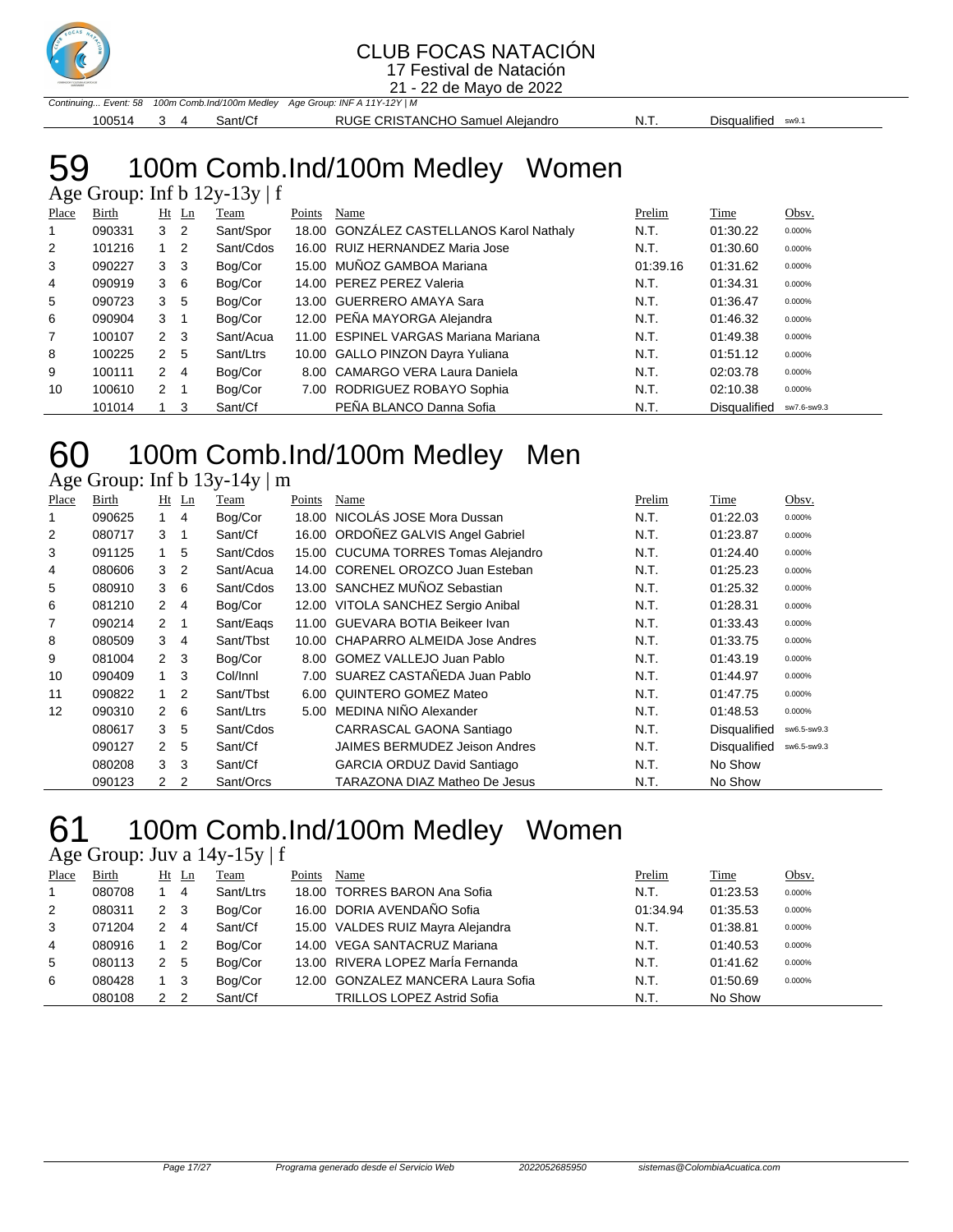# CLUB FOCAS NATACIÓN

17 Festival de Natación

21 - 22 de Mayo de 2022

*Continuing... Event: 58 100m Comb.Ind/100m Medley Age Group: INF A 11Y-12Y | M*

| Place | Birth | Ht | Ln | Team | Points | Name | Prelim | Time | Obsv. |
|---|---|---|---|---|---|---|---|---|---|
| | 100514 | 3 | 4 | Sant/Cf | | RUGE CRISTANCHO Samuel Alejandro | N.T. | Disqualified | sw9.1 |

## 59 100m Comb.Ind/100m Medley Women

Age Group: Inf b 12y-13y | f

| Place | Birth | Ht | Ln | Team | Points | Name | Prelim | Time | Obsv. |
|---|---|---|---|---|---|---|---|---|---|
| 1 | 090331 | 3 | 2 | Sant/Spor | 18.00 | GONZÁLEZ CASTELLANOS Karol Nathaly | N.T. | 01:30.22 | 0.000% |
| 2 | 101216 | 1 | 2 | Sant/Cdos | 16.00 | RUIZ HERNANDEZ Maria Jose | N.T. | 01:30.60 | 0.000% |
| 3 | 090227 | 3 | 3 | Bog/Cor | 15.00 | MUÑOZ GAMBOA Mariana | 01:39.16 | 01:31.62 | 0.000% |
| 4 | 090919 | 3 | 6 | Bog/Cor | 14.00 | PEREZ PEREZ Valeria | N.T. | 01:34.31 | 0.000% |
| 5 | 090723 | 3 | 5 | Bog/Cor | 13.00 | GUERRERO AMAYA Sara | N.T. | 01:36.47 | 0.000% |
| 6 | 090904 | 3 | 1 | Bog/Cor | 12.00 | PEÑA MAYORGA Alejandra | N.T. | 01:46.32 | 0.000% |
| 7 | 100107 | 2 | 3 | Sant/Acua | 11.00 | ESPINEL VARGAS Mariana Mariana | N.T. | 01:49.38 | 0.000% |
| 8 | 100225 | 2 | 5 | Sant/Ltrs | 10.00 | GALLO PINZON Dayra Yuliana | N.T. | 01:51.12 | 0.000% |
| 9 | 100111 | 2 | 4 | Bog/Cor | 8.00 | CAMARGO VERA Laura Daniela | N.T. | 02:03.78 | 0.000% |
| 10 | 100610 | 2 | 1 | Bog/Cor | 7.00 | RODRIGUEZ ROBAYO Sophia | N.T. | 02:10.38 | 0.000% |
| | 101014 | 1 | 3 | Sant/Cf | | PEÑA BLANCO Danna Sofia | N.T. | Disqualified | sw7.6-sw9.3 |

## 60 100m Comb.Ind/100m Medley Men

Age Group: Inf b 13y-14y | m

| Place | Birth | Ht | Ln | Team | Points | Name | Prelim | Time | Obsv. |
|---|---|---|---|---|---|---|---|---|---|
| 1 | 090625 | 1 | 4 | Bog/Cor | 18.00 | NICOLÁS JOSE Mora Dussan | N.T. | 01:22.03 | 0.000% |
| 2 | 080717 | 3 | 1 | Sant/Cf | 16.00 | ORDOÑEZ GALVIS Angel Gabriel | N.T. | 01:23.87 | 0.000% |
| 3 | 091125 | 1 | 5 | Sant/Cdos | 15.00 | CUCUMA TORRES Tomas Alejandro | N.T. | 01:24.40 | 0.000% |
| 4 | 080606 | 3 | 2 | Sant/Acua | 14.00 | CORENEL OROZCO Juan Esteban | N.T. | 01:25.23 | 0.000% |
| 5 | 080910 | 3 | 6 | Sant/Cdos | 13.00 | SANCHEZ MUÑOZ Sebastian | N.T. | 01:25.32 | 0.000% |
| 6 | 081210 | 2 | 4 | Bog/Cor | 12.00 | VITOLA SANCHEZ Sergio Anibal | N.T. | 01:28.31 | 0.000% |
| 7 | 090214 | 2 | 1 | Sant/Eaqs | 11.00 | GUEVARA BOTIA Beikeer Ivan | N.T. | 01:33.43 | 0.000% |
| 8 | 080509 | 3 | 4 | Sant/Tbst | 10.00 | CHAPARRO ALMEIDA Jose Andres | N.T. | 01:33.75 | 0.000% |
| 9 | 081004 | 2 | 3 | Bog/Cor | 8.00 | GOMEZ VALLEJO Juan Pablo | N.T. | 01:43.19 | 0.000% |
| 10 | 090409 | 1 | 3 | Col/Innl | 7.00 | SUAREZ CASTAÑEDA Juan Pablo | N.T. | 01:44.97 | 0.000% |
| 11 | 090822 | 1 | 2 | Sant/Tbst | 6.00 | QUINTERO GOMEZ Mateo | N.T. | 01:47.75 | 0.000% |
| 12 | 090310 | 2 | 6 | Sant/Ltrs | 5.00 | MEDINA NIÑO Alexander | N.T. | 01:48.53 | 0.000% |
| | 080617 | 3 | 5 | Sant/Cdos | | CARRASCAL GAONA Santiago | N.T. | Disqualified | sw6.5-sw9.3 |
| | 090127 | 2 | 5 | Sant/Cf | | JAIMES BERMUDEZ Jeison Andres | N.T. | Disqualified | sw6.5-sw9.3 |
| | 080208 | 3 | 3 | Sant/Cf | | GARCIA ORDUZ David Santiago | N.T. | No Show | |
| | 090123 | 2 | 2 | Sant/Orcs | | TARAZONA DIAZ Matheo De Jesus | N.T. | No Show | |

## 61 100m Comb.Ind/100m Medley Women

Age Group: Juv a 14y-15y | f

| Place | Birth | Ht | Ln | Team | Points | Name | Prelim | Time | Obsv. |
|---|---|---|---|---|---|---|---|---|---|
| 1 | 080708 | 1 | 4 | Sant/Ltrs | 18.00 | TORRES BARON Ana Sofia | N.T. | 01:23.53 | 0.000% |
| 2 | 080311 | 2 | 3 | Bog/Cor | 16.00 | DORIA AVENDAÑO Sofia | 01:34.94 | 01:35.53 | 0.000% |
| 3 | 071204 | 2 | 4 | Sant/Cf | 15.00 | VALDES RUIZ Mayra Alejandra | N.T. | 01:38.81 | 0.000% |
| 4 | 080916 | 1 | 2 | Bog/Cor | 14.00 | VEGA SANTACRUZ Mariana | N.T. | 01:40.53 | 0.000% |
| 5 | 080113 | 2 | 5 | Bog/Cor | 13.00 | RIVERA LOPEZ MarÍa Fernanda | N.T. | 01:41.62 | 0.000% |
| 6 | 080428 | 1 | 3 | Bog/Cor | 12.00 | GONZALEZ MANCERA Laura Sofia | N.T. | 01:50.69 | 0.000% |
| | 080108 | 2 | 2 | Sant/Cf | | TRILLOS LOPEZ Astrid Sofia | N.T. | No Show | |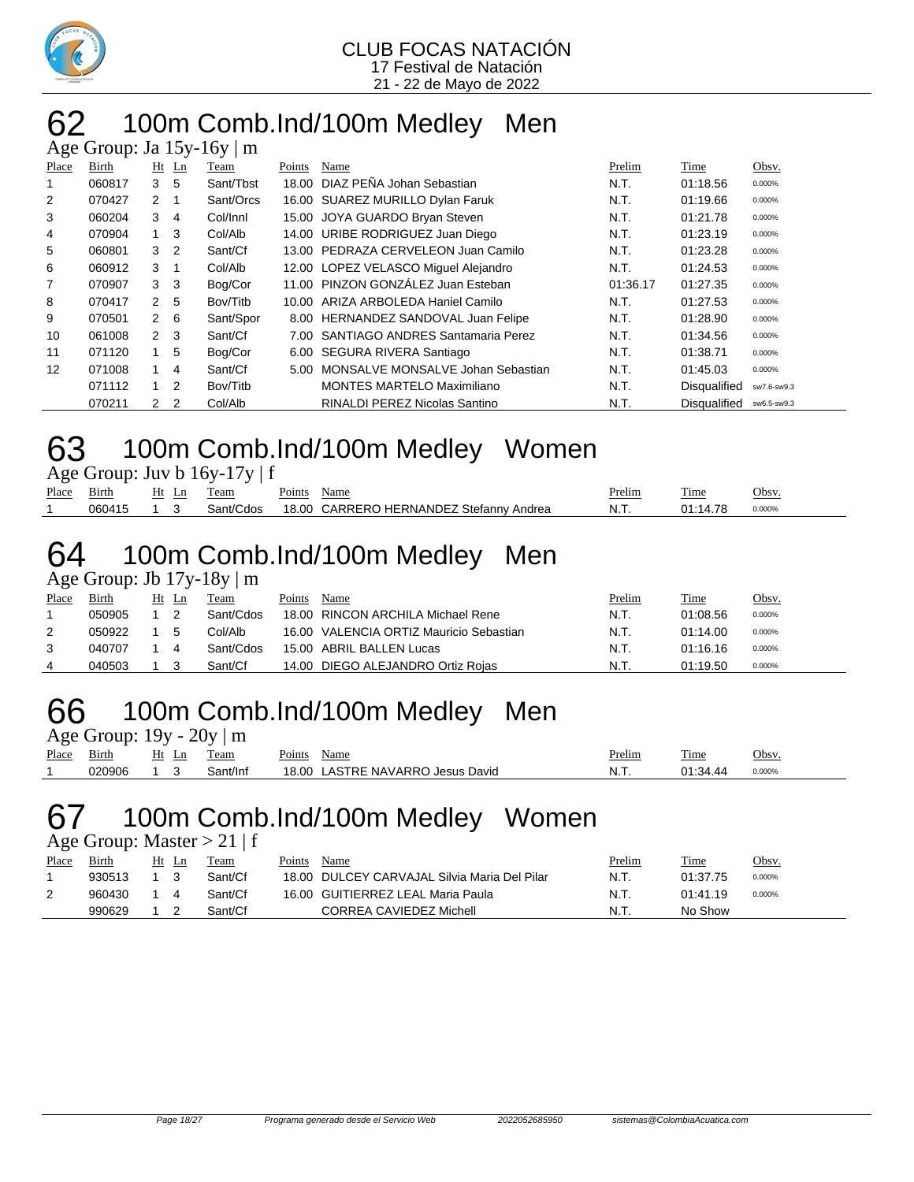CLUB FOCAS NATACIÓN
17 Festival de Natación
21 - 22 de Mayo de 2022

# 62 100m Comb.Ind/100m Medley Men

Age Group: Ja 15y-16y | m

| Place | Birth | Ht | Ln | Team | Points | Name | Prelim | Time | Obsv. |
|---|---|---|---|---|---|---|---|---|---|
| 1 | 060817 | 3 | 5 | Sant/Tbst | 18.00 | DIAZ PEÑA Johan Sebastian | N.T. | 01:18.56 | 0.000% |
| 2 | 070427 | 2 | 1 | Sant/Orcs | 16.00 | SUAREZ MURILLO Dylan Faruk | N.T. | 01:19.66 | 0.000% |
| 3 | 060204 | 3 | 4 | Col/Innl | 15.00 | JOYA GUARDO Bryan Steven | N.T. | 01:21.78 | 0.000% |
| 4 | 070904 | 1 | 3 | Col/Alb | 14.00 | URIBE RODRIGUEZ Juan Diego | N.T. | 01:23.19 | 0.000% |
| 5 | 060801 | 3 | 2 | Sant/Cf | 13.00 | PEDRAZA CERVELEON Juan Camilo | N.T. | 01:23.28 | 0.000% |
| 6 | 060912 | 3 | 1 | Col/Alb | 12.00 | LOPEZ VELASCO Miguel Alejandro | N.T. | 01:24.53 | 0.000% |
| 7 | 070907 | 3 | 3 | Bog/Cor | 11.00 | PINZON GONZÁLEZ Juan Esteban | 01:36.17 | 01:27.35 | 0.000% |
| 8 | 070417 | 2 | 5 | Bov/Titb | 10.00 | ARIZA ARBOLEDA Haniel Camilo | N.T. | 01:27.53 | 0.000% |
| 9 | 070501 | 2 | 6 | Sant/Spor | 8.00 | HERNANDEZ SANDOVAL Juan Felipe | N.T. | 01:28.90 | 0.000% |
| 10 | 061008 | 2 | 3 | Sant/Cf | 7.00 | SANTIAGO ANDRES Santamaria Perez | N.T. | 01:34.56 | 0.000% |
| 11 | 071120 | 1 | 5 | Bog/Cor | 6.00 | SEGURA RIVERA Santiago | N.T. | 01:38.71 | 0.000% |
| 12 | 071008 | 1 | 4 | Sant/Cf | 5.00 | MONSALVE MONSALVE Johan Sebastian | N.T. | 01:45.03 | 0.000% |
| | 071112 | 1 | 2 | Bov/Titb | | MONTES MARTELO Maximiliano | N.T. | Disqualified | sw7.6-sw9.3 |
| | 070211 | 2 | 2 | Col/Alb | | RINALDI PEREZ Nicolas Santino | N.T. | Disqualified | sw6.5-sw9.3 |

# 63 100m Comb.Ind/100m Medley Women

Age Group: Juv b 16y-17y | f

| Place | Birth | Ht | Ln | Team | Points | Name | Prelim | Time | Obsv. |
|---|---|---|---|---|---|---|---|---|---|
| 1 | 060415 | 1 | 3 | Sant/Cdos | 18.00 | CARRERO HERNANDEZ Stefanny Andrea | N.T. | 01:14.78 | 0.000% |

# 64 100m Comb.Ind/100m Medley Men

Age Group: Jb 17y-18y | m

| Place | Birth | Ht | Ln | Team | Points | Name | Prelim | Time | Obsv. |
|---|---|---|---|---|---|---|---|---|---|
| 1 | 050905 | 1 | 2 | Sant/Cdos | 18.00 | RINCON ARCHILA Michael Rene | N.T. | 01:08.56 | 0.000% |
| 2 | 050922 | 1 | 5 | Col/Alb | 16.00 | VALENCIA ORTIZ Mauricio Sebastian | N.T. | 01:14.00 | 0.000% |
| 3 | 040707 | 1 | 4 | Sant/Cdos | 15.00 | ABRIL BALLEN Lucas | N.T. | 01:16.16 | 0.000% |
| 4 | 040503 | 1 | 3 | Sant/Cf | 14.00 | DIEGO ALEJANDRO Ortiz Rojas | N.T. | 01:19.50 | 0.000% |

# 66 100m Comb.Ind/100m Medley Men

Age Group: 19y - 20y | m

| Place | Birth | Ht | Ln | Team | Points | Name | Prelim | Time | Obsv. |
|---|---|---|---|---|---|---|---|---|---|
| 1 | 020906 | 1 | 3 | Sant/Inf | 18.00 | LASTRE NAVARRO Jesus David | N.T. | 01:34.44 | 0.000% |

# 67 100m Comb.Ind/100m Medley Women

Age Group: Master > 21 | f

| Place | Birth | Ht | Ln | Team | Points | Name | Prelim | Time | Obsv. |
|---|---|---|---|---|---|---|---|---|---|
| 1 | 930513 | 1 | 3 | Sant/Cf | 18.00 | DULCEY CARVAJAL Silvia Maria Del Pilar | N.T. | 01:37.75 | 0.000% |
| 2 | 960430 | 1 | 4 | Sant/Cf | 16.00 | GUITIERREZ LEAL Maria Paula | N.T. | 01:41.19 | 0.000% |
| | 990629 | 1 | 2 | Sant/Cf | | CORREA CAVIEDEZ Michell | N.T. | No Show | |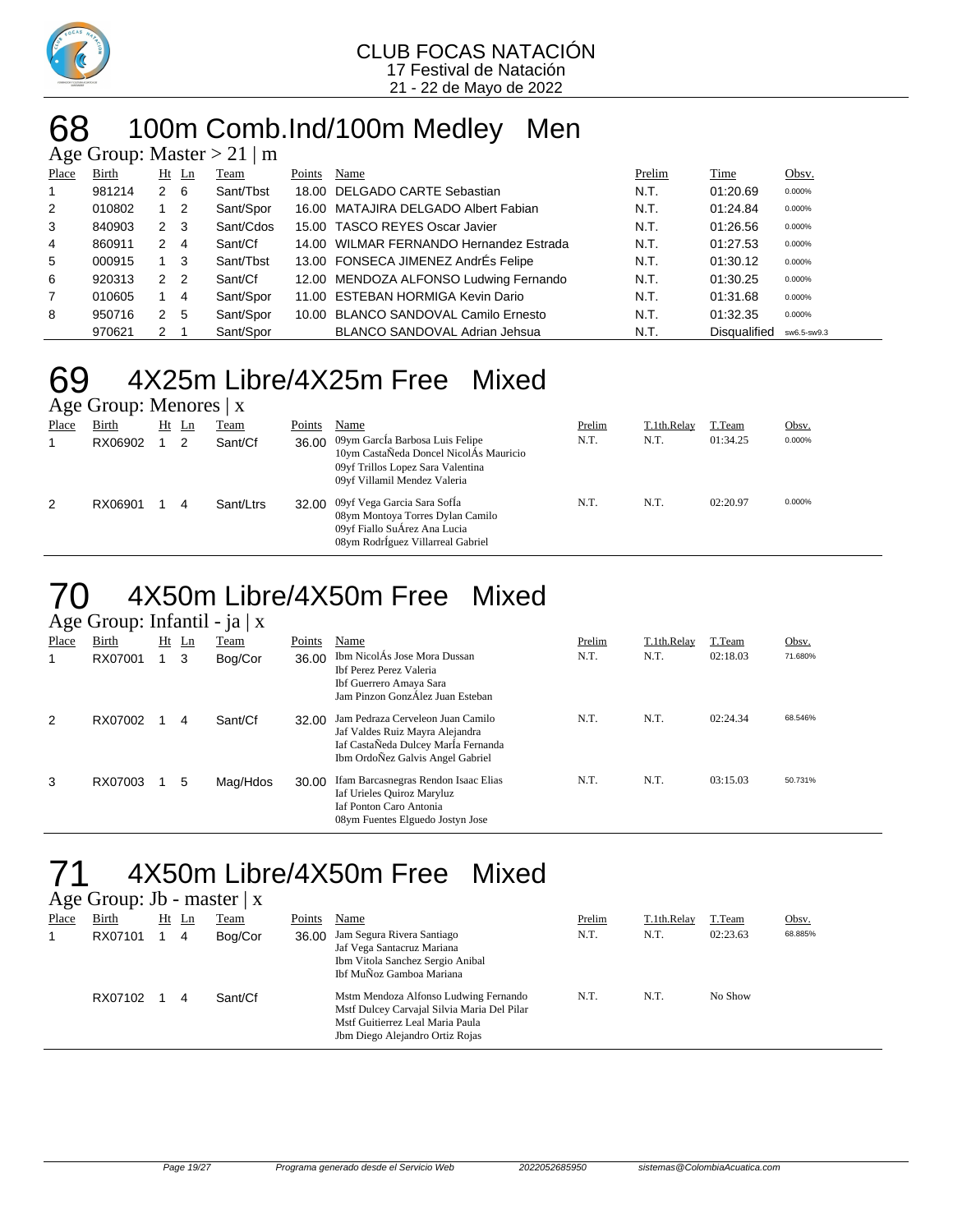CLUB FOCAS NATACIÓN
17 Festival de Natación
21 - 22 de Mayo de 2022

# 68 100m Comb.Ind/100m Medley Men

Age Group: Master > 21 | m

| Place | Birth | Ht | Ln | Team | Points | Name | Prelim | Time | Obsv. |
|---|---|---|---|---|---|---|---|---|---|
| 1 | 981214 | 2 | 6 | Sant/Tbst | 18.00 | DELGADO CARTE Sebastian | N.T. | 01:20.69 | 0.000% |
| 2 | 010802 | 1 | 2 | Sant/Spor | 16.00 | MATAJIRA DELGADO Albert Fabian | N.T. | 01:24.84 | 0.000% |
| 3 | 840903 | 2 | 3 | Sant/Cdos | 15.00 | TASCO REYES Oscar Javier | N.T. | 01:26.56 | 0.000% |
| 4 | 860911 | 2 | 4 | Sant/Cf | 14.00 | WILMAR FERNANDO Hernandez Estrada | N.T. | 01:27.53 | 0.000% |
| 5 | 000915 | 1 | 3 | Sant/Tbst | 13.00 | FONSECA JIMENEZ AndrÉs Felipe | N.T. | 01:30.12 | 0.000% |
| 6 | 920313 | 2 | 2 | Sant/Cf | 12.00 | MENDOZA ALFONSO Ludwing Fernando | N.T. | 01:30.25 | 0.000% |
| 7 | 010605 | 1 | 4 | Sant/Spor | 11.00 | ESTEBAN HORMIGA Kevin Dario | N.T. | 01:31.68 | 0.000% |
| 8 | 950716 | 2 | 5 | Sant/Spor | 10.00 | BLANCO SANDOVAL Camilo Ernesto | N.T. | 01:32.35 | 0.000% |
| | 970621 | 2 | 1 | Sant/Spor | | BLANCO SANDOVAL Adrian Jehsua | N.T. | Disqualified | sw6.5-sw9.3 |

# 69 4X25m Libre/4X25m Free Mixed

Age Group: Menores | x

| Place | Birth | Ht | Ln | Team | Points | Name | Prelim | T.1th.Relay | T.Team | Obsv. |
|---|---|---|---|---|---|---|---|---|---|---|
| 1 | RX06902 | 1 | 2 | Sant/Cf | 36.00 | 09ym GarcÍa Barbosa Luis Felipe<br>10ym CastaÑeda Doncel NicolÁs Mauricio<br>09yf Trillos Lopez Sara Valentina<br>09yf Villamil Mendez Valeria | N.T. | N.T. | 01:34.25 | 0.000% |
| 2 | RX06901 | 1 | 4 | Sant/Ltrs | 32.00 | 09yf Vega Garcia Sara SofÍa<br>08ym Montoya Torres Dylan Camilo<br>09yf Fiallo SuÁrez Ana Lucia<br>08ym RodrÍguez Villarreal Gabriel | N.T. | N.T. | 02:20.97 | 0.000% |

# 70 4X50m Libre/4X50m Free Mixed

Age Group: Infantil - ja | x

| Place | Birth | Ht | Ln | Team | Points | Name | Prelim | T.1th.Relay | T.Team | Obsv. |
|---|---|---|---|---|---|---|---|---|---|---|
| 1 | RX07001 | 1 | 3 | Bog/Cor | 36.00 | Ibm NicolÁs Jose Mora Dussan<br>Ibf Perez Perez Valeria<br>Ibf Guerrero Amaya Sara<br>Jam Pinzon GonzÁlez Juan Esteban | N.T. | N.T. | 02:18.03 | 71.680% |
| 2 | RX07002 | 1 | 4 | Sant/Cf | 32.00 | Jam Pedraza Cerveleon Juan Camilo<br>Jaf Valdes Ruiz Mayra Alejandra<br>Iaf CastaÑeda Dulcey MarÍa Fernanda<br>Ibm OrdoÑez Galvis Angel Gabriel | N.T. | N.T. | 02:24.34 | 68.546% |
| 3 | RX07003 | 1 | 5 | Mag/Hdos | 30.00 | Ifam Barcasnegras Rendon Isaac Elias<br>Iaf Urieles Quiroz Maryluz<br>Iaf Ponton Caro Antonia<br>08ym Fuentes Elguedo Jostyn Jose | N.T. | N.T. | 03:15.03 | 50.731% |

# 71 4X50m Libre/4X50m Free Mixed

Age Group: Jb - master | x

| Place | Birth | Ht | Ln | Team | Points | Name | Prelim | T.1th.Relay | T.Team | Obsv. |
|---|---|---|---|---|---|---|---|---|---|---|
| 1 | RX07101 | 1 | 4 | Bog/Cor | 36.00 | Jam Segura Rivera Santiago<br>Jaf Vega Santacruz Mariana<br>Ibm Vitola Sanchez Sergio Anibal<br>Ibf MuÑoz Gamboa Mariana | N.T. | N.T. | 02:23.63 | 68.885% |
| | RX07102 | 1 | 4 | Sant/Cf | | Mstm Mendoza Alfonso Ludwing Fernando<br>Mstf Dulcey Carvajal Silvia Maria Del Pilar<br>Mstf Guitierrez Leal Maria Paula<br>Jbm Diego Alejandro Ortiz Rojas | N.T. | N.T. | No Show | |

Programa generado desde el Servicio Web 2022052685950 sistemas@ColombiaAcuatica.com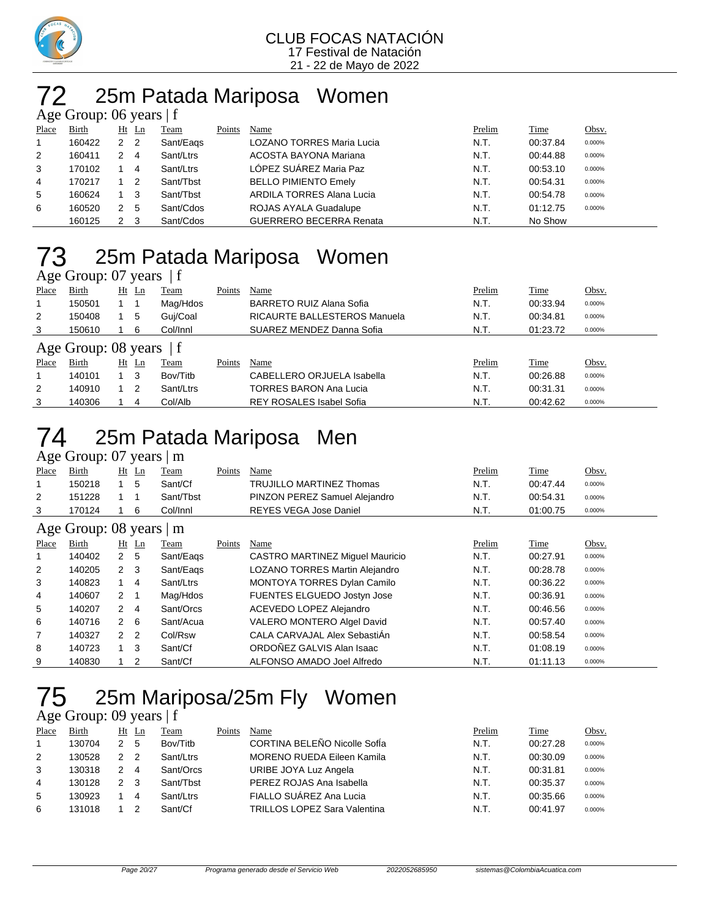CLUB FOCAS NATACIÓN
17 Festival de Natación
21 - 22 de Mayo de 2022

# 72 25m Patada Mariposa Women

## Age Group: 06 years | f

| Place | Birth | Ht | Ln | Team | Points | Name | Prelim | Time | Obsv. |
|---|---|---|---|---|---|---|---|---|---|
| 1 | 160422 | 2 | 2 | Sant/Eaqs | | LOZANO TORRES Maria Lucia | N.T. | 00:37.84 | 0.000% |
| 2 | 160411 | 2 | 4 | Sant/Ltrs | | ACOSTA BAYONA Mariana | N.T. | 00:44.88 | 0.000% |
| 3 | 170102 | 1 | 4 | Sant/Ltrs | | LÓPEZ SUÁREZ Maria Paz | N.T. | 00:53.10 | 0.000% |
| 4 | 170217 | 1 | 2 | Sant/Tbst | | BELLO PIMIENTO Emely | N.T. | 00:54.31 | 0.000% |
| 5 | 160624 | 1 | 3 | Sant/Tbst | | ARDILA TORRES Alana Lucia | N.T. | 00:54.78 | 0.000% |
| 6 | 160520 | 2 | 5 | Sant/Cdos | | ROJAS AYALA Guadalupe | N.T. | 01:12.75 | 0.000% |
| | 160125 | 2 | 3 | Sant/Cdos | | GUERRERO BECERRA Renata | N.T. | No Show | |

# 73 25m Patada Mariposa Women

## Age Group: 07 years | f

| Place | Birth | Ht | Ln | Team | Points | Name | Prelim | Time | Obsv. |
|---|---|---|---|---|---|---|---|---|---|
| 1 | 150501 | 1 | 1 | Mag/Hdos | | BARRETO RUIZ Alana Sofia | N.T. | 00:33.94 | 0.000% |
| 2 | 150408 | 1 | 5 | Guj/Coal | | RICAURTE BALLESTEROS Manuela | N.T. | 00:34.81 | 0.000% |
| 3 | 150610 | 1 | 6 | Col/Innl | | SUAREZ MENDEZ Danna Sofia | N.T. | 01:23.72 | 0.000% |

## Age Group: 08 years | f

| Place | Birth | Ht | Ln | Team | Points | Name | Prelim | Time | Obsv. |
|---|---|---|---|---|---|---|---|---|---|
| 1 | 140101 | 1 | 3 | Bov/Titb | | CABELLERO ORJUELA Isabella | N.T. | 00:26.88 | 0.000% |
| 2 | 140910 | 1 | 2 | Sant/Ltrs | | TORRES BARON Ana Lucia | N.T. | 00:31.31 | 0.000% |
| 3 | 140306 | 1 | 4 | Col/Alb | | REY ROSALES Isabel Sofia | N.T. | 00:42.62 | 0.000% |

# 74 25m Patada Mariposa Men

## Age Group: 07 years | m

| Place | Birth | Ht | Ln | Team | Points | Name | Prelim | Time | Obsv. |
|---|---|---|---|---|---|---|---|---|---|
| 1 | 150218 | 1 | 5 | Sant/Cf | | TRUJILLO MARTINEZ Thomas | N.T. | 00:47.44 | 0.000% |
| 2 | 151228 | 1 | 1 | Sant/Tbst | | PINZON PEREZ Samuel Alejandro | N.T. | 00:54.31 | 0.000% |
| 3 | 170124 | 1 | 6 | Col/Innl | | REYES VEGA Jose Daniel | N.T. | 01:00.75 | 0.000% |

## Age Group: 08 years | m

| Place | Birth | Ht | Ln | Team | Points | Name | Prelim | Time | Obsv. |
|---|---|---|---|---|---|---|---|---|---|
| 1 | 140402 | 2 | 5 | Sant/Eaqs | | CASTRO MARTINEZ Miguel Mauricio | N.T. | 00:27.91 | 0.000% |
| 2 | 140205 | 2 | 3 | Sant/Eaqs | | LOZANO TORRES Martin Alejandro | N.T. | 00:28.78 | 0.000% |
| 3 | 140823 | 1 | 4 | Sant/Ltrs | | MONTOYA TORRES Dylan Camilo | N.T. | 00:36.22 | 0.000% |
| 4 | 140607 | 2 | 1 | Mag/Hdos | | FUENTES ELGUEDO Jostyn Jose | N.T. | 00:36.91 | 0.000% |
| 5 | 140207 | 2 | 4 | Sant/Orcs | | ACEVEDO LOPEZ Alejandro | N.T. | 00:46.56 | 0.000% |
| 6 | 140716 | 2 | 6 | Sant/Acua | | VALERO MONTERO Algel David | N.T. | 00:57.40 | 0.000% |
| 7 | 140327 | 2 | 2 | Col/Rsw | | CALA CARVAJAL Alex SebastiÁn | N.T. | 00:58.54 | 0.000% |
| 8 | 140723 | 1 | 3 | Sant/Cf | | ORDOÑEZ GALVIS Alan Isaac | N.T. | 01:08.19 | 0.000% |
| 9 | 140830 | 1 | 2 | Sant/Cf | | ALFONSO AMADO Joel Alfredo | N.T. | 01:11.13 | 0.000% |

# 75 25m Mariposa/25m Fly Women

## Age Group: 09 years | f

| Place | Birth | Ht | Ln | Team | Points | Name | Prelim | Time | Obsv. |
|---|---|---|---|---|---|---|---|---|---|
| 1 | 130704 | 2 | 5 | Bov/Titb | | CORTINA BELEÑO Nicolle SofÍa | N.T. | 00:27.28 | 0.000% |
| 2 | 130528 | 2 | 2 | Sant/Ltrs | | MORENO RUEDA Eileen Kamila | N.T. | 00:30.09 | 0.000% |
| 3 | 130318 | 2 | 4 | Sant/Orcs | | URIBE JOYA Luz Angela | N.T. | 00:31.81 | 0.000% |
| 4 | 130128 | 2 | 3 | Sant/Tbst | | PEREZ ROJAS Ana Isabella | N.T. | 00:35.37 | 0.000% |
| 5 | 130923 | 1 | 4 | Sant/Ltrs | | FIALLO SUÁREZ Ana Lucia | N.T. | 00:35.66 | 0.000% |
| 6 | 131018 | 1 | 2 | Sant/Cf | | TRILLOS LOPEZ Sara Valentina | N.T. | 00:41.97 | 0.000% |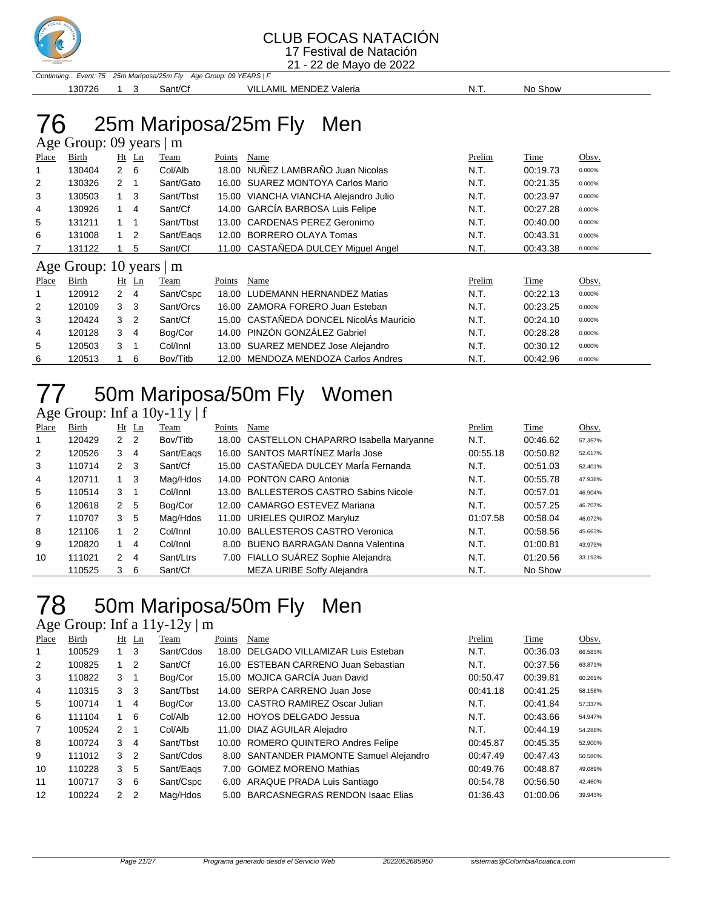# CLUB FOCAS NATACIÓN

17 Festival de Natación

21 - 22 de Mayo de 2022

*Continuing... Event: 75 25m Mariposa/25m Fly Age Group: 09 YEARS | F*

| Place | Birth | Ht | Ln | Team | Points | Name | Prelim | Time | Obsv. |
|---|---|---|---|---|---|---|---|---|---|
| | 130726 | 1 | 3 | Sant/Cf | | VILLAMIL MENDEZ Valeria | N.T. | No Show | |

# 76 25m Mariposa/25m Fly Men

## Age Group: 09 years | m

| Place | Birth | Ht | Ln | Team | Points | Name | Prelim | Time | Obsv. |
|---|---|---|---|---|---|---|---|---|---|
| 1 | 130404 | 2 | 6 | Col/Alb | 18.00 | NUÑEZ LAMBRAÑO Juan Nicolas | N.T. | 00:19.73 | 0.000% |
| 2 | 130326 | 2 | 1 | Sant/Gato | 16.00 | SUAREZ MONTOYA Carlos Mario | N.T. | 00:21.35 | 0.000% |
| 3 | 130503 | 1 | 3 | Sant/Tbst | 15.00 | VIANCHA VIANCHA Alejandro Julio | N.T. | 00:23.97 | 0.000% |
| 4 | 130926 | 1 | 4 | Sant/Cf | 14.00 | GARCÍA BARBOSA Luis Felipe | N.T. | 00:27.28 | 0.000% |
| 5 | 131211 | 1 | 1 | Sant/Tbst | 13.00 | CARDENAS PEREZ Geronimo | N.T. | 00:40.00 | 0.000% |
| 6 | 131008 | 1 | 2 | Sant/Eaqs | 12.00 | BORRERO OLAYA Tomas | N.T. | 00:43.31 | 0.000% |
| 7 | 131122 | 1 | 5 | Sant/Cf | 11.00 | CASTAÑEDA DULCEY Miguel Angel | N.T. | 00:43.38 | 0.000% |

## Age Group: 10 years | m

| Place | Birth | Ht | Ln | Team | Points | Name | Prelim | Time | Obsv. |
|---|---|---|---|---|---|---|---|---|---|
| 1 | 120912 | 2 | 4 | Sant/Cspc | 18.00 | LUDEMANN HERNANDEZ Matias | N.T. | 00:22.13 | 0.000% |
| 2 | 120109 | 3 | 3 | Sant/Orcs | 16.00 | ZAMORA FORERO Juan Esteban | N.T. | 00:23.25 | 0.000% |
| 3 | 120424 | 3 | 2 | Sant/Cf | 15.00 | CASTAÑEDA DONCEL NicolÁs Mauricio | N.T. | 00:24.10 | 0.000% |
| 4 | 120128 | 3 | 4 | Bog/Cor | 14.00 | PINZÓN GONZÁLEZ Gabriel | N.T. | 00:28.28 | 0.000% |
| 5 | 120503 | 3 | 1 | Col/Innl | 13.00 | SUAREZ MENDEZ Jose Alejandro | N.T. | 00:30.12 | 0.000% |
| 6 | 120513 | 1 | 6 | Bov/Titb | 12.00 | MENDOZA MENDOZA Carlos Andres | N.T. | 00:42.96 | 0.000% |

# 77 50m Mariposa/50m Fly Women

## Age Group: Inf a 10y-11y | f

| Place | Birth | Ht | Ln | Team | Points | Name | Prelim | Time | Obsv. |
|---|---|---|---|---|---|---|---|---|---|
| 1 | 120429 | 2 | 2 | Bov/Titb | 18.00 | CASTELLON CHAPARRO Isabella Maryanne | N.T. | 00:46.62 | 57.357% |
| 2 | 120526 | 3 | 4 | Sant/Eaqs | 16.00 | SANTOS MARTÍNEZ MarÍa Jose | 00:55.18 | 00:50.82 | 52.617% |
| 3 | 110714 | 2 | 3 | Sant/Cf | 15.00 | CASTAÑEDA DULCEY MarÍa Fernanda | N.T. | 00:51.03 | 52.401% |
| 4 | 120711 | 1 | 3 | Mag/Hdos | 14.00 | PONTON CARO Antonia | N.T. | 00:55.78 | 47.938% |
| 5 | 110514 | 3 | 1 | Col/Innl | 13.00 | BALLESTEROS CASTRO Sabins Nicole | N.T. | 00:57.01 | 46.904% |
| 6 | 120618 | 2 | 5 | Bog/Cor | 12.00 | CAMARGO ESTEVEZ Mariana | N.T. | 00:57.25 | 46.707% |
| 7 | 110707 | 3 | 5 | Mag/Hdos | 11.00 | URIELES QUIROZ Maryluz | 01:07.58 | 00:58.04 | 46.072% |
| 8 | 121106 | 1 | 2 | Col/Innl | 10.00 | BALLESTEROS CASTRO Veronica | N.T. | 00:58.56 | 45.663% |
| 9 | 120820 | 1 | 4 | Col/Innl | 8.00 | BUENO BARRAGAN Danna Valentina | N.T. | 01:00.81 | 43.973% |
| 10 | 111021 | 2 | 4 | Sant/Ltrs | 7.00 | FIALLO SUÁREZ Sophie Alejandra | N.T. | 01:20.56 | 33.193% |
| | 110525 | 3 | 6 | Sant/Cf | | MEZA URIBE Soffy Alejandra | N.T. | No Show | |

# 78 50m Mariposa/50m Fly Men

## Age Group: Inf a 11y-12y | m

| Place | Birth | Ht | Ln | Team | Points | Name | Prelim | Time | Obsv. |
|---|---|---|---|---|---|---|---|---|---|
| 1 | 100529 | 1 | 3 | Sant/Cdos | 18.00 | DELGADO VILLAMIZAR Luis Esteban | N.T. | 00:36.03 | 66.583% |
| 2 | 100825 | 1 | 2 | Sant/Cf | 16.00 | ESTEBAN CARRENO Juan Sebastian | N.T. | 00:37.56 | 63.871% |
| 3 | 110822 | 3 | 1 | Bog/Cor | 15.00 | MOJICA GARCÍA Juan David | 00:50.47 | 00:39.81 | 60.261% |
| 4 | 110315 | 3 | 3 | Sant/Tbst | 14.00 | SERPA CARRENO Juan Jose | 00:41.18 | 00:41.25 | 58.158% |
| 5 | 100714 | 1 | 4 | Bog/Cor | 13.00 | CASTRO RAMIREZ Oscar Julian | N.T. | 00:41.84 | 57.337% |
| 6 | 111104 | 1 | 6 | Col/Alb | 12.00 | HOYOS DELGADO Jessua | N.T. | 00:43.66 | 54.947% |
| 7 | 100524 | 2 | 1 | Col/Alb | 11.00 | DIAZ AGUILAR Alejadro | N.T. | 00:44.19 | 54.288% |
| 8 | 100724 | 3 | 4 | Sant/Tbst | 10.00 | ROMERO QUINTERO Andres Felipe | 00:45.87 | 00:45.35 | 52.900% |
| 9 | 111012 | 3 | 2 | Sant/Cdos | 8.00 | SANTANDER PIAMONTE Samuel Alejandro | 00:47.49 | 00:47.43 | 50.580% |
| 10 | 110228 | 3 | 5 | Sant/Eaqs | 7.00 | GOMEZ MORENO Mathias | 00:49.76 | 00:48.87 | 49.089% |
| 11 | 100717 | 3 | 6 | Sant/Cspc | 6.00 | ARAQUE PRADA Luis Santiago | 00:54.78 | 00:56.50 | 42.460% |
| 12 | 100224 | 2 | 2 | Mag/Hdos | 5.00 | BARCASNEGRAS RENDON Isaac Elias | 01:36.43 | 01:00.06 | 39.943% |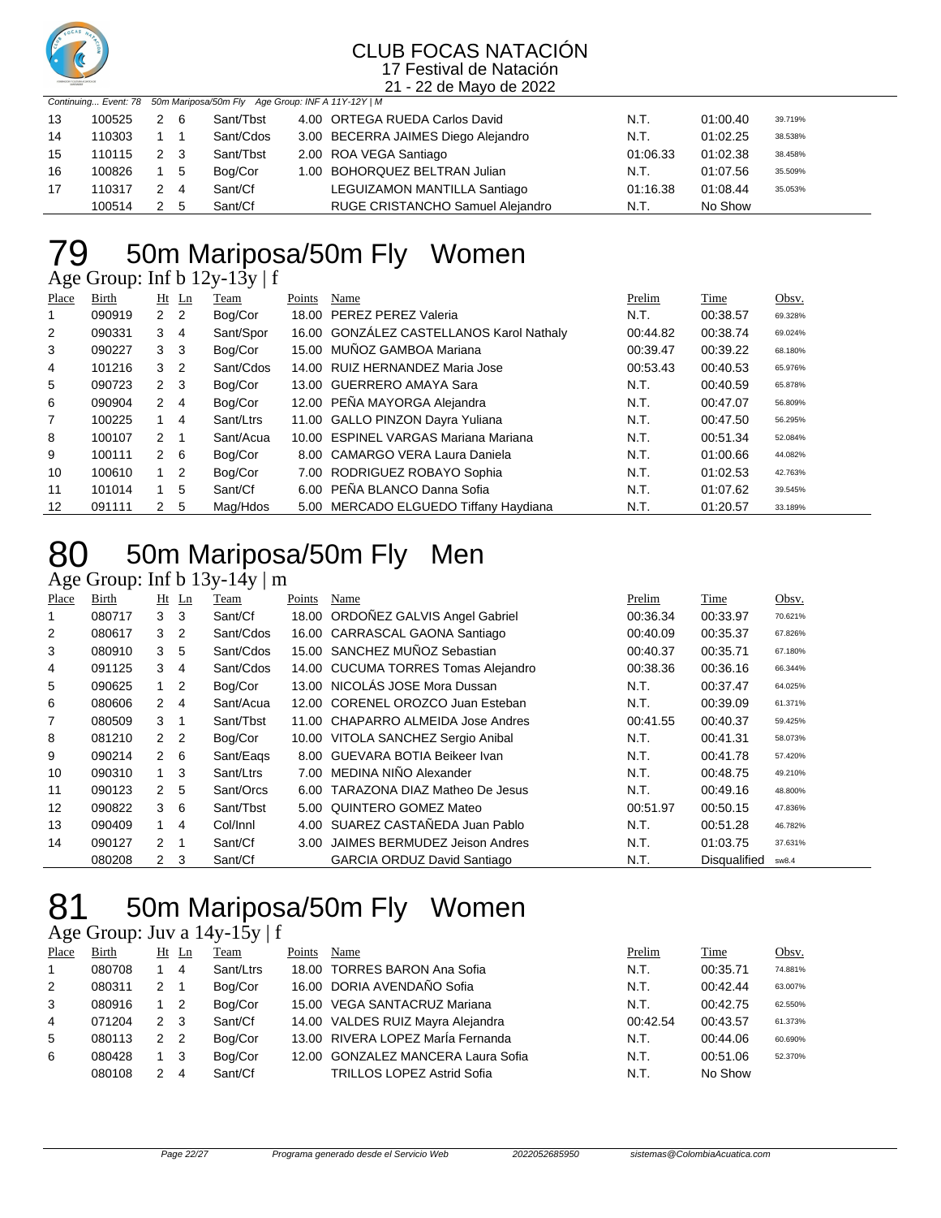# CLUB FOCAS NATACIÓN

17 Festival de Natación

21 - 22 de Mayo de 2022

*Continuing... Event: 78 50m Mariposa/50m Fly Age Group: INF A 11Y-12Y | M*

| Place | Birth | Ht | Ln | Team | Points | Name | Prelim | Time | Obsv. |
|---|---|---|---|---|---|---|---|---|---|
| 13 | 100525 | 2 | 6 | Sant/Tbst | 4.00 | ORTEGA RUEDA Carlos David | N.T. | 01:00.40 | 39.719% |
| 14 | 110303 | 1 | 1 | Sant/Cdos | 3.00 | BECERRA JAIMES Diego Alejandro | N.T. | 01:02.25 | 38.538% |
| 15 | 110115 | 2 | 3 | Sant/Tbst | 2.00 | ROA VEGA Santiago | 01:06.33 | 01:02.38 | 38.458% |
| 16 | 100826 | 1 | 5 | Bog/Cor | 1.00 | BOHORQUEZ BELTRAN Julian | N.T. | 01:07.56 | 35.509% |
| 17 | 110317 | 2 | 4 | Sant/Cf | | LEGUIZAMON MANTILLA Santiago | 01:16.38 | 01:08.44 | 35.053% |
| | 100514 | 2 | 5 | Sant/Cf | | RUGE CRISTANCHO Samuel Alejandro | N.T. | No Show | |

# 79 50m Mariposa/50m Fly Women

Age Group: Inf b 12y-13y | f

| Place | Birth | Ht | Ln | Team | Points | Name | Prelim | Time | Obsv. |
|---|---|---|---|---|---|---|---|---|---|
| 1 | 090919 | 2 | 2 | Bog/Cor | 18.00 | PEREZ PEREZ Valeria | N.T. | 00:38.57 | 69.328% |
| 2 | 090331 | 3 | 4 | Sant/Spor | 16.00 | GONZÁLEZ CASTELLANOS Karol Nathaly | 00:44.82 | 00:38.74 | 69.024% |
| 3 | 090227 | 3 | 3 | Bog/Cor | 15.00 | MUÑOZ GAMBOA Mariana | 00:39.47 | 00:39.22 | 68.180% |
| 4 | 101216 | 3 | 2 | Sant/Cdos | 14.00 | RUIZ HERNANDEZ Maria Jose | 00:53.43 | 00:40.53 | 65.976% |
| 5 | 090723 | 2 | 3 | Bog/Cor | 13.00 | GUERRERO AMAYA Sara | N.T. | 00:40.59 | 65.878% |
| 6 | 090904 | 2 | 4 | Bog/Cor | 12.00 | PEÑA MAYORGA Alejandra | N.T. | 00:47.07 | 56.809% |
| 7 | 100225 | 1 | 4 | Sant/Ltrs | 11.00 | GALLO PINZON Dayra Yuliana | N.T. | 00:47.50 | 56.295% |
| 8 | 100107 | 2 | 1 | Sant/Acua | 10.00 | ESPINEL VARGAS Mariana Mariana | N.T. | 00:51.34 | 52.084% |
| 9 | 100111 | 2 | 6 | Bog/Cor | 8.00 | CAMARGO VERA Laura Daniela | N.T. | 01:00.66 | 44.082% |
| 10 | 100610 | 1 | 2 | Bog/Cor | 7.00 | RODRIGUEZ ROBAYO Sophia | N.T. | 01:02.53 | 42.763% |
| 11 | 101014 | 1 | 5 | Sant/Cf | 6.00 | PEÑA BLANCO Danna Sofia | N.T. | 01:07.62 | 39.545% |
| 12 | 091111 | 2 | 5 | Mag/Hdos | 5.00 | MERCADO ELGUEDO Tiffany Haydiana | N.T. | 01:20.57 | 33.189% |

# 80 50m Mariposa/50m Fly Men

Age Group: Inf b 13y-14y | m

| Place | Birth | Ht | Ln | Team | Points | Name | Prelim | Time | Obsv. |
|---|---|---|---|---|---|---|---|---|---|
| 1 | 080717 | 3 | 3 | Sant/Cf | 18.00 | ORDOÑEZ GALVIS Angel Gabriel | 00:36.34 | 00:33.97 | 70.621% |
| 2 | 080617 | 3 | 2 | Sant/Cdos | 16.00 | CARRASCAL GAONA Santiago | 00:40.09 | 00:35.37 | 67.826% |
| 3 | 080910 | 3 | 5 | Sant/Cdos | 15.00 | SANCHEZ MUÑOZ Sebastian | 00:40.37 | 00:35.71 | 67.180% |
| 4 | 091125 | 3 | 4 | Sant/Cdos | 14.00 | CUCUMA TORRES Tomas Alejandro | 00:38.36 | 00:36.16 | 66.344% |
| 5 | 090625 | 1 | 2 | Bog/Cor | 13.00 | NICOLÁS JOSE Mora Dussan | N.T. | 00:37.47 | 64.025% |
| 6 | 080606 | 2 | 4 | Sant/Acua | 12.00 | CORENEL OROZCO Juan Esteban | N.T. | 00:39.09 | 61.371% |
| 7 | 080509 | 3 | 1 | Sant/Tbst | 11.00 | CHAPARRO ALMEIDA Jose Andres | 00:41.55 | 00:40.37 | 59.425% |
| 8 | 081210 | 2 | 2 | Bog/Cor | 10.00 | VITOLA SANCHEZ Sergio Anibal | N.T. | 00:41.31 | 58.073% |
| 9 | 090214 | 2 | 6 | Sant/Eaqs | 8.00 | GUEVARA BOTIA Beikeer Ivan | N.T. | 00:41.78 | 57.420% |
| 10 | 090310 | 1 | 3 | Sant/Ltrs | 7.00 | MEDINA NIÑO Alexander | N.T. | 00:48.75 | 49.210% |
| 11 | 090123 | 2 | 5 | Sant/Orcs | 6.00 | TARAZONA DIAZ Matheo De Jesus | N.T. | 00:49.16 | 48.800% |
| 12 | 090822 | 3 | 6 | Sant/Tbst | 5.00 | QUINTERO GOMEZ Mateo | 00:51.97 | 00:50.15 | 47.836% |
| 13 | 090409 | 1 | 4 | Col/Innl | 4.00 | SUAREZ CASTAÑEDA Juan Pablo | N.T. | 00:51.28 | 46.782% |
| 14 | 090127 | 2 | 1 | Sant/Cf | 3.00 | JAIMES BERMUDEZ Jeison Andres | N.T. | 01:03.75 | 37.631% |
| | 080208 | 2 | 3 | Sant/Cf | | GARCIA ORDUZ David Santiago | N.T. | Disqualified | sw8.4 |

# 81 50m Mariposa/50m Fly Women

Age Group: Juv a 14y-15y | f

| Place | Birth | Ht | Ln | Team | Points | Name | Prelim | Time | Obsv. |
|---|---|---|---|---|---|---|---|---|---|
| 1 | 080708 | 1 | 4 | Sant/Ltrs | 18.00 | TORRES BARON Ana Sofia | N.T. | 00:35.71 | 74.881% |
| 2 | 080311 | 2 | 1 | Bog/Cor | 16.00 | DORIA AVENDAÑO Sofia | N.T. | 00:42.44 | 63.007% |
| 3 | 080916 | 1 | 2 | Bog/Cor | 15.00 | VEGA SANTACRUZ Mariana | N.T. | 00:42.75 | 62.550% |
| 4 | 071204 | 2 | 3 | Sant/Cf | 14.00 | VALDES RUIZ Mayra Alejandra | 00:42.54 | 00:43.57 | 61.373% |
| 5 | 080113 | 2 | 2 | Bog/Cor | 13.00 | RIVERA LOPEZ MarÍa Fernanda | N.T. | 00:44.06 | 60.690% |
| 6 | 080428 | 1 | 3 | Bog/Cor | 12.00 | GONZALEZ MANCERA Laura Sofia | N.T. | 00:51.06 | 52.370% |
| | 080108 | 2 | 4 | Sant/Cf | | TRILLOS LOPEZ Astrid Sofia | N.T. | No Show | |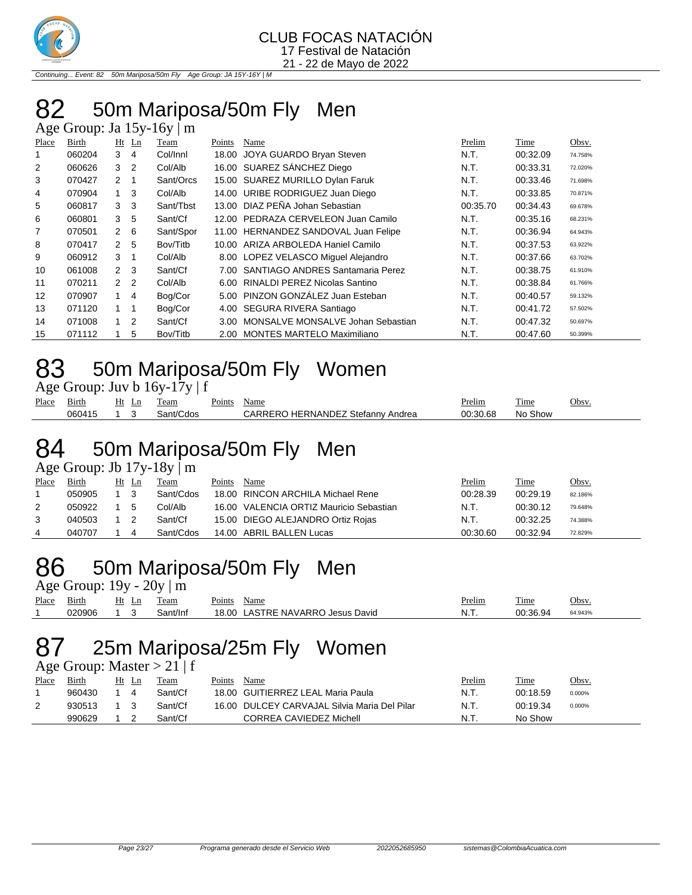# 82 50m Mariposa/50m Fly Men

Age Group: Ja 15y-16y | m

| Place | Birth | Ht | Ln | Team | Points | Name | Prelim | Time | Obsv. |
|---|---|---|---|---|---|---|---|---|---|
| 1 | 060204 | 3 | 4 | Col/Innl | 18.00 | JOYA GUARDO Bryan Steven | N.T. | 00:32.09 | 74.758% |
| 2 | 060626 | 3 | 2 | Col/Alb | 16.00 | SUAREZ SÁNCHEZ Diego | N.T. | 00:33.31 | 72.020% |
| 3 | 070427 | 2 | 1 | Sant/Orcs | 15.00 | SUAREZ MURILLO Dylan Faruk | N.T. | 00:33.46 | 71.698% |
| 4 | 070904 | 1 | 3 | Col/Alb | 14.00 | URIBE RODRIGUEZ Juan Diego | N.T. | 00:33.85 | 70.871% |
| 5 | 060817 | 3 | 3 | Sant/Tbst | 13.00 | DIAZ PEÑA Johan Sebastian | 00:35.70 | 00:34.43 | 69.678% |
| 6 | 060801 | 3 | 5 | Sant/Cf | 12.00 | PEDRAZA CERVELEON Juan Camilo | N.T. | 00:35.16 | 68.231% |
| 7 | 070501 | 2 | 6 | Sant/Spor | 11.00 | HERNANDEZ SANDOVAL Juan Felipe | N.T. | 00:36.94 | 64.943% |
| 8 | 070417 | 2 | 5 | Bov/Titb | 10.00 | ARIZA ARBOLEDA Haniel Camilo | N.T. | 00:37.53 | 63.922% |
| 9 | 060912 | 3 | 1 | Col/Alb | 8.00 | LOPEZ VELASCO Miguel Alejandro | N.T. | 00:37.66 | 63.702% |
| 10 | 061008 | 2 | 3 | Sant/Cf | 7.00 | SANTIAGO ANDRES Santamaria Perez | N.T. | 00:38.75 | 61.910% |
| 11 | 070211 | 2 | 2 | Col/Alb | 6.00 | RINALDI PEREZ Nicolas Santino | N.T. | 00:38.84 | 61.766% |
| 12 | 070907 | 1 | 4 | Bog/Cor | 5.00 | PINZON GONZÁLEZ Juan Esteban | N.T. | 00:40.57 | 59.132% |
| 13 | 071120 | 1 | 1 | Bog/Cor | 4.00 | SEGURA RIVERA Santiago | N.T. | 00:41.72 | 57.502% |
| 14 | 071008 | 1 | 2 | Sant/Cf | 3.00 | MONSALVE MONSALVE Johan Sebastian | N.T. | 00:47.32 | 50.697% |
| 15 | 071112 | 1 | 5 | Bov/Titb | 2.00 | MONTES MARTELO Maximiliano | N.T. | 00:47.60 | 50.399% |

# 83 50m Mariposa/50m Fly Women

Age Group: Juv b 16y-17y | f

| Place | Birth | Ht | Ln | Team | Points | Name | Prelim | Time | Obsv. |
|---|---|---|---|---|---|---|---|---|---|
| | 060415 | 1 | 3 | Sant/Cdos | | CARRERO HERNANDEZ Stefanny Andrea | 00:30.68 | No Show | |

# 84 50m Mariposa/50m Fly Men

Age Group: Jb 17y-18y | m

| Place | Birth | Ht | Ln | Team | Points | Name | Prelim | Time | Obsv. |
|---|---|---|---|---|---|---|---|---|---|
| 1 | 050905 | 1 | 3 | Sant/Cdos | 18.00 | RINCON ARCHILA Michael Rene | 00:28.39 | 00:29.19 | 82.186% |
| 2 | 050922 | 1 | 5 | Col/Alb | 16.00 | VALENCIA ORTIZ Mauricio Sebastian | N.T. | 00:30.12 | 79.648% |
| 3 | 040503 | 1 | 2 | Sant/Cf | 15.00 | DIEGO ALEJANDRO Ortiz Rojas | N.T. | 00:32.25 | 74.388% |
| 4 | 040707 | 1 | 4 | Sant/Cdos | 14.00 | ABRIL BALLEN Lucas | 00:30.60 | 00:32.94 | 72.829% |

# 86 50m Mariposa/50m Fly Men

Age Group: 19y - 20y | m

| Place | Birth | Ht | Ln | Team | Points | Name | Prelim | Time | Obsv. |
|---|---|---|---|---|---|---|---|---|---|
| 1 | 020906 | 1 | 3 | Sant/Inf | 18.00 | LASTRE NAVARRO Jesus David | N.T. | 00:36.94 | 64.943% |

# 87 25m Mariposa/25m Fly Women

Age Group: Master > 21 | f

| Place | Birth | Ht | Ln | Team | Points | Name | Prelim | Time | Obsv. |
|---|---|---|---|---|---|---|---|---|---|
| 1 | 960430 | 1 | 4 | Sant/Cf | 18.00 | GUITIERREZ LEAL Maria Paula | N.T. | 00:18.59 | 0.000% |
| 2 | 930513 | 1 | 3 | Sant/Cf | 16.00 | DULCEY CARVAJAL Silvia Maria Del Pilar | N.T. | 00:19.34 | 0.000% |
| | 990629 | 1 | 2 | Sant/Cf | | CORREA CAVIEDEZ Michell | N.T. | No Show | |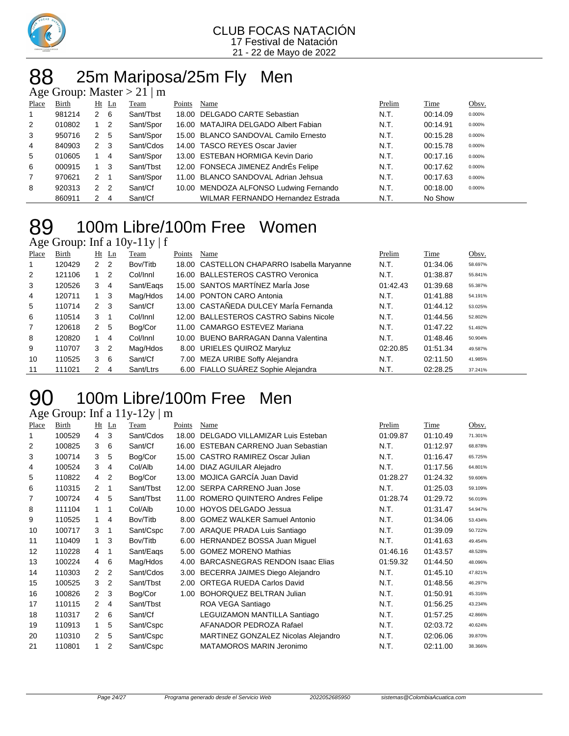CLUB FOCAS NATACIÓN
17 Festival de Natación
21 - 22 de Mayo de 2022

# 88 25m Mariposa/25m Fly Men

Age Group: Master > 21 | m

| Place | Birth | Ht | Ln | Team | Points | Name | Prelim | Time | Obsv. |
|---|---|---|---|---|---|---|---|---|---|
| 1 | 981214 | 2 | 6 | Sant/Tbst | 18.00 | DELGADO CARTE Sebastian | N.T. | 00:14.09 | 0.000% |
| 2 | 010802 | 1 | 2 | Sant/Spor | 16.00 | MATAJIRA DELGADO Albert Fabian | N.T. | 00:14.91 | 0.000% |
| 3 | 950716 | 2 | 5 | Sant/Spor | 15.00 | BLANCO SANDOVAL Camilo Ernesto | N.T. | 00:15.28 | 0.000% |
| 4 | 840903 | 2 | 3 | Sant/Cdos | 14.00 | TASCO REYES Oscar Javier | N.T. | 00:15.78 | 0.000% |
| 5 | 010605 | 1 | 4 | Sant/Spor | 13.00 | ESTEBAN HORMIGA Kevin Dario | N.T. | 00:17.16 | 0.000% |
| 6 | 000915 | 1 | 3 | Sant/Tbst | 12.00 | FONSECA JIMENEZ AndrÉs Felipe | N.T. | 00:17.62 | 0.000% |
| 7 | 970621 | 2 | 1 | Sant/Spor | 11.00 | BLANCO SANDOVAL Adrian Jehsua | N.T. | 00:17.63 | 0.000% |
| 8 | 920313 | 2 | 2 | Sant/Cf | 10.00 | MENDOZA ALFONSO Ludwing Fernando | N.T. | 00:18.00 | 0.000% |
| | 860911 | 2 | 4 | Sant/Cf | | WILMAR FERNANDO Hernandez Estrada | N.T. | No Show | |

# 89 100m Libre/100m Free Women

Age Group: Inf a 10y-11y | f

| Place | Birth | Ht | Ln | Team | Points | Name | Prelim | Time | Obsv. |
|---|---|---|---|---|---|---|---|---|---|
| 1 | 120429 | 2 | 2 | Bov/Titb | 18.00 | CASTELLON CHAPARRO Isabella Maryanne | N.T. | 01:34.06 | 58.697% |
| 2 | 121106 | 1 | 2 | Col/Innl | 16.00 | BALLESTEROS CASTRO Veronica | N.T. | 01:38.87 | 55.841% |
| 3 | 120526 | 3 | 4 | Sant/Eaqs | 15.00 | SANTOS MARTÍNEZ MarÍa Jose | 01:42.43 | 01:39.68 | 55.387% |
| 4 | 120711 | 1 | 3 | Mag/Hdos | 14.00 | PONTON CARO Antonia | N.T. | 01:41.88 | 54.191% |
| 5 | 110714 | 2 | 3 | Sant/Cf | 13.00 | CASTAÑEDA DULCEY MarÍa Fernanda | N.T. | 01:44.12 | 53.025% |
| 6 | 110514 | 3 | 1 | Col/Innl | 12.00 | BALLESTEROS CASTRO Sabins Nicole | N.T. | 01:44.56 | 52.802% |
| 7 | 120618 | 2 | 5 | Bog/Cor | 11.00 | CAMARGO ESTEVEZ Mariana | N.T. | 01:47.22 | 51.492% |
| 8 | 120820 | 1 | 4 | Col/Innl | 10.00 | BUENO BARRAGAN Danna Valentina | N.T. | 01:48.46 | 50.904% |
| 9 | 110707 | 3 | 2 | Mag/Hdos | 8.00 | URIELES QUIROZ Maryluz | 02:20.85 | 01:51.34 | 49.587% |
| 10 | 110525 | 3 | 6 | Sant/Cf | 7.00 | MEZA URIBE Soffy Alejandra | N.T. | 02:11.50 | 41.985% |
| 11 | 111021 | 2 | 4 | Sant/Ltrs | 6.00 | FIALLO SUÁREZ Sophie Alejandra | N.T. | 02:28.25 | 37.241% |

# 90 100m Libre/100m Free Men

Age Group: Inf a 11y-12y | m

| Place | Birth | Ht | Ln | Team | Points | Name | Prelim | Time | Obsv. |
|---|---|---|---|---|---|---|---|---|---|
| 1 | 100529 | 4 | 3 | Sant/Cdos | 18.00 | DELGADO VILLAMIZAR Luis Esteban | 01:09.87 | 01:10.49 | 71.301% |
| 2 | 100825 | 3 | 6 | Sant/Cf | 16.00 | ESTEBAN CARRENO Juan Sebastian | N.T. | 01:12.97 | 68.878% |
| 3 | 100714 | 3 | 5 | Bog/Cor | 15.00 | CASTRO RAMIREZ Oscar Julian | N.T. | 01:16.47 | 65.725% |
| 4 | 100524 | 3 | 4 | Col/Alb | 14.00 | DIAZ AGUILAR Alejadro | N.T. | 01:17.56 | 64.801% |
| 5 | 110822 | 4 | 2 | Bog/Cor | 13.00 | MOJICA GARCÍA Juan David | 01:28.27 | 01:24.32 | 59.606% |
| 6 | 110315 | 2 | 1 | Sant/Tbst | 12.00 | SERPA CARRENO Juan Jose | N.T. | 01:25.03 | 59.109% |
| 7 | 100724 | 4 | 5 | Sant/Tbst | 11.00 | ROMERO QUINTERO Andres Felipe | 01:28.74 | 01:29.72 | 56.019% |
| 8 | 111104 | 1 | 1 | Col/Alb | 10.00 | HOYOS DELGADO Jessua | N.T. | 01:31.47 | 54.947% |
| 9 | 110525 | 1 | 4 | Bov/Titb | 8.00 | GOMEZ WALKER Samuel Antonio | N.T. | 01:34.06 | 53.434% |
| 10 | 100717 | 3 | 1 | Sant/Cspc | 7.00 | ARAQUE PRADA Luis Santiago | N.T. | 01:39.09 | 50.722% |
| 11 | 110409 | 1 | 3 | Bov/Titb | 6.00 | HERNANDEZ BOSSA Juan Miguel | N.T. | 01:41.63 | 49.454% |
| 12 | 110228 | 4 | 1 | Sant/Eaqs | 5.00 | GOMEZ MORENO Mathias | 01:46.16 | 01:43.57 | 48.528% |
| 13 | 100224 | 4 | 6 | Mag/Hdos | 4.00 | BARCASNEGRAS RENDON Isaac Elias | 01:59.32 | 01:44.50 | 48.096% |
| 14 | 110303 | 2 | 2 | Sant/Cdos | 3.00 | BECERRA JAIMES Diego Alejandro | N.T. | 01:45.10 | 47.821% |
| 15 | 100525 | 3 | 2 | Sant/Tbst | 2.00 | ORTEGA RUEDA Carlos David | N.T. | 01:48.56 | 46.297% |
| 16 | 100826 | 2 | 3 | Bog/Cor | 1.00 | BOHORQUEZ BELTRAN Julian | N.T. | 01:50.91 | 45.316% |
| 17 | 110115 | 2 | 4 | Sant/Tbst | | ROA VEGA Santiago | N.T. | 01:56.25 | 43.234% |
| 18 | 110317 | 2 | 6 | Sant/Cf | | LEGUIZAMON MANTILLA Santiago | N.T. | 01:57.25 | 42.866% |
| 19 | 110913 | 1 | 5 | Sant/Cspc | | AFANADOR PEDROZA Rafael | N.T. | 02:03.72 | 40.624% |
| 20 | 110310 | 2 | 5 | Sant/Cspc | | MARTINEZ GONZALEZ Nicolas Alejandro | N.T. | 02:06.06 | 39.870% |
| 21 | 110801 | 1 | 2 | Sant/Cspc | | MATAMOROS MARIN Jeronimo | N.T. | 02:11.00 | 38.366% |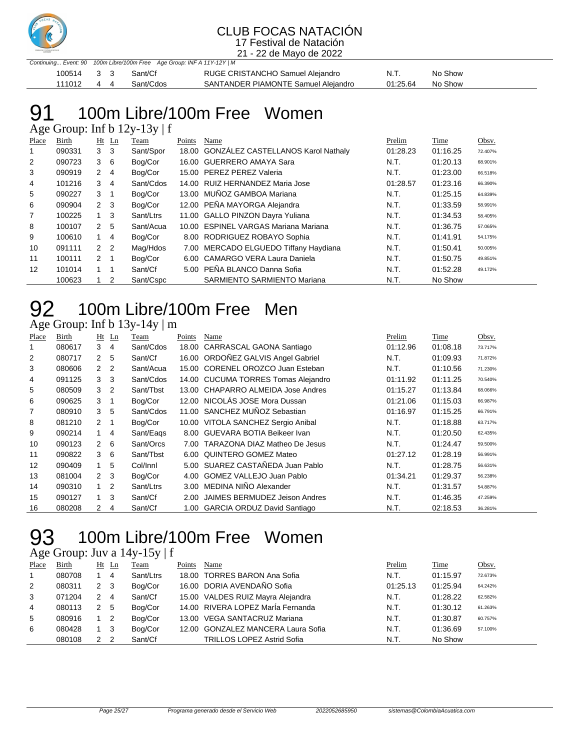CLUB FOCAS NATACIÓN
17 Festival de Natación
21 - 22 de Mayo de 2022

*Continuing... Event: 90 100m Libre/100m Free Age Group: INF A 11Y-12Y | M*

| Place | Birth | Ht | Ln | Team | Points | Name | Prelim | Time | Obsv. |
|---|---|---|---|---|---|---|---|---|---|
| | 100514 | 3 | 3 | Sant/Cf | | RUGE CRISTANCHO Samuel Alejandro | N.T. | No Show | |
| | 111012 | 4 | 4 | Sant/Cdos | | SANTANDER PIAMONTE Samuel Alejandro | 01:25.64 | No Show | |

# 91 100m Libre/100m Free Women

Age Group: Inf b 12y-13y | f

| Place | Birth | Ht | Ln | Team | Points | Name | Prelim | Time | Obsv. |
|---|---|---|---|---|---|---|---|---|---|
| 1 | 090331 | 3 | 3 | Sant/Spor | 18.00 | GONZÁLEZ CASTELLANOS Karol Nathaly | 01:28.23 | 01:16.25 | 72.407% |
| 2 | 090723 | 3 | 6 | Bog/Cor | 16.00 | GUERRERO AMAYA Sara | N.T. | 01:20.13 | 68.901% |
| 3 | 090919 | 2 | 4 | Bog/Cor | 15.00 | PEREZ PEREZ Valeria | N.T. | 01:23.00 | 66.518% |
| 4 | 101216 | 3 | 4 | Sant/Cdos | 14.00 | RUIZ HERNANDEZ Maria Jose | 01:28.57 | 01:23.16 | 66.390% |
| 5 | 090227 | 3 | 1 | Bog/Cor | 13.00 | MUÑOZ GAMBOA Mariana | N.T. | 01:25.15 | 64.839% |
| 6 | 090904 | 2 | 3 | Bog/Cor | 12.00 | PEÑA MAYORGA Alejandra | N.T. | 01:33.59 | 58.991% |
| 7 | 100225 | 1 | 3 | Sant/Ltrs | 11.00 | GALLO PINZON Dayra Yuliana | N.T. | 01:34.53 | 58.405% |
| 8 | 100107 | 2 | 5 | Sant/Acua | 10.00 | ESPINEL VARGAS Mariana Mariana | N.T. | 01:36.75 | 57.065% |
| 9 | 100610 | 1 | 4 | Bog/Cor | 8.00 | RODRIGUEZ ROBAYO Sophia | N.T. | 01:41.91 | 54.175% |
| 10 | 091111 | 2 | 2 | Mag/Hdos | 7.00 | MERCADO ELGUEDO Tiffany Haydiana | N.T. | 01:50.41 | 50.005% |
| 11 | 100111 | 2 | 1 | Bog/Cor | 6.00 | CAMARGO VERA Laura Daniela | N.T. | 01:50.75 | 49.851% |
| 12 | 101014 | 1 | 1 | Sant/Cf | 5.00 | PEÑA BLANCO Danna Sofia | N.T. | 01:52.28 | 49.172% |
| | 100623 | 1 | 2 | Sant/Cspc | | SARMIENTO SARMIENTO Mariana | N.T. | No Show | |

# 92 100m Libre/100m Free Men

Age Group: Inf b 13y-14y | m

| Place | Birth | Ht | Ln | Team | Points | Name | Prelim | Time | Obsv. |
|---|---|---|---|---|---|---|---|---|---|
| 1 | 080617 | 3 | 4 | Sant/Cdos | 18.00 | CARRASCAL GAONA Santiago | 01:12.96 | 01:08.18 | 73.717% |
| 2 | 080717 | 2 | 5 | Sant/Cf | 16.00 | ORDOÑEZ GALVIS Angel Gabriel | N.T. | 01:09.93 | 71.872% |
| 3 | 080606 | 2 | 2 | Sant/Acua | 15.00 | CORENEL OROZCO Juan Esteban | N.T. | 01:10.56 | 71.230% |
| 4 | 091125 | 3 | 3 | Sant/Cdos | 14.00 | CUCUMA TORRES Tomas Alejandro | 01:11.92 | 01:11.25 | 70.540% |
| 5 | 080509 | 3 | 2 | Sant/Tbst | 13.00 | CHAPARRO ALMEIDA Jose Andres | 01:15.27 | 01:13.84 | 68.066% |
| 6 | 090625 | 3 | 1 | Bog/Cor | 12.00 | NICOLÁS JOSE Mora Dussan | 01:21.06 | 01:15.03 | 66.987% |
| 7 | 080910 | 3 | 5 | Sant/Cdos | 11.00 | SANCHEZ MUÑOZ Sebastian | 01:16.97 | 01:15.25 | 66.791% |
| 8 | 081210 | 2 | 1 | Bog/Cor | 10.00 | VITOLA SANCHEZ Sergio Anibal | N.T. | 01:18.88 | 63.717% |
| 9 | 090214 | 1 | 4 | Sant/Eaqs | 8.00 | GUEVARA BOTIA Beikeer Ivan | N.T. | 01:20.50 | 62.435% |
| 10 | 090123 | 2 | 6 | Sant/Orcs | 7.00 | TARAZONA DIAZ Matheo De Jesus | N.T. | 01:24.47 | 59.500% |
| 11 | 090822 | 3 | 6 | Sant/Tbst | 6.00 | QUINTERO GOMEZ Mateo | 01:27.12 | 01:28.19 | 56.991% |
| 12 | 090409 | 1 | 5 | Col/Innl | 5.00 | SUAREZ CASTAÑEDA Juan Pablo | N.T. | 01:28.75 | 56.631% |
| 13 | 081004 | 2 | 3 | Bog/Cor | 4.00 | GOMEZ VALLEJO Juan Pablo | 01:34.21 | 01:29.37 | 56.238% |
| 14 | 090310 | 1 | 2 | Sant/Ltrs | 3.00 | MEDINA NIÑO Alexander | N.T. | 01:31.57 | 54.887% |
| 15 | 090127 | 1 | 3 | Sant/Cf | 2.00 | JAIMES BERMUDEZ Jeison Andres | N.T. | 01:46.35 | 47.259% |
| 16 | 080208 | 2 | 4 | Sant/Cf | 1.00 | GARCIA ORDUZ David Santiago | N.T. | 02:18.53 | 36.281% |

# 93 100m Libre/100m Free Women

Age Group: Juv a 14y-15y | f

| Place | Birth | Ht | Ln | Team | Points | Name | Prelim | Time | Obsv. |
|---|---|---|---|---|---|---|---|---|---|
| 1 | 080708 | 1 | 4 | Sant/Ltrs | 18.00 | TORRES BARON Ana Sofia | N.T. | 01:15.97 | 72.673% |
| 2 | 080311 | 2 | 3 | Bog/Cor | 16.00 | DORIA AVENDAÑO Sofia | 01:25.13 | 01:25.94 | 64.242% |
| 3 | 071204 | 2 | 4 | Sant/Cf | 15.00 | VALDES RUIZ Mayra Alejandra | N.T. | 01:28.22 | 62.582% |
| 4 | 080113 | 2 | 5 | Bog/Cor | 14.00 | RIVERA LOPEZ MarÍa Fernanda | N.T. | 01:30.12 | 61.263% |
| 5 | 080916 | 1 | 2 | Bog/Cor | 13.00 | VEGA SANTACRUZ Mariana | N.T. | 01:30.87 | 60.757% |
| 6 | 080428 | 1 | 3 | Bog/Cor | 12.00 | GONZALEZ MANCERA Laura Sofia | N.T. | 01:36.69 | 57.100% |
| | 080108 | 2 | 2 | Sant/Cf | | TRILLOS LOPEZ Astrid Sofia | N.T. | No Show | |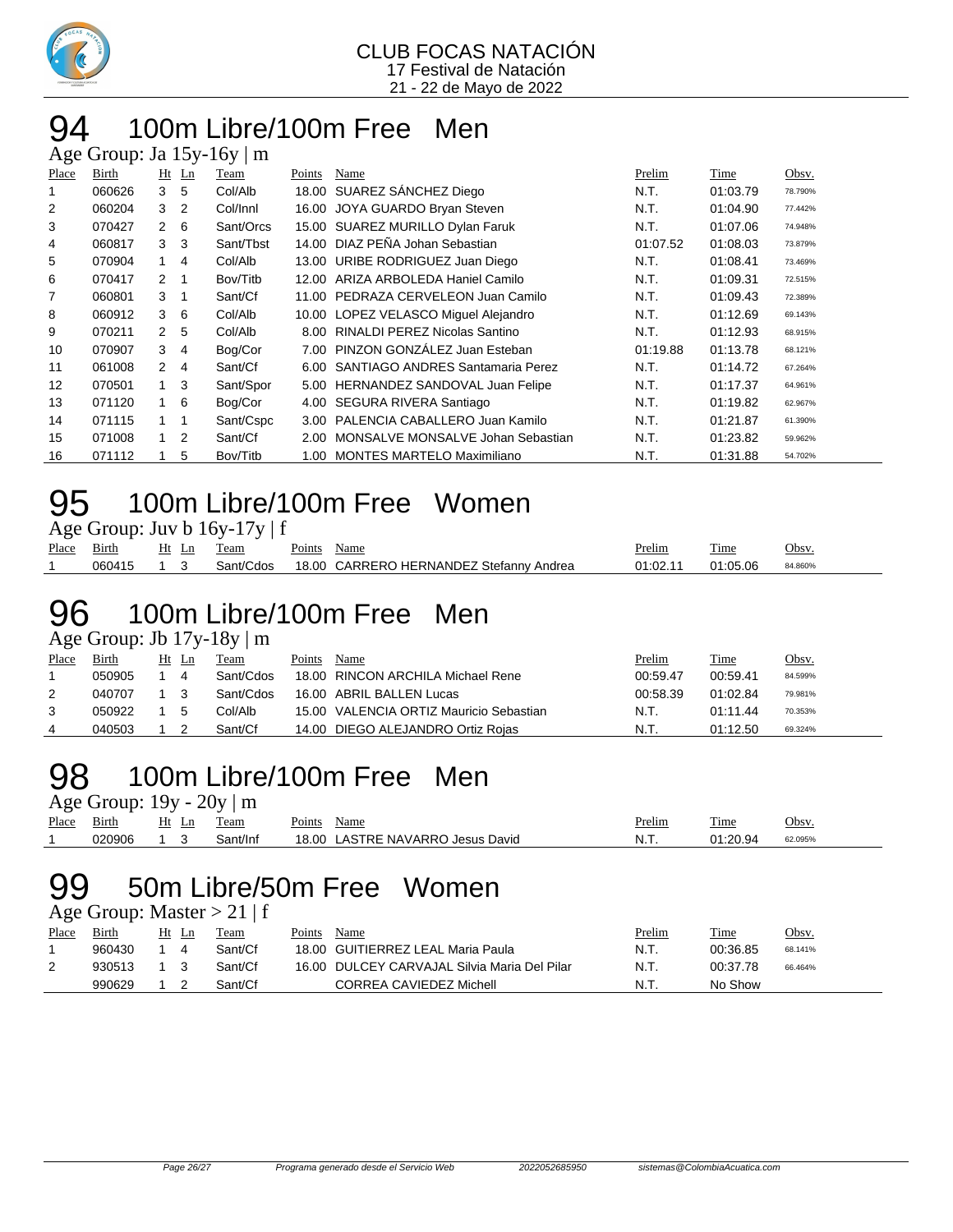CLUB FOCAS NATACIÓN
17 Festival de Natación
21 - 22 de Mayo de 2022

# 94 100m Libre/100m Free Men

Age Group: Ja 15y-16y | m

| Place | Birth | Ht | Ln | Team | Points | Name | Prelim | Time | Obsv. |
|---|---|---|---|---|---|---|---|---|---|
| 1 | 060626 | 3 | 5 | Col/Alb | 18.00 | SUAREZ SÁNCHEZ Diego | N.T. | 01:03.79 | 78.790% |
| 2 | 060204 | 3 | 2 | Col/Innl | 16.00 | JOYA GUARDO Bryan Steven | N.T. | 01:04.90 | 77.442% |
| 3 | 070427 | 2 | 6 | Sant/Orcs | 15.00 | SUAREZ MURILLO Dylan Faruk | N.T. | 01:07.06 | 74.948% |
| 4 | 060817 | 3 | 3 | Sant/Tbst | 14.00 | DIAZ PEÑA Johan Sebastian | 01:07.52 | 01:08.03 | 73.879% |
| 5 | 070904 | 1 | 4 | Col/Alb | 13.00 | URIBE RODRIGUEZ Juan Diego | N.T. | 01:08.41 | 73.469% |
| 6 | 070417 | 2 | 1 | Bov/Titb | 12.00 | ARIZA ARBOLEDA Haniel Camilo | N.T. | 01:09.31 | 72.515% |
| 7 | 060801 | 3 | 1 | Sant/Cf | 11.00 | PEDRAZA CERVELEON Juan Camilo | N.T. | 01:09.43 | 72.389% |
| 8 | 060912 | 3 | 6 | Col/Alb | 10.00 | LOPEZ VELASCO Miguel Alejandro | N.T. | 01:12.69 | 69.143% |
| 9 | 070211 | 2 | 5 | Col/Alb | 8.00 | RINALDI PEREZ Nicolas Santino | N.T. | 01:12.93 | 68.915% |
| 10 | 070907 | 3 | 4 | Bog/Cor | 7.00 | PINZON GONZÁLEZ Juan Esteban | 01:19.88 | 01:13.78 | 68.121% |
| 11 | 061008 | 2 | 4 | Sant/Cf | 6.00 | SANTIAGO ANDRES Santamaria Perez | N.T. | 01:14.72 | 67.264% |
| 12 | 070501 | 1 | 3 | Sant/Spor | 5.00 | HERNANDEZ SANDOVAL Juan Felipe | N.T. | 01:17.37 | 64.961% |
| 13 | 071120 | 1 | 6 | Bog/Cor | 4.00 | SEGURA RIVERA Santiago | N.T. | 01:19.82 | 62.967% |
| 14 | 071115 | 1 | 1 | Sant/Cspc | 3.00 | PALENCIA CABALLERO Juan Kamilo | N.T. | 01:21.87 | 61.390% |
| 15 | 071008 | 1 | 2 | Sant/Cf | 2.00 | MONSALVE MONSALVE Johan Sebastian | N.T. | 01:23.82 | 59.962% |
| 16 | 071112 | 1 | 5 | Bov/Titb | 1.00 | MONTES MARTELO Maximiliano | N.T. | 01:31.88 | 54.702% |

# 95 100m Libre/100m Free Women

Age Group: Juv b 16y-17y | f

| Place | Birth | Ht | Ln | Team | Points | Name | Prelim | Time | Obsv. |
|---|---|---|---|---|---|---|---|---|---|
| 1 | 060415 | 1 | 3 | Sant/Cdos | 18.00 | CARRERO HERNANDEZ Stefanny Andrea | 01:02.11 | 01:05.06 | 84.860% |

# 96 100m Libre/100m Free Men

Age Group: Jb 17y-18y | m

| Place | Birth | Ht | Ln | Team | Points | Name | Prelim | Time | Obsv. |
|---|---|---|---|---|---|---|---|---|---|
| 1 | 050905 | 1 | 4 | Sant/Cdos | 18.00 | RINCON ARCHILA Michael Rene | 00:59.47 | 00:59.41 | 84.599% |
| 2 | 040707 | 1 | 3 | Sant/Cdos | 16.00 | ABRIL BALLEN Lucas | 00:58.39 | 01:02.84 | 79.981% |
| 3 | 050922 | 1 | 5 | Col/Alb | 15.00 | VALENCIA ORTIZ Mauricio Sebastian | N.T. | 01:11.44 | 70.353% |
| 4 | 040503 | 1 | 2 | Sant/Cf | 14.00 | DIEGO ALEJANDRO Ortiz Rojas | N.T. | 01:12.50 | 69.324% |

# 98 100m Libre/100m Free Men

Age Group: 19y - 20y | m

| Place | Birth | Ht | Ln | Team | Points | Name | Prelim | Time | Obsv. |
|---|---|---|---|---|---|---|---|---|---|
| 1 | 020906 | 1 | 3 | Sant/Inf | 18.00 | LASTRE NAVARRO Jesus David | N.T. | 01:20.94 | 62.095% |

# 99 50m Libre/50m Free Women

Age Group: Master > 21 | f

| Place | Birth | Ht | Ln | Team | Points | Name | Prelim | Time | Obsv. |
|---|---|---|---|---|---|---|---|---|---|
| 1 | 960430 | 1 | 4 | Sant/Cf | 18.00 | GUITIERREZ LEAL Maria Paula | N.T. | 00:36.85 | 68.141% |
| 2 | 930513 | 1 | 3 | Sant/Cf | 16.00 | DULCEY CARVAJAL Silvia Maria Del Pilar | N.T. | 00:37.78 | 66.464% |
| | 990629 | 1 | 2 | Sant/Cf | | CORREA CAVIEDEZ Michell | N.T. | No Show | |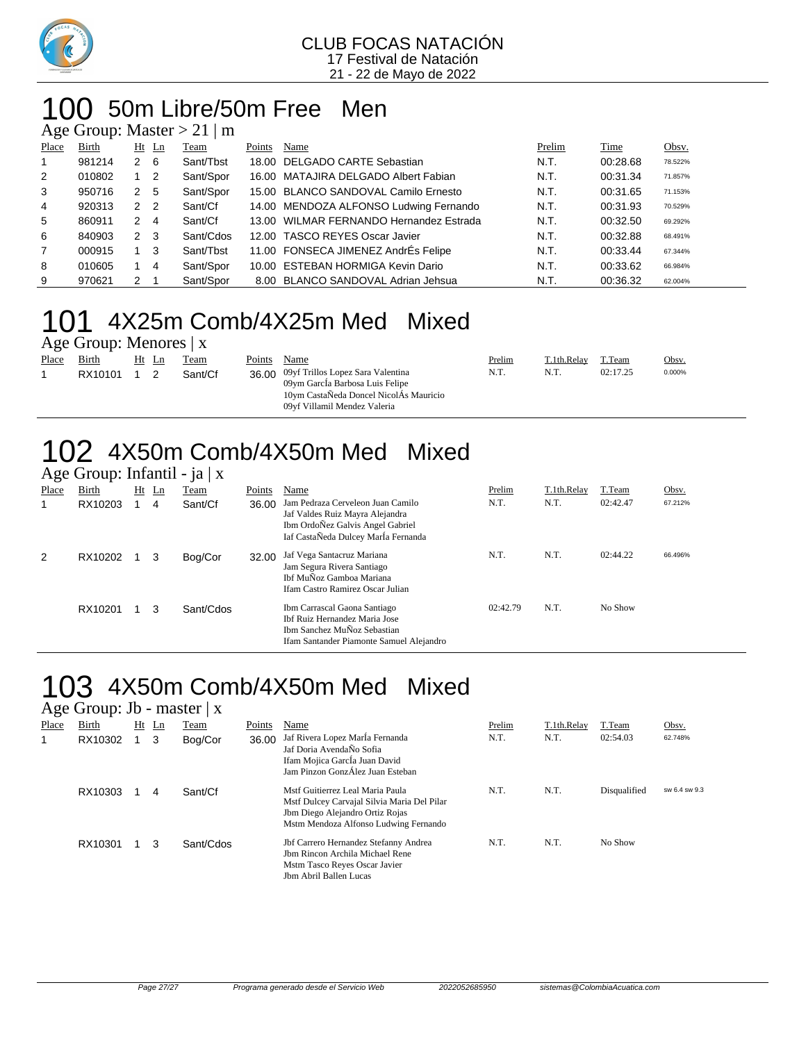CLUB FOCAS NATACIÓN
17 Festival de Natación
21 - 22 de Mayo de 2022

# 100 50m Libre/50m Free Men

Age Group: Master > 21 | m

| Place | Birth | Ht | Ln | Team | Points | Name | Prelim | Time | Obsv. |
|---|---|---|---|---|---|---|---|---|---|
| 1 | 981214 | 2 | 6 | Sant/Tbst | 18.00 | DELGADO CARTE Sebastian | N.T. | 00:28.68 | 78.522% |
| 2 | 010802 | 1 | 2 | Sant/Spor | 16.00 | MATAJIRA DELGADO Albert Fabian | N.T. | 00:31.34 | 71.857% |
| 3 | 950716 | 2 | 5 | Sant/Spor | 15.00 | BLANCO SANDOVAL Camilo Ernesto | N.T. | 00:31.65 | 71.153% |
| 4 | 920313 | 2 | 2 | Sant/Cf | 14.00 | MENDOZA ALFONSO Ludwing Fernando | N.T. | 00:31.93 | 70.529% |
| 5 | 860911 | 2 | 4 | Sant/Cf | 13.00 | WILMAR FERNANDO Hernandez Estrada | N.T. | 00:32.50 | 69.292% |
| 6 | 840903 | 2 | 3 | Sant/Cdos | 12.00 | TASCO REYES Oscar Javier | N.T. | 00:32.88 | 68.491% |
| 7 | 000915 | 1 | 3 | Sant/Tbst | 11.00 | FONSECA JIMENEZ AndrÉs Felipe | N.T. | 00:33.44 | 67.344% |
| 8 | 010605 | 1 | 4 | Sant/Spor | 10.00 | ESTEBAN HORMIGA Kevin Dario | N.T. | 00:33.62 | 66.984% |
| 9 | 970621 | 2 | 1 | Sant/Spor | 8.00 | BLANCO SANDOVAL Adrian Jehsua | N.T. | 00:36.32 | 62.004% |

# 101 4X25m Comb/4X25m Med Mixed

Age Group: Menores | x

| Place | Birth | Ht | Ln | Team | Points | Name | Prelim | T.1th.Relay | T.Team | Obsv. |
|---|---|---|---|---|---|---|---|---|---|---|
| 1 | RX10101 | 1 | 2 | Sant/Cf | 36.00 | 09yf Trillos Lopez Sara Valentina<br>09ym GarcÍa Barbosa Luis Felipe<br>10ym CastaÑeda Doncel NicolÁs Mauricio<br>09yf Villamil Mendez Valeria | N.T. | N.T. | 02:17.25 | 0.000% |

# 102 4X50m Comb/4X50m Med Mixed

Age Group: Infantil - ja | x

| Place | Birth | Ht | Ln | Team | Points | Name | Prelim | T.1th.Relay | T.Team | Obsv. |
|---|---|---|---|---|---|---|---|---|---|---|
| 1 | RX10203 | 1 | 4 | Sant/Cf | 36.00 | Jam Pedraza Cerveleon Juan Camilo<br>Jaf Valdes Ruiz Mayra Alejandra<br>Ibm OrdoÑez Galvis Angel Gabriel<br>Iaf CastaÑeda Dulcey MarÍa Fernanda | N.T. | N.T. | 02:42.47 | 67.212% |
| 2 | RX10202 | 1 | 3 | Bog/Cor | 32.00 | Jaf Vega Santacruz Mariana<br>Jam Segura Rivera Santiago<br>Ibf MuÑoz Gamboa Mariana<br>Ifam Castro Ramirez Oscar Julian | N.T. | N.T. | 02:44.22 | 66.496% |
| | RX10201 | 1 | 3 | Sant/Cdos | | Ibm Carrascal Gaona Santiago<br>Ibf Ruiz Hernandez Maria Jose<br>Ibm Sanchez MuÑoz Sebastian<br>Ifam Santander Piamonte Samuel Alejandro | 02:42.79 | N.T. | No Show | |

# 103 4X50m Comb/4X50m Med Mixed

Age Group: Jb - master | x

| Place | Birth | Ht | Ln | Team | Points | Name | Prelim | T.1th.Relay | T.Team | Obsv. |
|---|---|---|---|---|---|---|---|---|---|---|
| 1 | RX10302 | 1 | 3 | Bog/Cor | 36.00 | Jaf Rivera Lopez MarÍa Fernanda<br>Jaf Doria AvendaÑo Sofia<br>Ifam Mojica GarcÍa Juan David<br>Jam Pinzon GonzÁlez Juan Esteban | N.T. | N.T. | 02:54.03 | 62.748% |
| | RX10303 | 1 | 4 | Sant/Cf | | Mstf Guitierrez Leal Maria Paula<br>Mstf Dulcey Carvajal Silvia Maria Del Pilar<br>Jbm Diego Alejandro Ortiz Rojas<br>Mstm Mendoza Alfonso Ludwing Fernando | N.T. | N.T. | Disqualified | sw 6.4 sw 9.3 |
| | RX10301 | 1 | 3 | Sant/Cdos | | Jbf Carrero Hernandez Stefanny Andrea<br>Jbm Rincon Archila Michael Rene<br>Mstm Tasco Reyes Oscar Javier<br>Jbm Abril Ballen Lucas | N.T. | N.T. | No Show | |